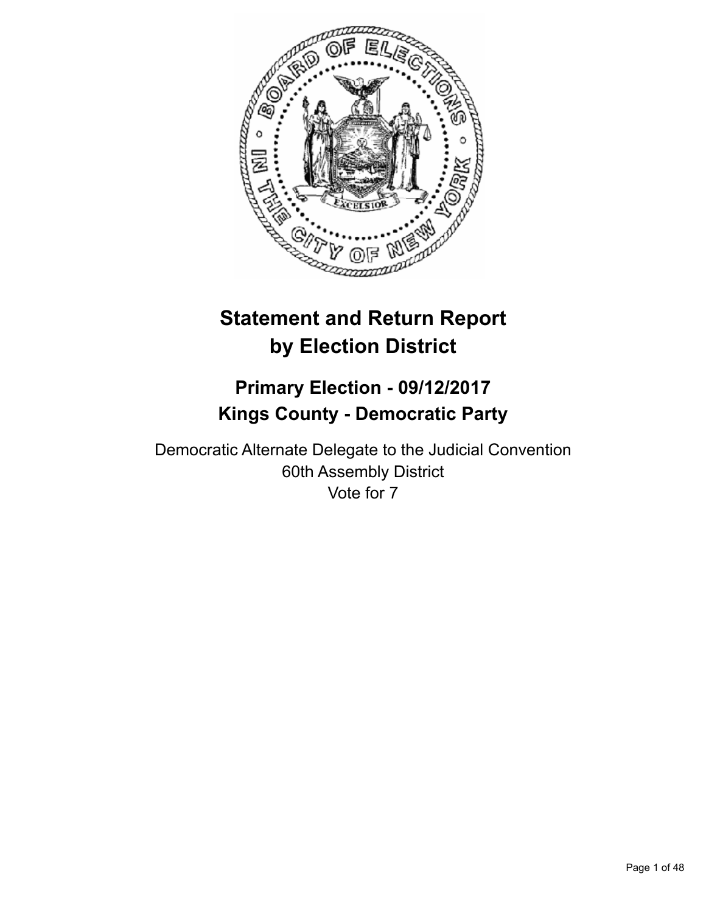# Statement and Return Report by Election District

## Primary Election - 09/12/2017
## Kings County - Democratic Party

Democratic Alternate Delegate to the Judicial Convention
60th Assembly District
Vote for 7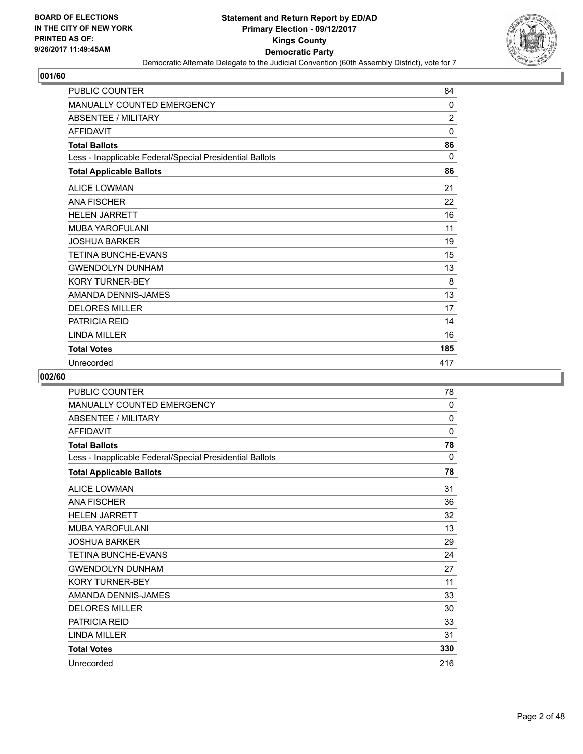BOARD OF ELECTIONS
IN THE CITY OF NEW YORK
PRINTED AS OF:
9/26/2017 11:49:45AM

**Statement and Return Report by ED/AD**
**Primary Election - 09/12/2017**
**Kings County**
**Democratic Party**
Democratic Alternate Delegate to the Judicial Convention (60th Assembly District), vote for 7

## 001/60

| | |
|---|---|
| PUBLIC COUNTER | 84 |
| MANUALLY COUNTED EMERGENCY | 0 |
| ABSENTEE / MILITARY | 2 |
| AFFIDAVIT | 0 |
| **Total Ballots** | **86** |
| Less - Inapplicable Federal/Special Presidential Ballots | 0 |
| **Total Applicable Ballots** | **86** |
| ALICE LOWMAN | 21 |
| ANA FISCHER | 22 |
| HELEN JARRETT | 16 |
| MUBA YAROFULANI | 11 |
| JOSHUA BARKER | 19 |
| TETINA BUNCHE-EVANS | 15 |
| GWENDOLYN DUNHAM | 13 |
| KORY TURNER-BEY | 8 |
| AMANDA DENNIS-JAMES | 13 |
| DELORES MILLER | 17 |
| PATRICIA REID | 14 |
| LINDA MILLER | 16 |
| **Total Votes** | **185** |
| Unrecorded | 417 |

## 002/60

| | |
|---|---|
| PUBLIC COUNTER | 78 |
| MANUALLY COUNTED EMERGENCY | 0 |
| ABSENTEE / MILITARY | 0 |
| AFFIDAVIT | 0 |
| **Total Ballots** | **78** |
| Less - Inapplicable Federal/Special Presidential Ballots | 0 |
| **Total Applicable Ballots** | **78** |
| ALICE LOWMAN | 31 |
| ANA FISCHER | 36 |
| HELEN JARRETT | 32 |
| MUBA YAROFULANI | 13 |
| JOSHUA BARKER | 29 |
| TETINA BUNCHE-EVANS | 24 |
| GWENDOLYN DUNHAM | 27 |
| KORY TURNER-BEY | 11 |
| AMANDA DENNIS-JAMES | 33 |
| DELORES MILLER | 30 |
| PATRICIA REID | 33 |
| LINDA MILLER | 31 |
| **Total Votes** | **330** |
| Unrecorded | 216 |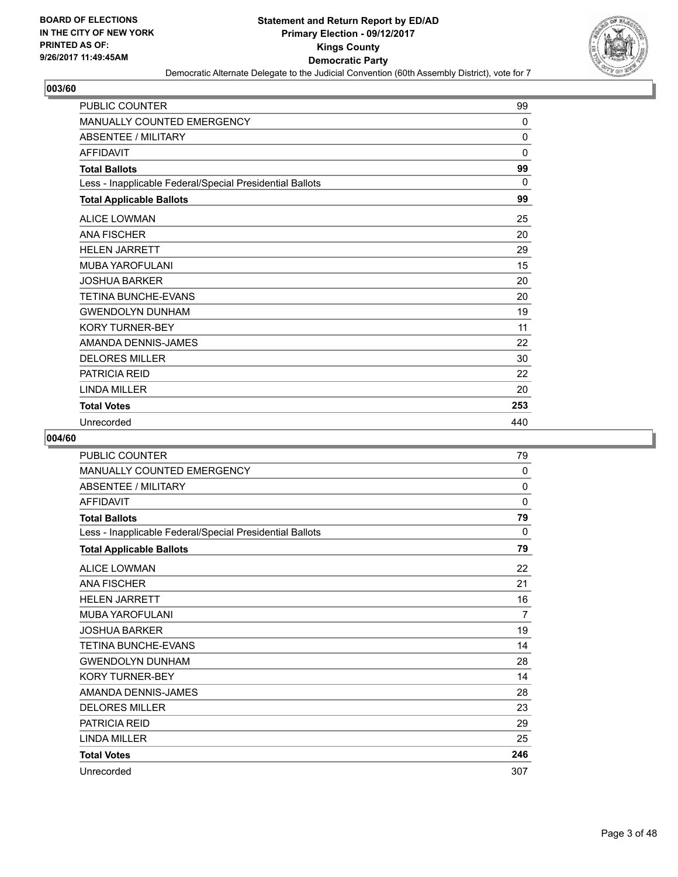BOARD OF ELECTIONS
IN THE CITY OF NEW YORK
PRINTED AS OF:
9/26/2017 11:49:45AM

**Statement and Return Report by ED/AD**
**Primary Election - 09/12/2017**
**Kings County**
**Democratic Party**
Democratic Alternate Delegate to the Judicial Convention (60th Assembly District), vote for 7

## 003/60

| | |
|---|---|
| PUBLIC COUNTER | 99 |
| MANUALLY COUNTED EMERGENCY | 0 |
| ABSENTEE / MILITARY | 0 |
| AFFIDAVIT | 0 |
| **Total Ballots** | **99** |
| Less - Inapplicable Federal/Special Presidential Ballots | 0 |
| **Total Applicable Ballots** | **99** |
| ALICE LOWMAN | 25 |
| ANA FISCHER | 20 |
| HELEN JARRETT | 29 |
| MUBA YAROFULANI | 15 |
| JOSHUA BARKER | 20 |
| TETINA BUNCHE-EVANS | 20 |
| GWENDOLYN DUNHAM | 19 |
| KORY TURNER-BEY | 11 |
| AMANDA DENNIS-JAMES | 22 |
| DELORES MILLER | 30 |
| PATRICIA REID | 22 |
| LINDA MILLER | 20 |
| **Total Votes** | **253** |
| Unrecorded | 440 |

## 004/60

| | |
|---|---|
| PUBLIC COUNTER | 79 |
| MANUALLY COUNTED EMERGENCY | 0 |
| ABSENTEE / MILITARY | 0 |
| AFFIDAVIT | 0 |
| **Total Ballots** | **79** |
| Less - Inapplicable Federal/Special Presidential Ballots | 0 |
| **Total Applicable Ballots** | **79** |
| ALICE LOWMAN | 22 |
| ANA FISCHER | 21 |
| HELEN JARRETT | 16 |
| MUBA YAROFULANI | 7 |
| JOSHUA BARKER | 19 |
| TETINA BUNCHE-EVANS | 14 |
| GWENDOLYN DUNHAM | 28 |
| KORY TURNER-BEY | 14 |
| AMANDA DENNIS-JAMES | 28 |
| DELORES MILLER | 23 |
| PATRICIA REID | 29 |
| LINDA MILLER | 25 |
| **Total Votes** | **246** |
| Unrecorded | 307 |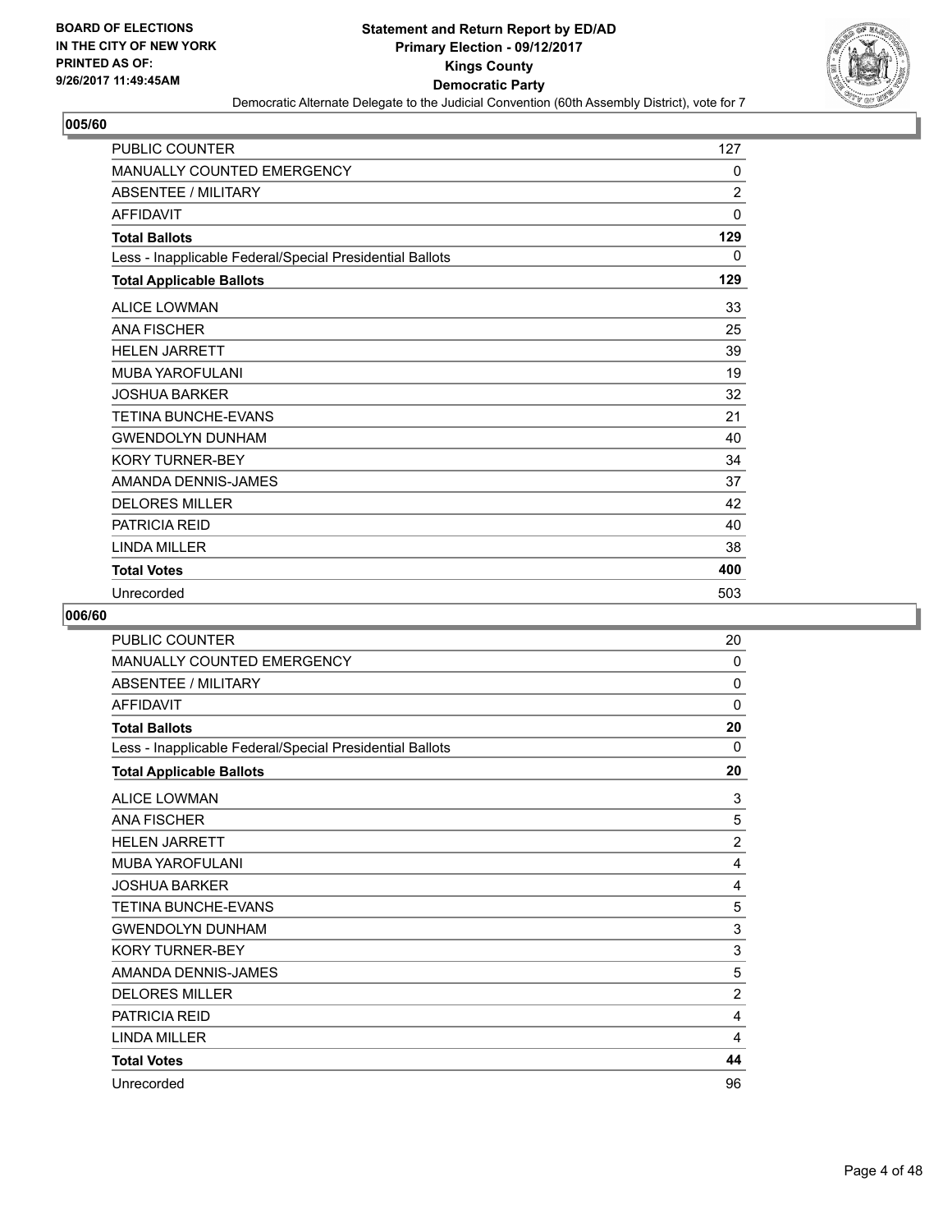BOARD OF ELECTIONS
IN THE CITY OF NEW YORK
PRINTED AS OF:
9/26/2017 11:49:45AM

**Statement and Return Report by ED/AD**
**Primary Election - 09/12/2017**
**Kings County**
**Democratic Party**
Democratic Alternate Delegate to the Judicial Convention (60th Assembly District), vote for 7

## 005/60

| | |
|---|---|
| PUBLIC COUNTER | 127 |
| MANUALLY COUNTED EMERGENCY | 0 |
| ABSENTEE / MILITARY | 2 |
| AFFIDAVIT | 0 |
| **Total Ballots** | **129** |
| Less - Inapplicable Federal/Special Presidential Ballots | 0 |
| **Total Applicable Ballots** | **129** |
| ALICE LOWMAN | 33 |
| ANA FISCHER | 25 |
| HELEN JARRETT | 39 |
| MUBA YAROFULANI | 19 |
| JOSHUA BARKER | 32 |
| TETINA BUNCHE-EVANS | 21 |
| GWENDOLYN DUNHAM | 40 |
| KORY TURNER-BEY | 34 |
| AMANDA DENNIS-JAMES | 37 |
| DELORES MILLER | 42 |
| PATRICIA REID | 40 |
| LINDA MILLER | 38 |
| **Total Votes** | **400** |
| Unrecorded | 503 |

## 006/60

| | |
|---|---|
| PUBLIC COUNTER | 20 |
| MANUALLY COUNTED EMERGENCY | 0 |
| ABSENTEE / MILITARY | 0 |
| AFFIDAVIT | 0 |
| **Total Ballots** | **20** |
| Less - Inapplicable Federal/Special Presidential Ballots | 0 |
| **Total Applicable Ballots** | **20** |
| ALICE LOWMAN | 3 |
| ANA FISCHER | 5 |
| HELEN JARRETT | 2 |
| MUBA YAROFULANI | 4 |
| JOSHUA BARKER | 4 |
| TETINA BUNCHE-EVANS | 5 |
| GWENDOLYN DUNHAM | 3 |
| KORY TURNER-BEY | 3 |
| AMANDA DENNIS-JAMES | 5 |
| DELORES MILLER | 2 |
| PATRICIA REID | 4 |
| LINDA MILLER | 4 |
| **Total Votes** | **44** |
| Unrecorded | 96 |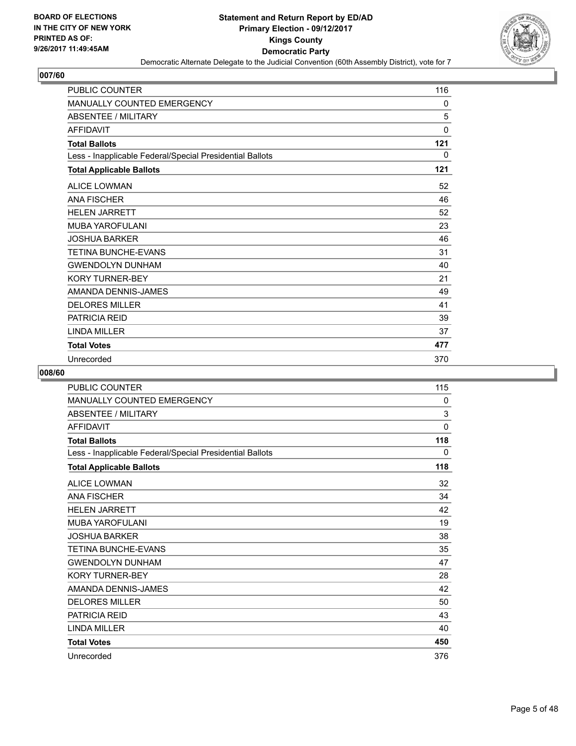**BOARD OF ELECTIONS IN THE CITY OF NEW YORK PRINTED AS OF: 9/26/2017 11:49:45AM**

**Statement and Return Report by ED/AD Primary Election - 09/12/2017 Kings County Democratic Party**

Democratic Alternate Delegate to the Judicial Convention (60th Assembly District), vote for 7

## 007/60

| | |
|---|---|
| PUBLIC COUNTER | 116 |
| MANUALLY COUNTED EMERGENCY | 0 |
| ABSENTEE / MILITARY | 5 |
| AFFIDAVIT | 0 |
| **Total Ballots** | **121** |
| Less - Inapplicable Federal/Special Presidential Ballots | 0 |
| **Total Applicable Ballots** | **121** |
| ALICE LOWMAN | 52 |
| ANA FISCHER | 46 |
| HELEN JARRETT | 52 |
| MUBA YAROFULANI | 23 |
| JOSHUA BARKER | 46 |
| TETINA BUNCHE-EVANS | 31 |
| GWENDOLYN DUNHAM | 40 |
| KORY TURNER-BEY | 21 |
| AMANDA DENNIS-JAMES | 49 |
| DELORES MILLER | 41 |
| PATRICIA REID | 39 |
| LINDA MILLER | 37 |
| **Total Votes** | **477** |
| Unrecorded | 370 |

## 008/60

| | |
|---|---|
| PUBLIC COUNTER | 115 |
| MANUALLY COUNTED EMERGENCY | 0 |
| ABSENTEE / MILITARY | 3 |
| AFFIDAVIT | 0 |
| **Total Ballots** | **118** |
| Less - Inapplicable Federal/Special Presidential Ballots | 0 |
| **Total Applicable Ballots** | **118** |
| ALICE LOWMAN | 32 |
| ANA FISCHER | 34 |
| HELEN JARRETT | 42 |
| MUBA YAROFULANI | 19 |
| JOSHUA BARKER | 38 |
| TETINA BUNCHE-EVANS | 35 |
| GWENDOLYN DUNHAM | 47 |
| KORY TURNER-BEY | 28 |
| AMANDA DENNIS-JAMES | 42 |
| DELORES MILLER | 50 |
| PATRICIA REID | 43 |
| LINDA MILLER | 40 |
| **Total Votes** | **450** |
| Unrecorded | 376 |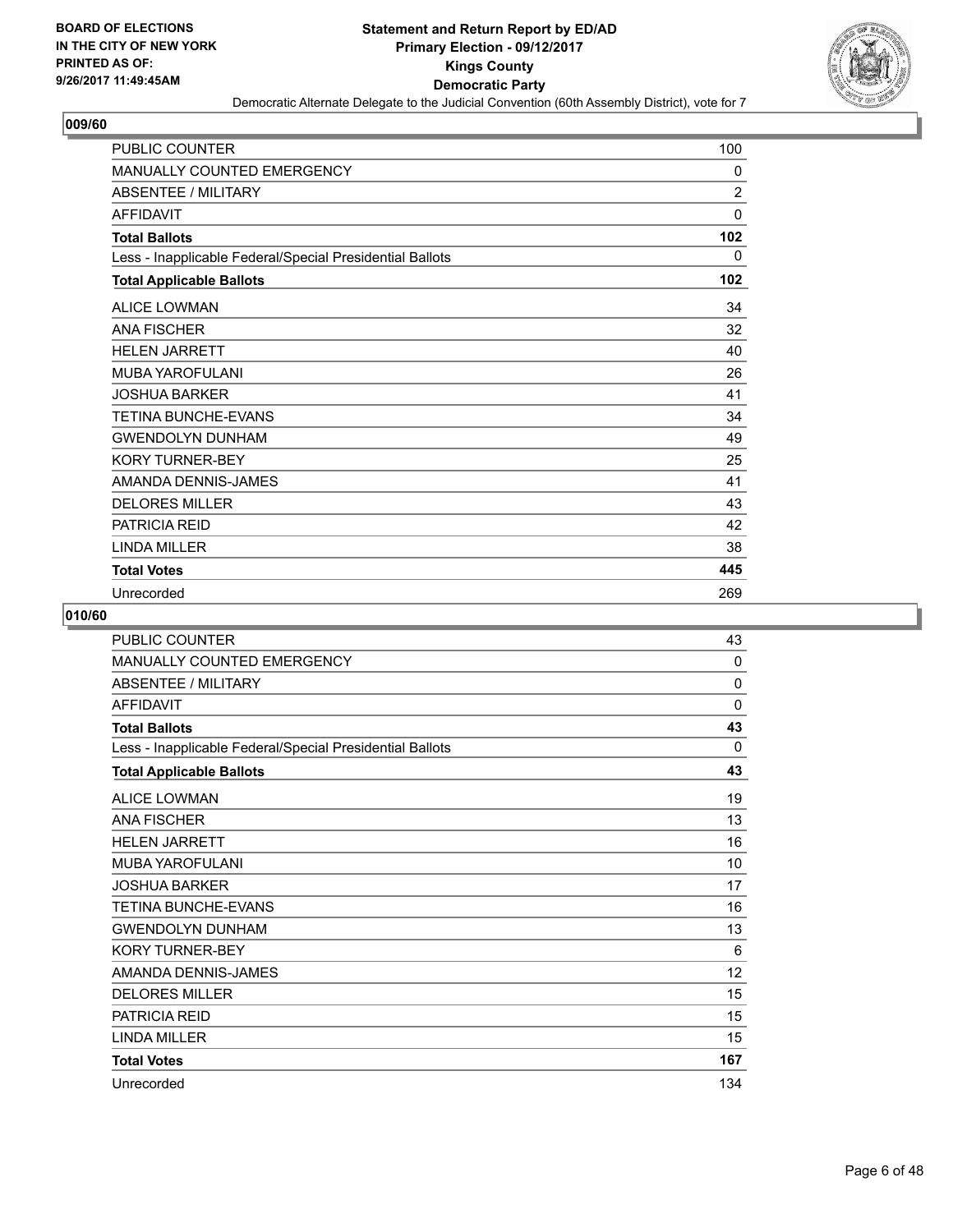**BOARD OF ELECTIONS IN THE CITY OF NEW YORK PRINTED AS OF: 9/26/2017 11:49:45AM**

# Statement and Return Report by ED/AD
## Primary Election - 09/12/2017
## Kings County
## Democratic Party
### Democratic Alternate Delegate to the Judicial Convention (60th Assembly District), vote for 7

### 009/60

| | |
|---|---|
| PUBLIC COUNTER | 100 |
| MANUALLY COUNTED EMERGENCY | 0 |
| ABSENTEE / MILITARY | 2 |
| AFFIDAVIT | 0 |
| **Total Ballots** | **102** |
| Less - Inapplicable Federal/Special Presidential Ballots | 0 |
| **Total Applicable Ballots** | **102** |
| ALICE LOWMAN | 34 |
| ANA FISCHER | 32 |
| HELEN JARRETT | 40 |
| MUBA YAROFULANI | 26 |
| JOSHUA BARKER | 41 |
| TETINA BUNCHE-EVANS | 34 |
| GWENDOLYN DUNHAM | 49 |
| KORY TURNER-BEY | 25 |
| AMANDA DENNIS-JAMES | 41 |
| DELORES MILLER | 43 |
| PATRICIA REID | 42 |
| LINDA MILLER | 38 |
| **Total Votes** | **445** |
| Unrecorded | 269 |

### 010/60

| | |
|---|---|
| PUBLIC COUNTER | 43 |
| MANUALLY COUNTED EMERGENCY | 0 |
| ABSENTEE / MILITARY | 0 |
| AFFIDAVIT | 0 |
| **Total Ballots** | **43** |
| Less - Inapplicable Federal/Special Presidential Ballots | 0 |
| **Total Applicable Ballots** | **43** |
| ALICE LOWMAN | 19 |
| ANA FISCHER | 13 |
| HELEN JARRETT | 16 |
| MUBA YAROFULANI | 10 |
| JOSHUA BARKER | 17 |
| TETINA BUNCHE-EVANS | 16 |
| GWENDOLYN DUNHAM | 13 |
| KORY TURNER-BEY | 6 |
| AMANDA DENNIS-JAMES | 12 |
| DELORES MILLER | 15 |
| PATRICIA REID | 15 |
| LINDA MILLER | 15 |
| **Total Votes** | **167** |
| Unrecorded | 134 |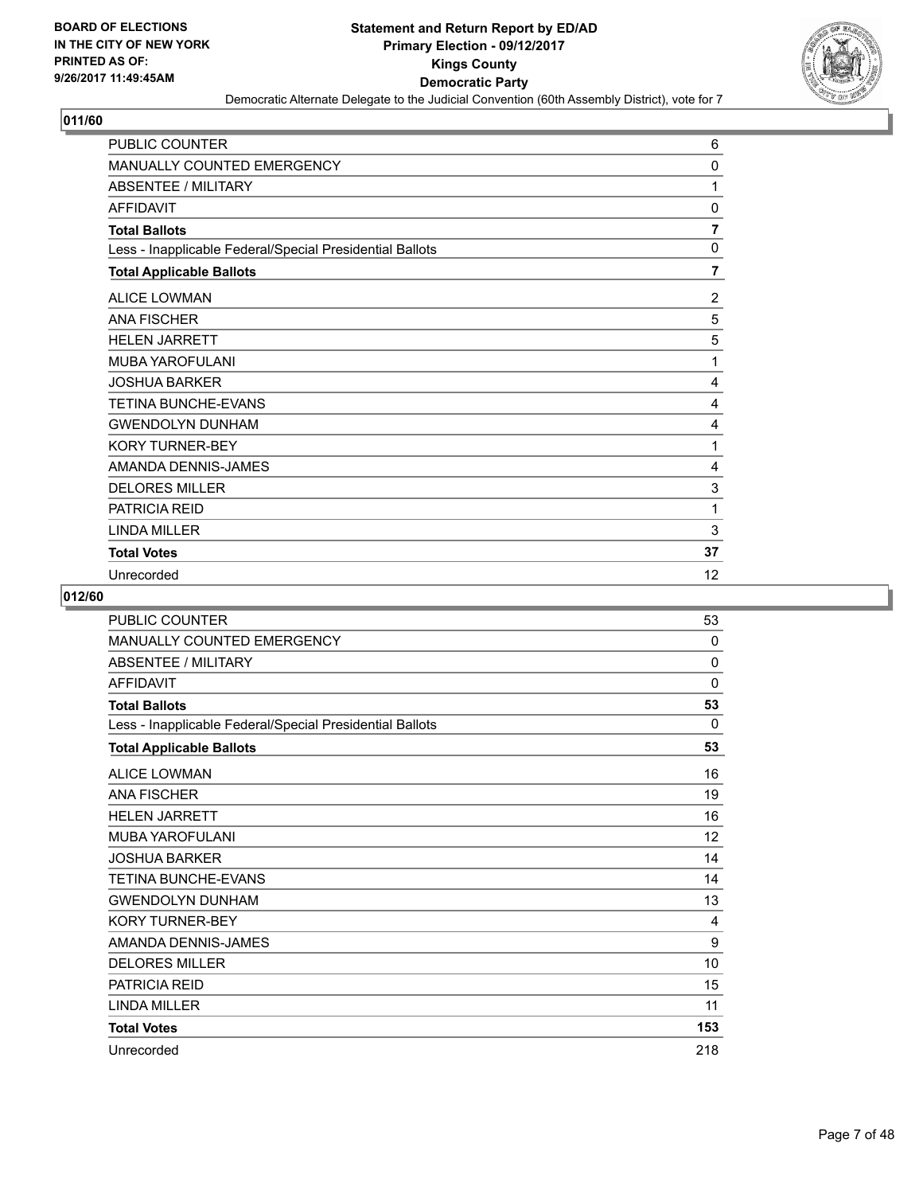**BOARD OF ELECTIONS IN THE CITY OF NEW YORK PRINTED AS OF: 9/26/2017 11:49:45AM**

# Statement and Return Report by ED/AD
## Primary Election - 09/12/2017
## Kings County
## Democratic Party
### Democratic Alternate Delegate to the Judicial Convention (60th Assembly District), vote for 7

## 011/60

| | |
|---|---|
| PUBLIC COUNTER | 6 |
| MANUALLY COUNTED EMERGENCY | 0 |
| ABSENTEE / MILITARY | 1 |
| AFFIDAVIT | 0 |
| **Total Ballots** | **7** |
| Less - Inapplicable Federal/Special Presidential Ballots | 0 |
| **Total Applicable Ballots** | **7** |
| ALICE LOWMAN | 2 |
| ANA FISCHER | 5 |
| HELEN JARRETT | 5 |
| MUBA YAROFULANI | 1 |
| JOSHUA BARKER | 4 |
| TETINA BUNCHE-EVANS | 4 |
| GWENDOLYN DUNHAM | 4 |
| KORY TURNER-BEY | 1 |
| AMANDA DENNIS-JAMES | 4 |
| DELORES MILLER | 3 |
| PATRICIA REID | 1 |
| LINDA MILLER | 3 |
| **Total Votes** | **37** |
| Unrecorded | 12 |

## 012/60

| | |
|---|---|
| PUBLIC COUNTER | 53 |
| MANUALLY COUNTED EMERGENCY | 0 |
| ABSENTEE / MILITARY | 0 |
| AFFIDAVIT | 0 |
| **Total Ballots** | **53** |
| Less - Inapplicable Federal/Special Presidential Ballots | 0 |
| **Total Applicable Ballots** | **53** |
| ALICE LOWMAN | 16 |
| ANA FISCHER | 19 |
| HELEN JARRETT | 16 |
| MUBA YAROFULANI | 12 |
| JOSHUA BARKER | 14 |
| TETINA BUNCHE-EVANS | 14 |
| GWENDOLYN DUNHAM | 13 |
| KORY TURNER-BEY | 4 |
| AMANDA DENNIS-JAMES | 9 |
| DELORES MILLER | 10 |
| PATRICIA REID | 15 |
| LINDA MILLER | 11 |
| **Total Votes** | **153** |
| Unrecorded | 218 |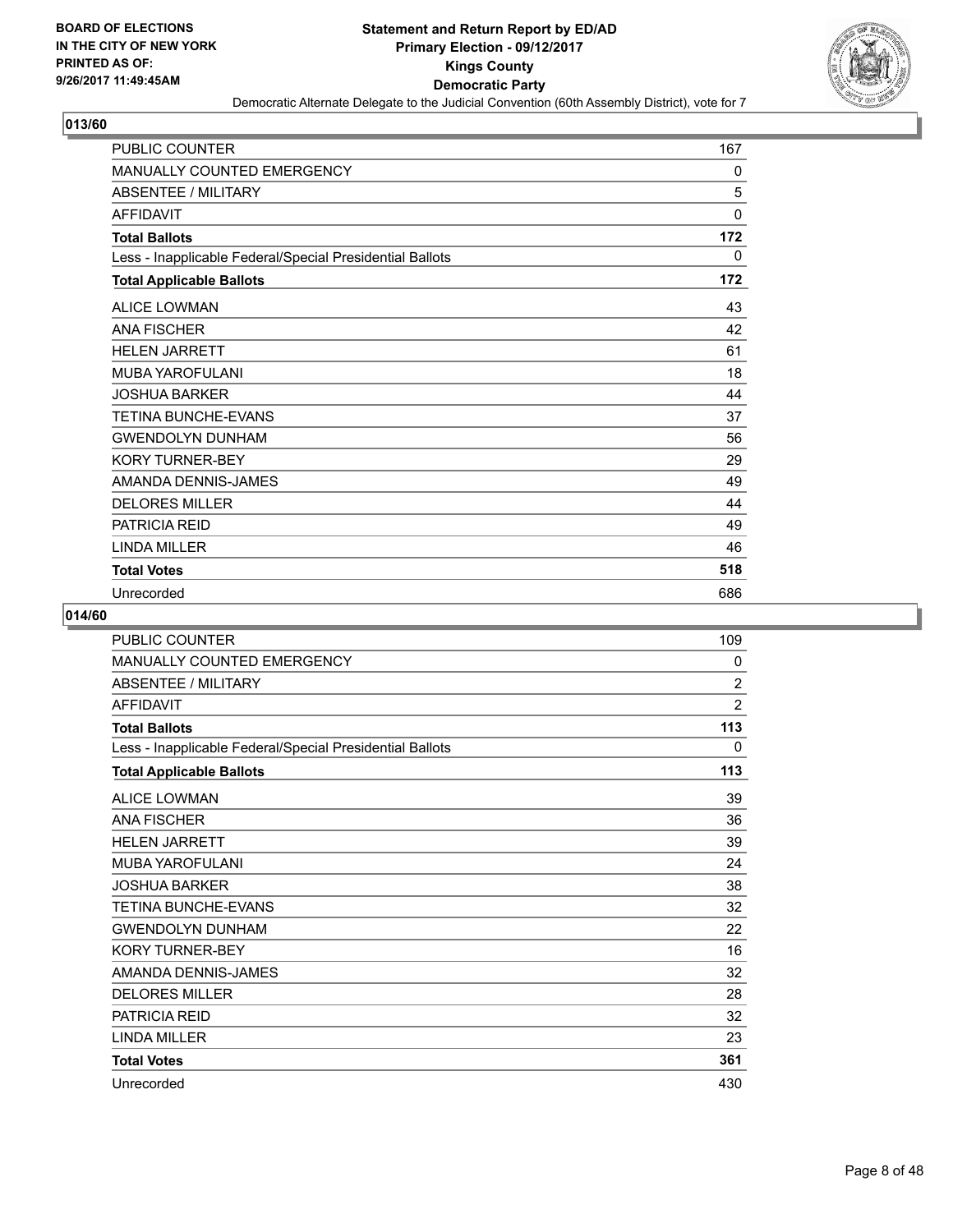**BOARD OF ELECTIONS IN THE CITY OF NEW YORK PRINTED AS OF: 9/26/2017 11:49:45AM**

**Statement and Return Report by ED/AD Primary Election - 09/12/2017 Kings County Democratic Party**

Democratic Alternate Delegate to the Judicial Convention (60th Assembly District), vote for 7

## 013/60

| | |
|---|---|
| PUBLIC COUNTER | 167 |
| MANUALLY COUNTED EMERGENCY | 0 |
| ABSENTEE / MILITARY | 5 |
| AFFIDAVIT | 0 |
| **Total Ballots** | **172** |
| Less - Inapplicable Federal/Special Presidential Ballots | 0 |
| **Total Applicable Ballots** | **172** |
| ALICE LOWMAN | 43 |
| ANA FISCHER | 42 |
| HELEN JARRETT | 61 |
| MUBA YAROFULANI | 18 |
| JOSHUA BARKER | 44 |
| TETINA BUNCHE-EVANS | 37 |
| GWENDOLYN DUNHAM | 56 |
| KORY TURNER-BEY | 29 |
| AMANDA DENNIS-JAMES | 49 |
| DELORES MILLER | 44 |
| PATRICIA REID | 49 |
| LINDA MILLER | 46 |
| **Total Votes** | **518** |
| Unrecorded | 686 |

## 014/60

| | |
|---|---|
| PUBLIC COUNTER | 109 |
| MANUALLY COUNTED EMERGENCY | 0 |
| ABSENTEE / MILITARY | 2 |
| AFFIDAVIT | 2 |
| **Total Ballots** | **113** |
| Less - Inapplicable Federal/Special Presidential Ballots | 0 |
| **Total Applicable Ballots** | **113** |
| ALICE LOWMAN | 39 |
| ANA FISCHER | 36 |
| HELEN JARRETT | 39 |
| MUBA YAROFULANI | 24 |
| JOSHUA BARKER | 38 |
| TETINA BUNCHE-EVANS | 32 |
| GWENDOLYN DUNHAM | 22 |
| KORY TURNER-BEY | 16 |
| AMANDA DENNIS-JAMES | 32 |
| DELORES MILLER | 28 |
| PATRICIA REID | 32 |
| LINDA MILLER | 23 |
| **Total Votes** | **361** |
| Unrecorded | 430 |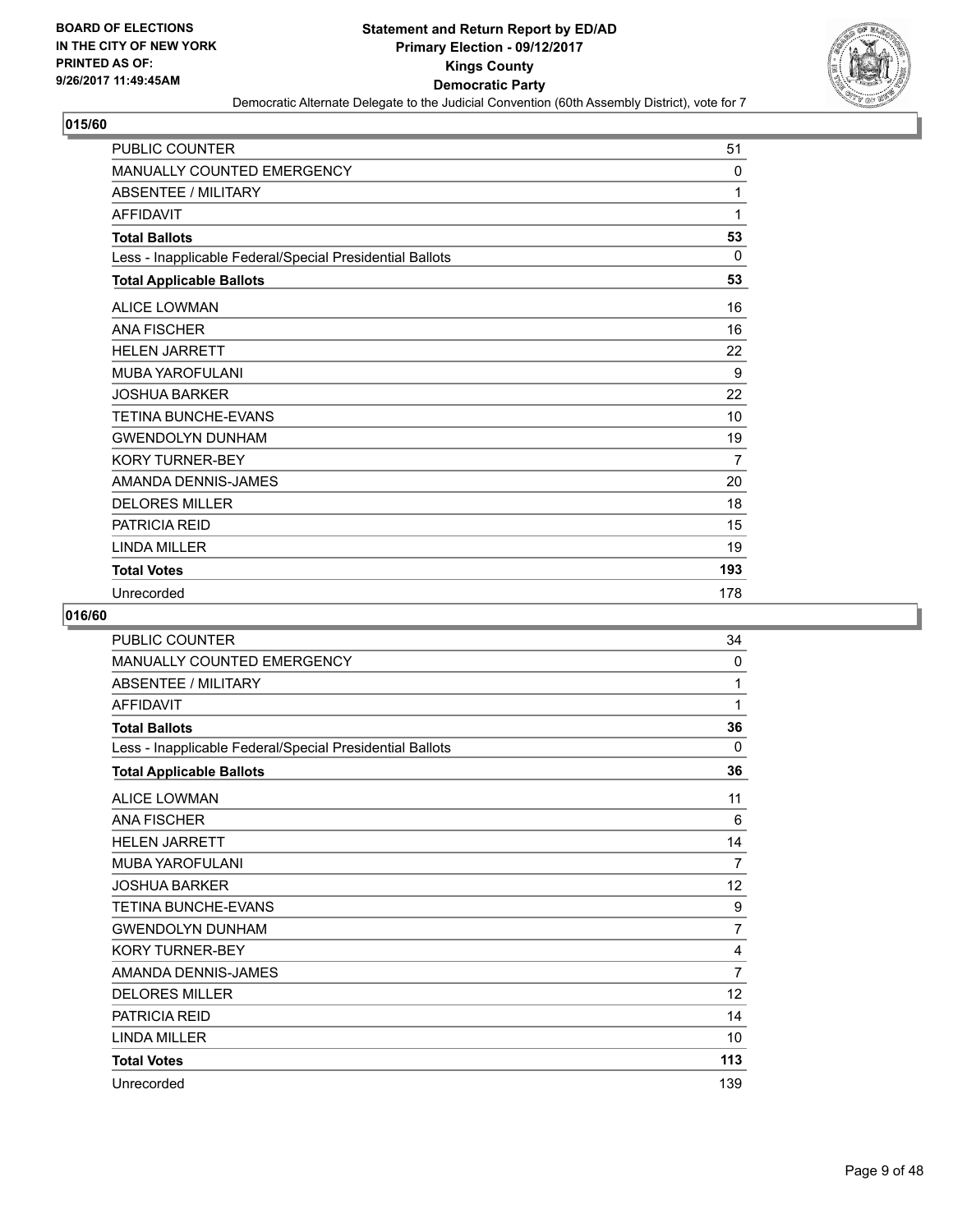**BOARD OF ELECTIONS IN THE CITY OF NEW YORK PRINTED AS OF: 9/26/2017 11:49:45AM**

# Statement and Return Report by ED/AD
## Primary Election - 09/12/2017
## Kings County
## Democratic Party
### Democratic Alternate Delegate to the Judicial Convention (60th Assembly District), vote for 7

### 015/60

| | |
|---|---|
| PUBLIC COUNTER | 51 |
| MANUALLY COUNTED EMERGENCY | 0 |
| ABSENTEE / MILITARY | 1 |
| AFFIDAVIT | 1 |
| **Total Ballots** | **53** |
| Less - Inapplicable Federal/Special Presidential Ballots | 0 |
| **Total Applicable Ballots** | **53** |
| ALICE LOWMAN | 16 |
| ANA FISCHER | 16 |
| HELEN JARRETT | 22 |
| MUBA YAROFULANI | 9 |
| JOSHUA BARKER | 22 |
| TETINA BUNCHE-EVANS | 10 |
| GWENDOLYN DUNHAM | 19 |
| KORY TURNER-BEY | 7 |
| AMANDA DENNIS-JAMES | 20 |
| DELORES MILLER | 18 |
| PATRICIA REID | 15 |
| LINDA MILLER | 19 |
| **Total Votes** | **193** |
| Unrecorded | 178 |

### 016/60

| | |
|---|---|
| PUBLIC COUNTER | 34 |
| MANUALLY COUNTED EMERGENCY | 0 |
| ABSENTEE / MILITARY | 1 |
| AFFIDAVIT | 1 |
| **Total Ballots** | **36** |
| Less - Inapplicable Federal/Special Presidential Ballots | 0 |
| **Total Applicable Ballots** | **36** |
| ALICE LOWMAN | 11 |
| ANA FISCHER | 6 |
| HELEN JARRETT | 14 |
| MUBA YAROFULANI | 7 |
| JOSHUA BARKER | 12 |
| TETINA BUNCHE-EVANS | 9 |
| GWENDOLYN DUNHAM | 7 |
| KORY TURNER-BEY | 4 |
| AMANDA DENNIS-JAMES | 7 |
| DELORES MILLER | 12 |
| PATRICIA REID | 14 |
| LINDA MILLER | 10 |
| **Total Votes** | **113** |
| Unrecorded | 139 |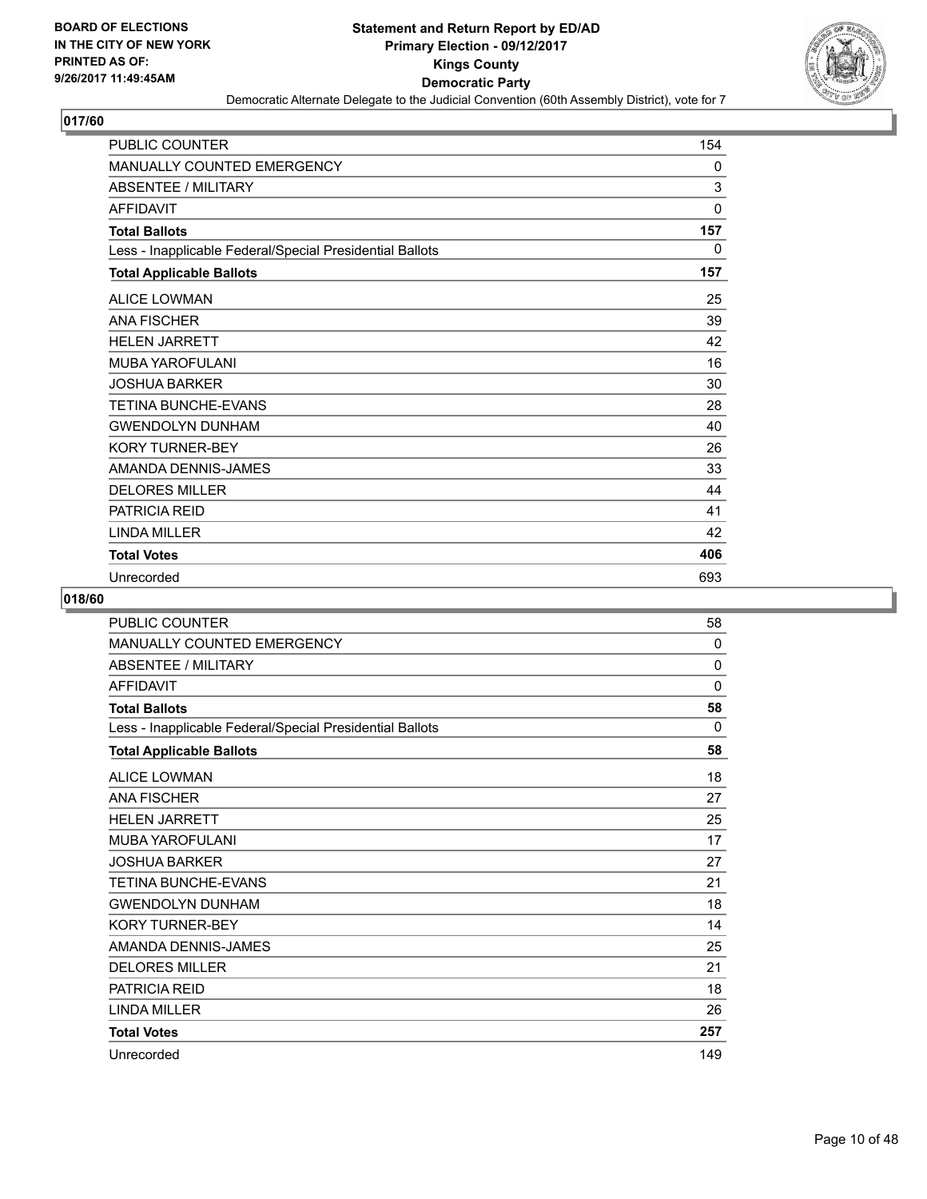## 017/60

| | |
|---|---|
| PUBLIC COUNTER | 154 |
| MANUALLY COUNTED EMERGENCY | 0 |
| ABSENTEE / MILITARY | 3 |
| AFFIDAVIT | 0 |
| **Total Ballots** | **157** |
| Less - Inapplicable Federal/Special Presidential Ballots | 0 |
| **Total Applicable Ballots** | **157** |
| ALICE LOWMAN | 25 |
| ANA FISCHER | 39 |
| HELEN JARRETT | 42 |
| MUBA YAROFULANI | 16 |
| JOSHUA BARKER | 30 |
| TETINA BUNCHE-EVANS | 28 |
| GWENDOLYN DUNHAM | 40 |
| KORY TURNER-BEY | 26 |
| AMANDA DENNIS-JAMES | 33 |
| DELORES MILLER | 44 |
| PATRICIA REID | 41 |
| LINDA MILLER | 42 |
| **Total Votes** | **406** |
| Unrecorded | 693 |

## 018/60

| | |
|---|---|
| PUBLIC COUNTER | 58 |
| MANUALLY COUNTED EMERGENCY | 0 |
| ABSENTEE / MILITARY | 0 |
| AFFIDAVIT | 0 |
| **Total Ballots** | **58** |
| Less - Inapplicable Federal/Special Presidential Ballots | 0 |
| **Total Applicable Ballots** | **58** |
| ALICE LOWMAN | 18 |
| ANA FISCHER | 27 |
| HELEN JARRETT | 25 |
| MUBA YAROFULANI | 17 |
| JOSHUA BARKER | 27 |
| TETINA BUNCHE-EVANS | 21 |
| GWENDOLYN DUNHAM | 18 |
| KORY TURNER-BEY | 14 |
| AMANDA DENNIS-JAMES | 25 |
| DELORES MILLER | 21 |
| PATRICIA REID | 18 |
| LINDA MILLER | 26 |
| **Total Votes** | **257** |
| Unrecorded | 149 |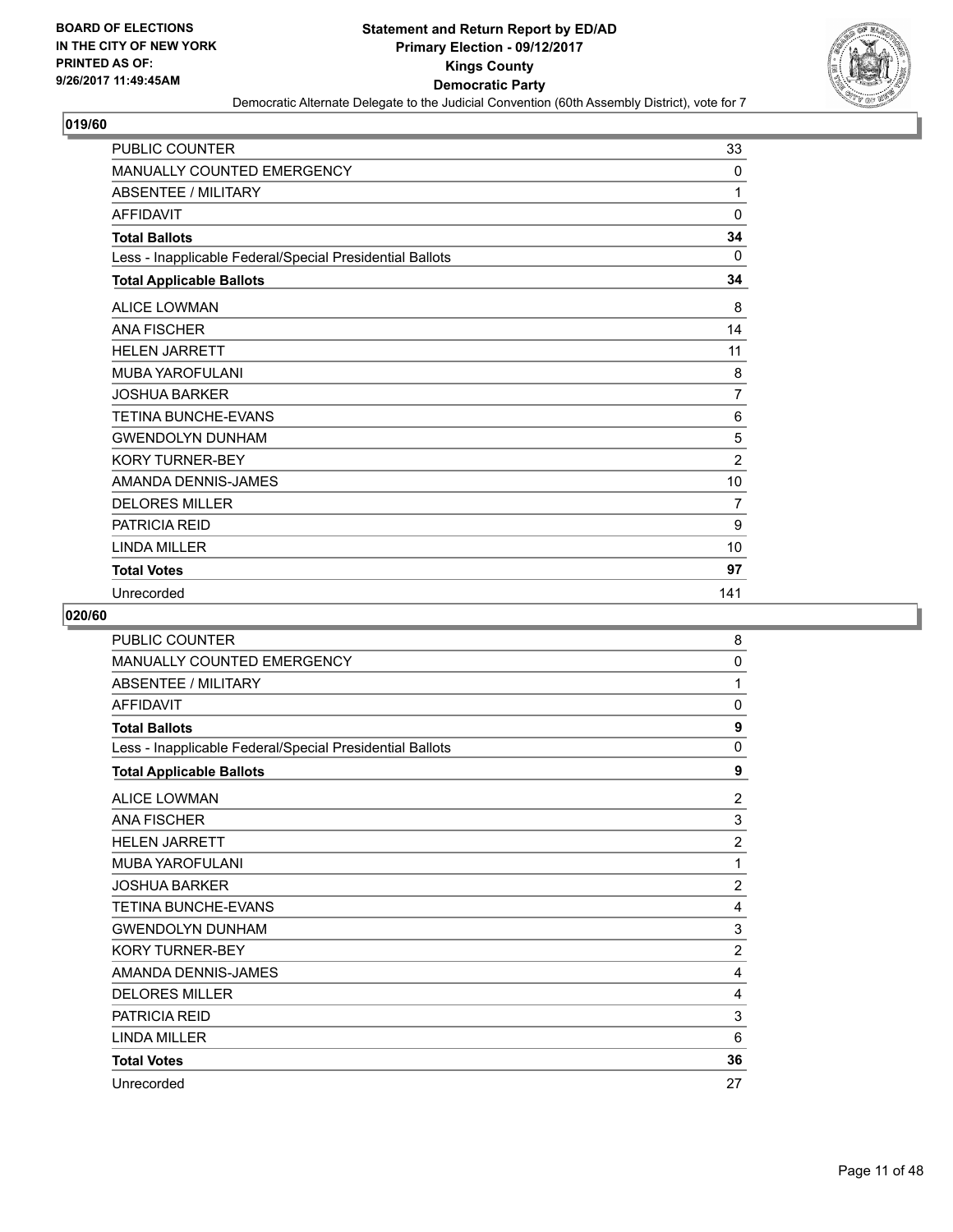**Statement and Return Report by ED/AD**
**Primary Election - 09/12/2017**
**Kings County**
**Democratic Party**
Democratic Alternate Delegate to the Judicial Convention (60th Assembly District), vote for 7

BOARD OF ELECTIONS
IN THE CITY OF NEW YORK
PRINTED AS OF:
9/26/2017 11:49:45AM

## 019/60

| | |
|---|---|
| PUBLIC COUNTER | 33 |
| MANUALLY COUNTED EMERGENCY | 0 |
| ABSENTEE / MILITARY | 1 |
| AFFIDAVIT | 0 |
| **Total Ballots** | **34** |
| Less - Inapplicable Federal/Special Presidential Ballots | 0 |
| **Total Applicable Ballots** | **34** |
| ALICE LOWMAN | 8 |
| ANA FISCHER | 14 |
| HELEN JARRETT | 11 |
| MUBA YAROFULANI | 8 |
| JOSHUA BARKER | 7 |
| TETINA BUNCHE-EVANS | 6 |
| GWENDOLYN DUNHAM | 5 |
| KORY TURNER-BEY | 2 |
| AMANDA DENNIS-JAMES | 10 |
| DELORES MILLER | 7 |
| PATRICIA REID | 9 |
| LINDA MILLER | 10 |
| **Total Votes** | **97** |
| Unrecorded | 141 |

## 020/60

| | |
|---|---|
| PUBLIC COUNTER | 8 |
| MANUALLY COUNTED EMERGENCY | 0 |
| ABSENTEE / MILITARY | 1 |
| AFFIDAVIT | 0 |
| **Total Ballots** | **9** |
| Less - Inapplicable Federal/Special Presidential Ballots | 0 |
| **Total Applicable Ballots** | **9** |
| ALICE LOWMAN | 2 |
| ANA FISCHER | 3 |
| HELEN JARRETT | 2 |
| MUBA YAROFULANI | 1 |
| JOSHUA BARKER | 2 |
| TETINA BUNCHE-EVANS | 4 |
| GWENDOLYN DUNHAM | 3 |
| KORY TURNER-BEY | 2 |
| AMANDA DENNIS-JAMES | 4 |
| DELORES MILLER | 4 |
| PATRICIA REID | 3 |
| LINDA MILLER | 6 |
| **Total Votes** | **36** |
| Unrecorded | 27 |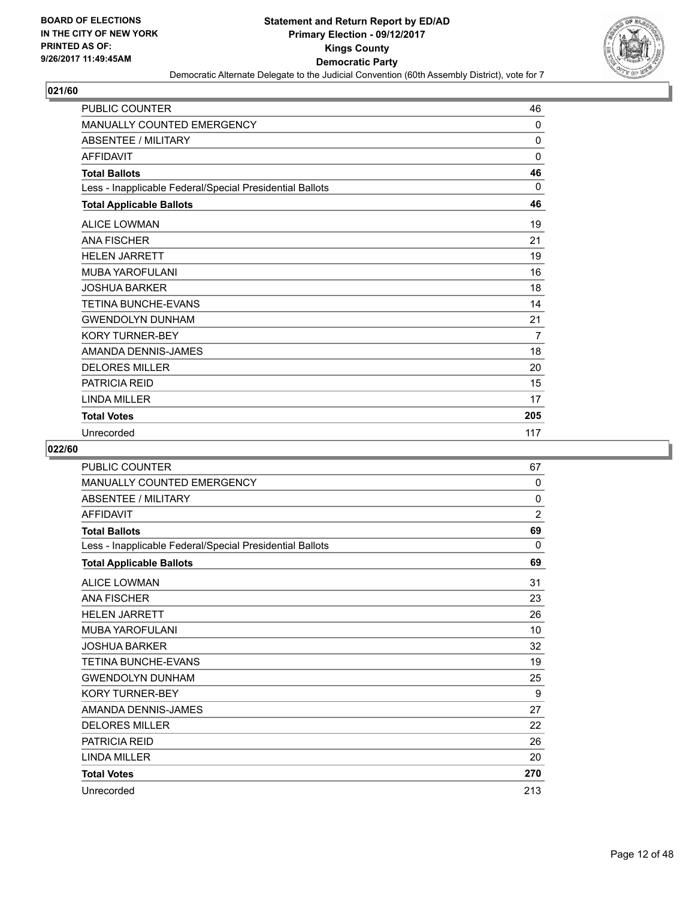BOARD OF ELECTIONS
IN THE CITY OF NEW YORK
PRINTED AS OF:
9/26/2017 11:49:45AM

**Statement and Return Report by ED/AD**
**Primary Election - 09/12/2017**
**Kings County**
**Democratic Party**
Democratic Alternate Delegate to the Judicial Convention (60th Assembly District), vote for 7

### 021/60

| | |
|---|---|
| PUBLIC COUNTER | 46 |
| MANUALLY COUNTED EMERGENCY | 0 |
| ABSENTEE / MILITARY | 0 |
| AFFIDAVIT | 0 |
| **Total Ballots** | **46** |
| Less - Inapplicable Federal/Special Presidential Ballots | 0 |
| **Total Applicable Ballots** | **46** |
| ALICE LOWMAN | 19 |
| ANA FISCHER | 21 |
| HELEN JARRETT | 19 |
| MUBA YAROFULANI | 16 |
| JOSHUA BARKER | 18 |
| TETINA BUNCHE-EVANS | 14 |
| GWENDOLYN DUNHAM | 21 |
| KORY TURNER-BEY | 7 |
| AMANDA DENNIS-JAMES | 18 |
| DELORES MILLER | 20 |
| PATRICIA REID | 15 |
| LINDA MILLER | 17 |
| **Total Votes** | **205** |
| Unrecorded | 117 |

### 022/60

| | |
|---|---|
| PUBLIC COUNTER | 67 |
| MANUALLY COUNTED EMERGENCY | 0 |
| ABSENTEE / MILITARY | 0 |
| AFFIDAVIT | 2 |
| **Total Ballots** | **69** |
| Less - Inapplicable Federal/Special Presidential Ballots | 0 |
| **Total Applicable Ballots** | **69** |
| ALICE LOWMAN | 31 |
| ANA FISCHER | 23 |
| HELEN JARRETT | 26 |
| MUBA YAROFULANI | 10 |
| JOSHUA BARKER | 32 |
| TETINA BUNCHE-EVANS | 19 |
| GWENDOLYN DUNHAM | 25 |
| KORY TURNER-BEY | 9 |
| AMANDA DENNIS-JAMES | 27 |
| DELORES MILLER | 22 |
| PATRICIA REID | 26 |
| LINDA MILLER | 20 |
| **Total Votes** | **270** |
| Unrecorded | 213 |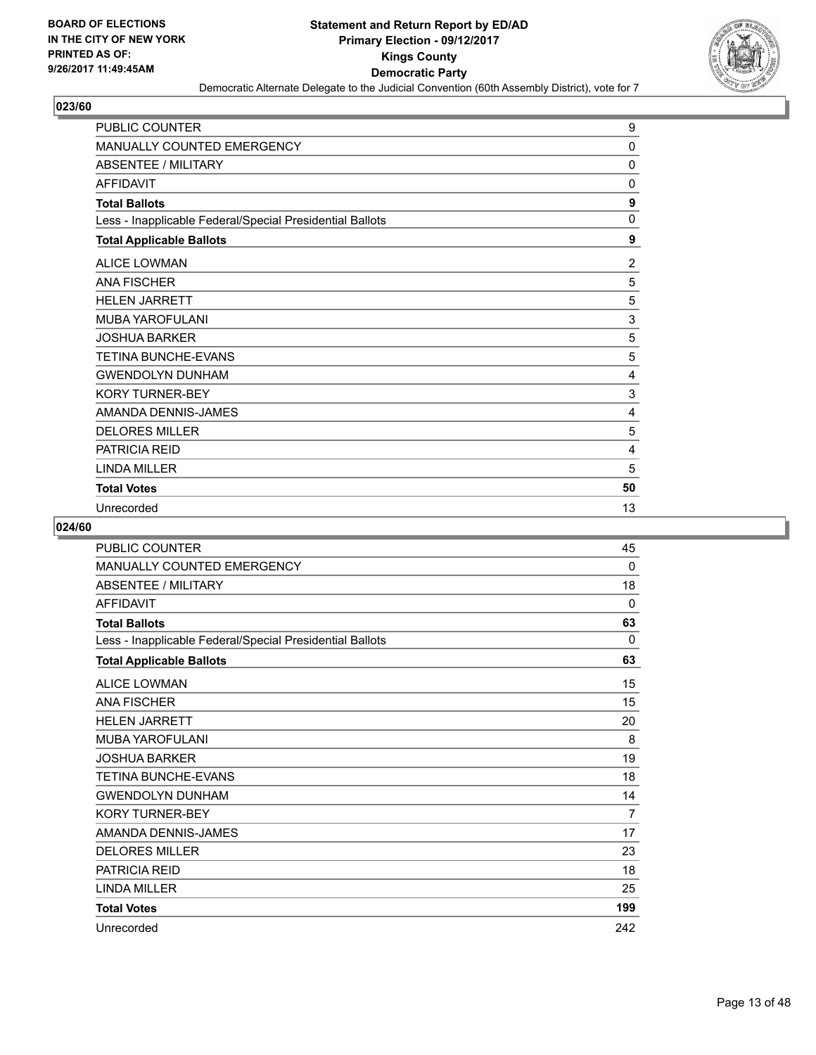BOARD OF ELECTIONS
IN THE CITY OF NEW YORK
PRINTED AS OF:
9/26/2017 11:49:45AM

**Statement and Return Report by ED/AD**
**Primary Election - 09/12/2017**
**Kings County**
**Democratic Party**
Democratic Alternate Delegate to the Judicial Convention (60th Assembly District), vote for 7

## 023/60

| | |
|---|---|
| PUBLIC COUNTER | 9 |
| MANUALLY COUNTED EMERGENCY | 0 |
| ABSENTEE / MILITARY | 0 |
| AFFIDAVIT | 0 |
| **Total Ballots** | **9** |
| Less - Inapplicable Federal/Special Presidential Ballots | 0 |
| **Total Applicable Ballots** | **9** |
| ALICE LOWMAN | 2 |
| ANA FISCHER | 5 |
| HELEN JARRETT | 5 |
| MUBA YAROFULANI | 3 |
| JOSHUA BARKER | 5 |
| TETINA BUNCHE-EVANS | 5 |
| GWENDOLYN DUNHAM | 4 |
| KORY TURNER-BEY | 3 |
| AMANDA DENNIS-JAMES | 4 |
| DELORES MILLER | 5 |
| PATRICIA REID | 4 |
| LINDA MILLER | 5 |
| **Total Votes** | **50** |
| Unrecorded | 13 |

## 024/60

| | |
|---|---|
| PUBLIC COUNTER | 45 |
| MANUALLY COUNTED EMERGENCY | 0 |
| ABSENTEE / MILITARY | 18 |
| AFFIDAVIT | 0 |
| **Total Ballots** | **63** |
| Less - Inapplicable Federal/Special Presidential Ballots | 0 |
| **Total Applicable Ballots** | **63** |
| ALICE LOWMAN | 15 |
| ANA FISCHER | 15 |
| HELEN JARRETT | 20 |
| MUBA YAROFULANI | 8 |
| JOSHUA BARKER | 19 |
| TETINA BUNCHE-EVANS | 18 |
| GWENDOLYN DUNHAM | 14 |
| KORY TURNER-BEY | 7 |
| AMANDA DENNIS-JAMES | 17 |
| DELORES MILLER | 23 |
| PATRICIA REID | 18 |
| LINDA MILLER | 25 |
| **Total Votes** | **199** |
| Unrecorded | 242 |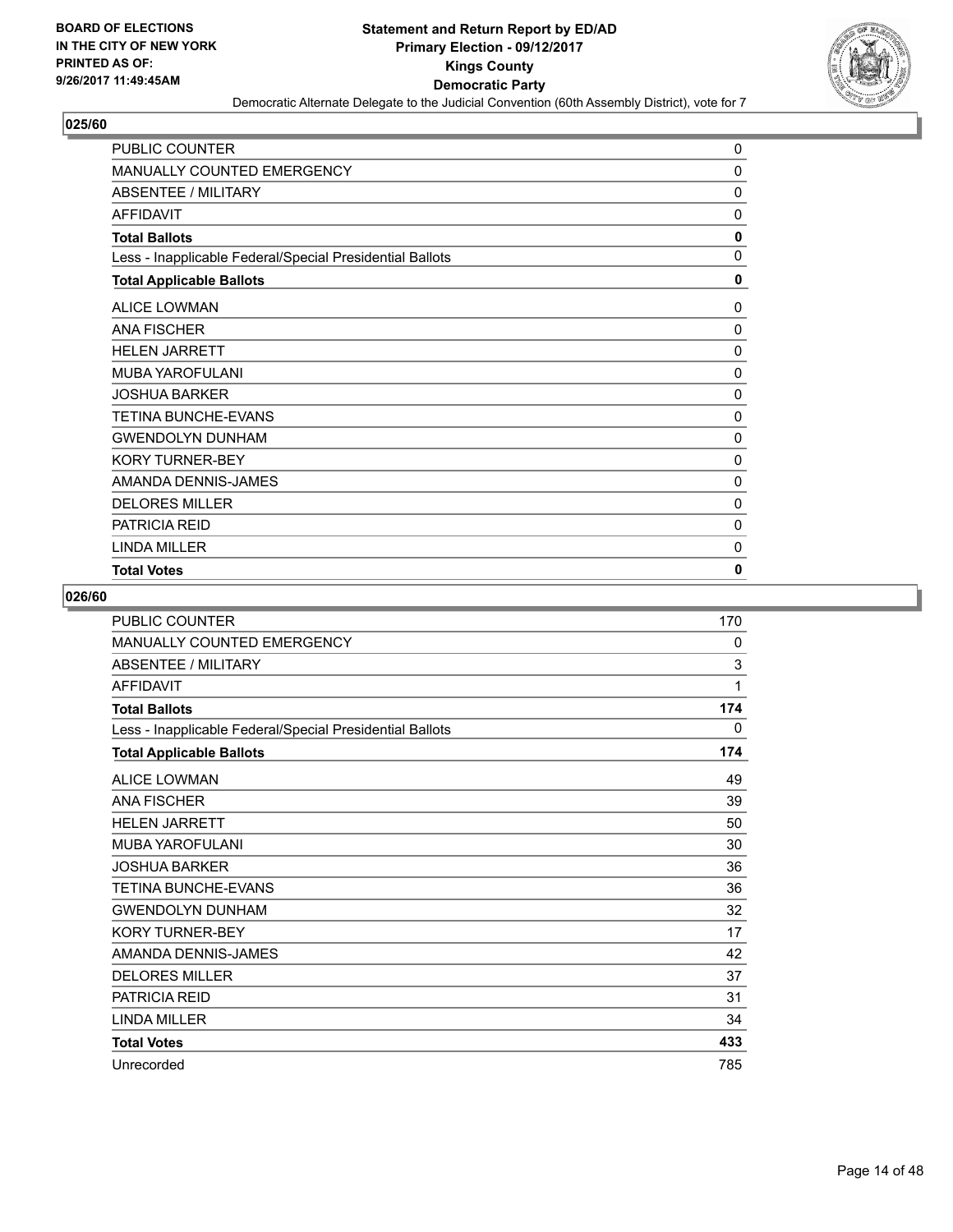**Statement and Return Report by ED/AD**
**Primary Election - 09/12/2017**
**Kings County**
**Democratic Party**
Democratic Alternate Delegate to the Judicial Convention (60th Assembly District), vote for 7

BOARD OF ELECTIONS IN THE CITY OF NEW YORK PRINTED AS OF: 9/26/2017 11:49:45AM

## 025/60

| | |
|---|---|
| PUBLIC COUNTER | 0 |
| MANUALLY COUNTED EMERGENCY | 0 |
| ABSENTEE / MILITARY | 0 |
| AFFIDAVIT | 0 |
| **Total Ballots** | **0** |
| Less - Inapplicable Federal/Special Presidential Ballots | 0 |
| **Total Applicable Ballots** | **0** |
| ALICE LOWMAN | 0 |
| ANA FISCHER | 0 |
| HELEN JARRETT | 0 |
| MUBA YAROFULANI | 0 |
| JOSHUA BARKER | 0 |
| TETINA BUNCHE-EVANS | 0 |
| GWENDOLYN DUNHAM | 0 |
| KORY TURNER-BEY | 0 |
| AMANDA DENNIS-JAMES | 0 |
| DELORES MILLER | 0 |
| PATRICIA REID | 0 |
| LINDA MILLER | 0 |
| **Total Votes** | **0** |

## 026/60

| | |
|---|---|
| PUBLIC COUNTER | 170 |
| MANUALLY COUNTED EMERGENCY | 0 |
| ABSENTEE / MILITARY | 3 |
| AFFIDAVIT | 1 |
| **Total Ballots** | **174** |
| Less - Inapplicable Federal/Special Presidential Ballots | 0 |
| **Total Applicable Ballots** | **174** |
| ALICE LOWMAN | 49 |
| ANA FISCHER | 39 |
| HELEN JARRETT | 50 |
| MUBA YAROFULANI | 30 |
| JOSHUA BARKER | 36 |
| TETINA BUNCHE-EVANS | 36 |
| GWENDOLYN DUNHAM | 32 |
| KORY TURNER-BEY | 17 |
| AMANDA DENNIS-JAMES | 42 |
| DELORES MILLER | 37 |
| PATRICIA REID | 31 |
| LINDA MILLER | 34 |
| **Total Votes** | **433** |
| Unrecorded | 785 |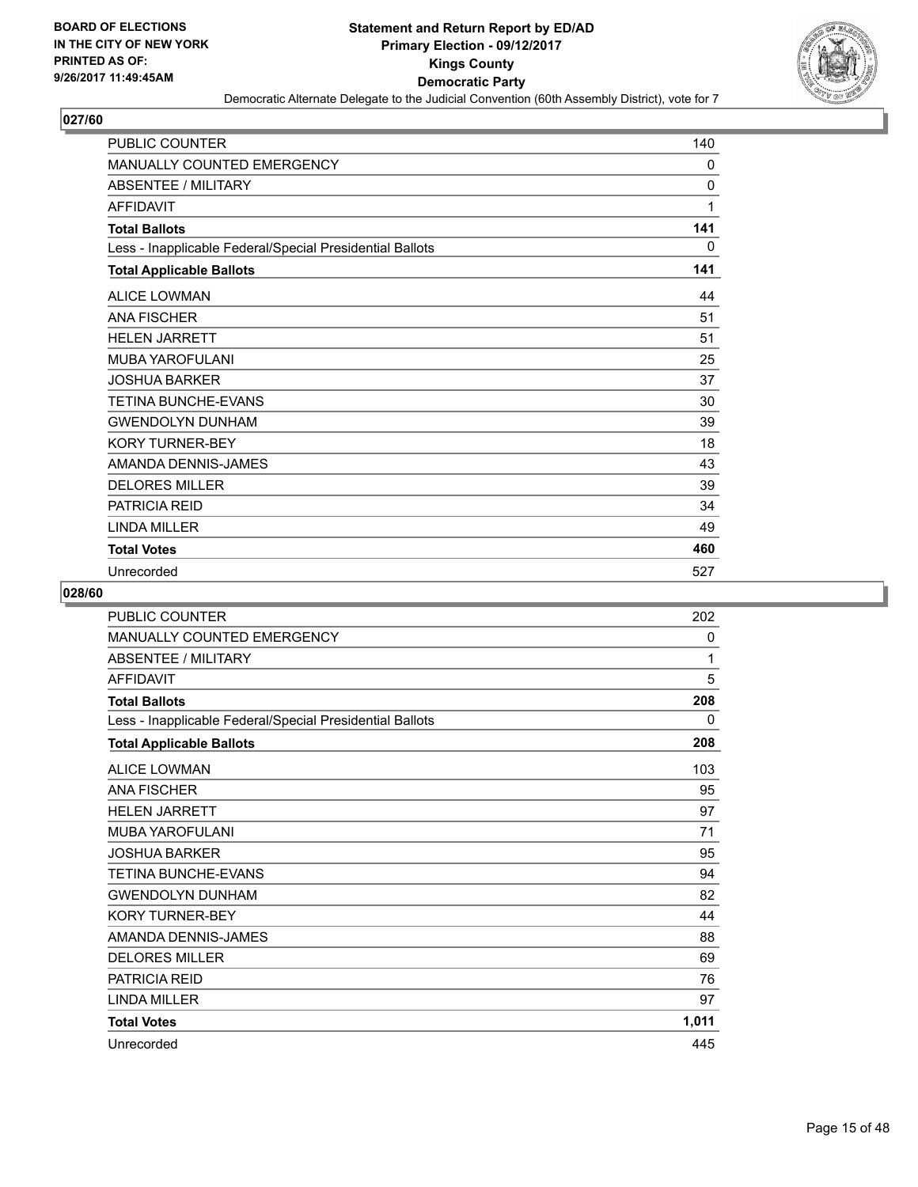**BOARD OF ELECTIONS IN THE CITY OF NEW YORK PRINTED AS OF: 9/26/2017 11:49:45AM**

**Statement and Return Report by ED/AD**
**Primary Election - 09/12/2017**
**Kings County**
**Democratic Party**
Democratic Alternate Delegate to the Judicial Convention (60th Assembly District), vote for 7

## 027/60

| | |
|---|---|
| PUBLIC COUNTER | 140 |
| MANUALLY COUNTED EMERGENCY | 0 |
| ABSENTEE / MILITARY | 0 |
| AFFIDAVIT | 1 |
| **Total Ballots** | **141** |
| Less - Inapplicable Federal/Special Presidential Ballots | 0 |
| **Total Applicable Ballots** | **141** |
| ALICE LOWMAN | 44 |
| ANA FISCHER | 51 |
| HELEN JARRETT | 51 |
| MUBA YAROFULANI | 25 |
| JOSHUA BARKER | 37 |
| TETINA BUNCHE-EVANS | 30 |
| GWENDOLYN DUNHAM | 39 |
| KORY TURNER-BEY | 18 |
| AMANDA DENNIS-JAMES | 43 |
| DELORES MILLER | 39 |
| PATRICIA REID | 34 |
| LINDA MILLER | 49 |
| **Total Votes** | **460** |
| Unrecorded | 527 |

## 028/60

| | |
|---|---|
| PUBLIC COUNTER | 202 |
| MANUALLY COUNTED EMERGENCY | 0 |
| ABSENTEE / MILITARY | 1 |
| AFFIDAVIT | 5 |
| **Total Ballots** | **208** |
| Less - Inapplicable Federal/Special Presidential Ballots | 0 |
| **Total Applicable Ballots** | **208** |
| ALICE LOWMAN | 103 |
| ANA FISCHER | 95 |
| HELEN JARRETT | 97 |
| MUBA YAROFULANI | 71 |
| JOSHUA BARKER | 95 |
| TETINA BUNCHE-EVANS | 94 |
| GWENDOLYN DUNHAM | 82 |
| KORY TURNER-BEY | 44 |
| AMANDA DENNIS-JAMES | 88 |
| DELORES MILLER | 69 |
| PATRICIA REID | 76 |
| LINDA MILLER | 97 |
| **Total Votes** | **1,011** |
| Unrecorded | 445 |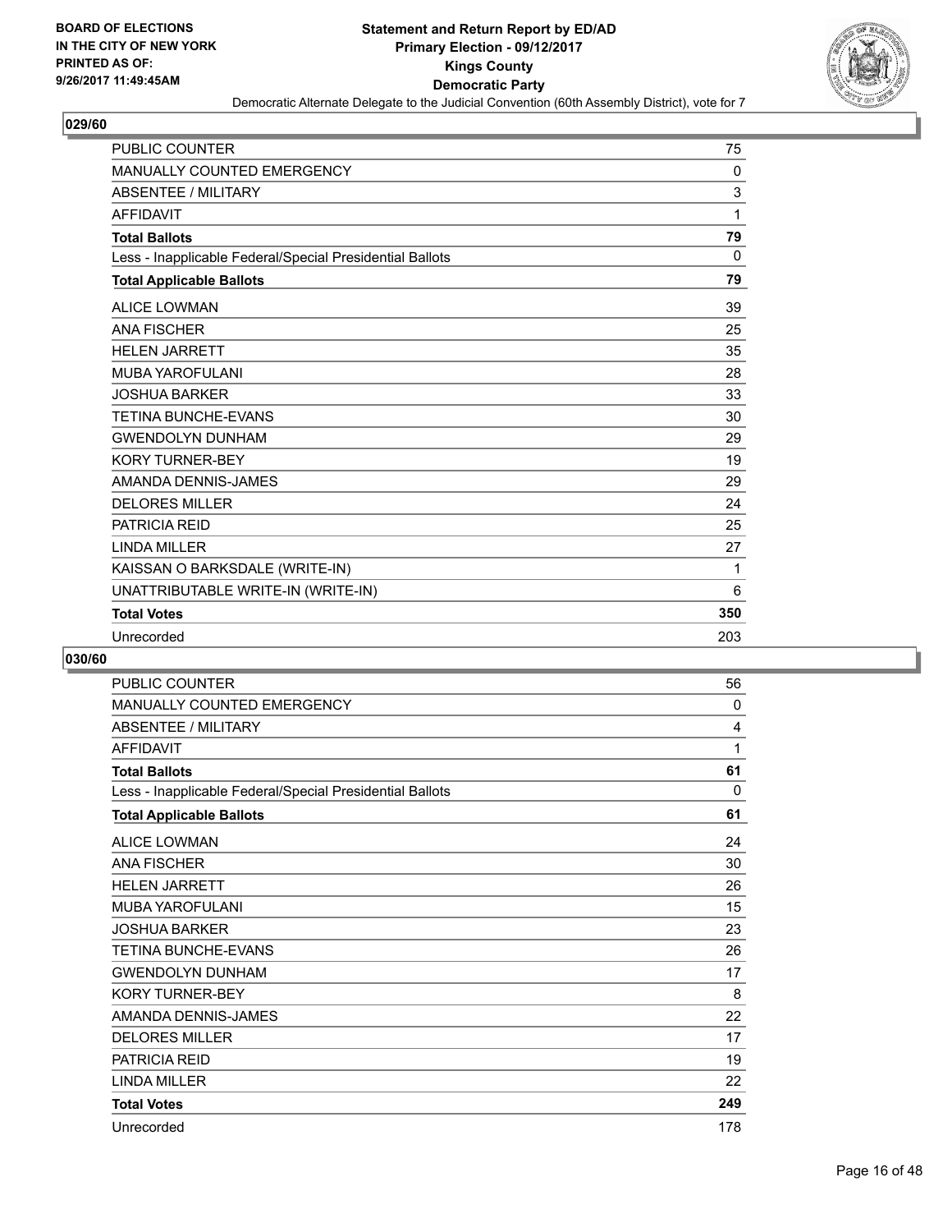**Statement and Return Report by ED/AD**
**Primary Election - 09/12/2017**
**Kings County**
**Democratic Party**
Democratic Alternate Delegate to the Judicial Convention (60th Assembly District), vote for 7

BOARD OF ELECTIONS
IN THE CITY OF NEW YORK
PRINTED AS OF:
9/26/2017 11:49:45AM

### 029/60

| | |
|---|---|
| PUBLIC COUNTER | 75 |
| MANUALLY COUNTED EMERGENCY | 0 |
| ABSENTEE / MILITARY | 3 |
| AFFIDAVIT | 1 |
| **Total Ballots** | **79** |
| Less - Inapplicable Federal/Special Presidential Ballots | 0 |
| **Total Applicable Ballots** | **79** |
| ALICE LOWMAN | 39 |
| ANA FISCHER | 25 |
| HELEN JARRETT | 35 |
| MUBA YAROFULANI | 28 |
| JOSHUA BARKER | 33 |
| TETINA BUNCHE-EVANS | 30 |
| GWENDOLYN DUNHAM | 29 |
| KORY TURNER-BEY | 19 |
| AMANDA DENNIS-JAMES | 29 |
| DELORES MILLER | 24 |
| PATRICIA REID | 25 |
| LINDA MILLER | 27 |
| KAISSAN O BARKSDALE (WRITE-IN) | 1 |
| UNATTRIBUTABLE WRITE-IN (WRITE-IN) | 6 |
| **Total Votes** | **350** |
| Unrecorded | 203 |

### 030/60

| | |
|---|---|
| PUBLIC COUNTER | 56 |
| MANUALLY COUNTED EMERGENCY | 0 |
| ABSENTEE / MILITARY | 4 |
| AFFIDAVIT | 1 |
| **Total Ballots** | **61** |
| Less - Inapplicable Federal/Special Presidential Ballots | 0 |
| **Total Applicable Ballots** | **61** |
| ALICE LOWMAN | 24 |
| ANA FISCHER | 30 |
| HELEN JARRETT | 26 |
| MUBA YAROFULANI | 15 |
| JOSHUA BARKER | 23 |
| TETINA BUNCHE-EVANS | 26 |
| GWENDOLYN DUNHAM | 17 |
| KORY TURNER-BEY | 8 |
| AMANDA DENNIS-JAMES | 22 |
| DELORES MILLER | 17 |
| PATRICIA REID | 19 |
| LINDA MILLER | 22 |
| **Total Votes** | **249** |
| Unrecorded | 178 |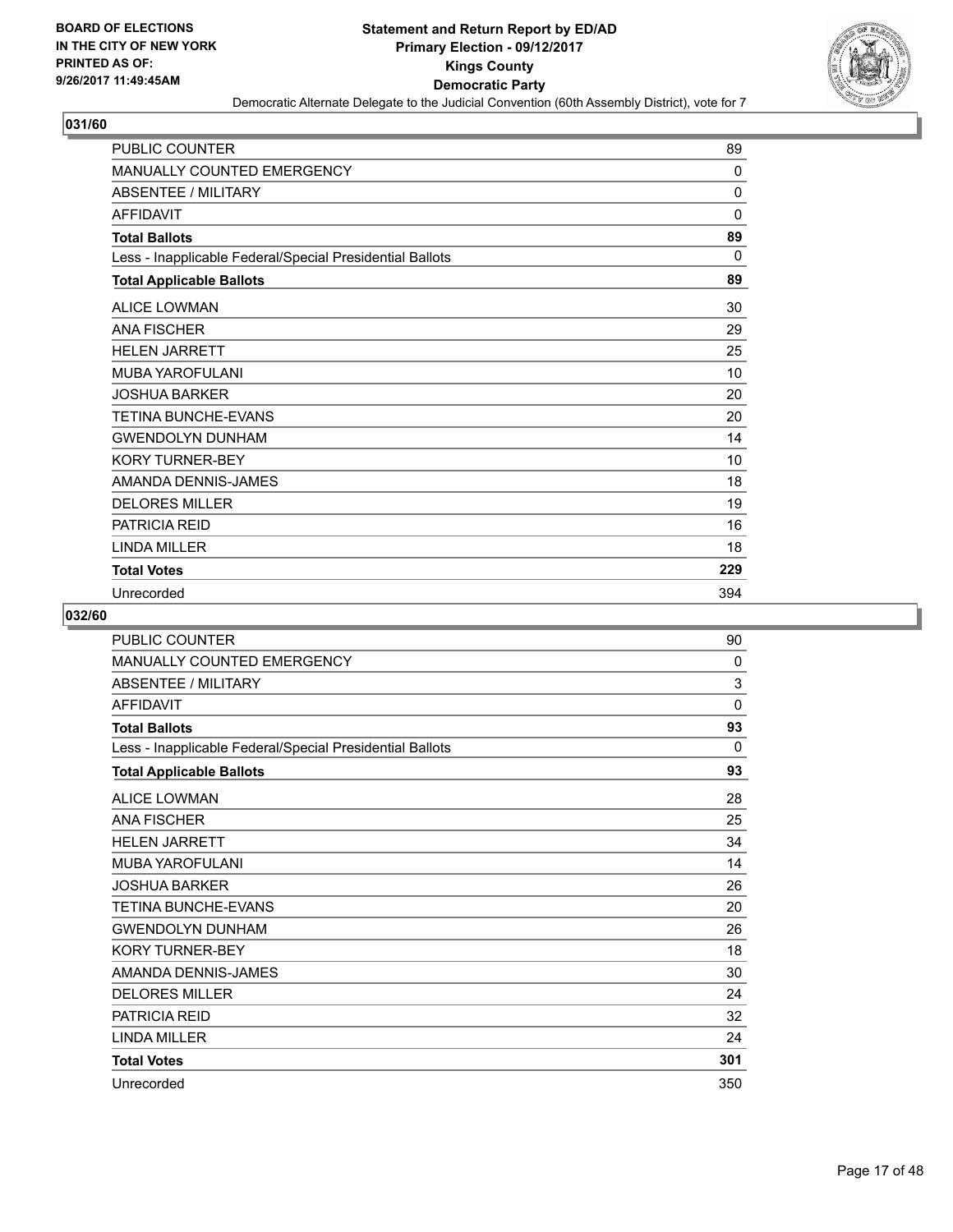BOARD OF ELECTIONS
IN THE CITY OF NEW YORK
PRINTED AS OF:
9/26/2017 11:49:45AM

**Statement and Return Report by ED/AD**
**Primary Election - 09/12/2017**
**Kings County**
**Democratic Party**
Democratic Alternate Delegate to the Judicial Convention (60th Assembly District), vote for 7

## 031/60

| | |
|---|---|
| PUBLIC COUNTER | 89 |
| MANUALLY COUNTED EMERGENCY | 0 |
| ABSENTEE / MILITARY | 0 |
| AFFIDAVIT | 0 |
| **Total Ballots** | **89** |
| Less - Inapplicable Federal/Special Presidential Ballots | 0 |
| **Total Applicable Ballots** | **89** |
| ALICE LOWMAN | 30 |
| ANA FISCHER | 29 |
| HELEN JARRETT | 25 |
| MUBA YAROFULANI | 10 |
| JOSHUA BARKER | 20 |
| TETINA BUNCHE-EVANS | 20 |
| GWENDOLYN DUNHAM | 14 |
| KORY TURNER-BEY | 10 |
| AMANDA DENNIS-JAMES | 18 |
| DELORES MILLER | 19 |
| PATRICIA REID | 16 |
| LINDA MILLER | 18 |
| **Total Votes** | **229** |
| Unrecorded | 394 |

## 032/60

| | |
|---|---|
| PUBLIC COUNTER | 90 |
| MANUALLY COUNTED EMERGENCY | 0 |
| ABSENTEE / MILITARY | 3 |
| AFFIDAVIT | 0 |
| **Total Ballots** | **93** |
| Less - Inapplicable Federal/Special Presidential Ballots | 0 |
| **Total Applicable Ballots** | **93** |
| ALICE LOWMAN | 28 |
| ANA FISCHER | 25 |
| HELEN JARRETT | 34 |
| MUBA YAROFULANI | 14 |
| JOSHUA BARKER | 26 |
| TETINA BUNCHE-EVANS | 20 |
| GWENDOLYN DUNHAM | 26 |
| KORY TURNER-BEY | 18 |
| AMANDA DENNIS-JAMES | 30 |
| DELORES MILLER | 24 |
| PATRICIA REID | 32 |
| LINDA MILLER | 24 |
| **Total Votes** | **301** |
| Unrecorded | 350 |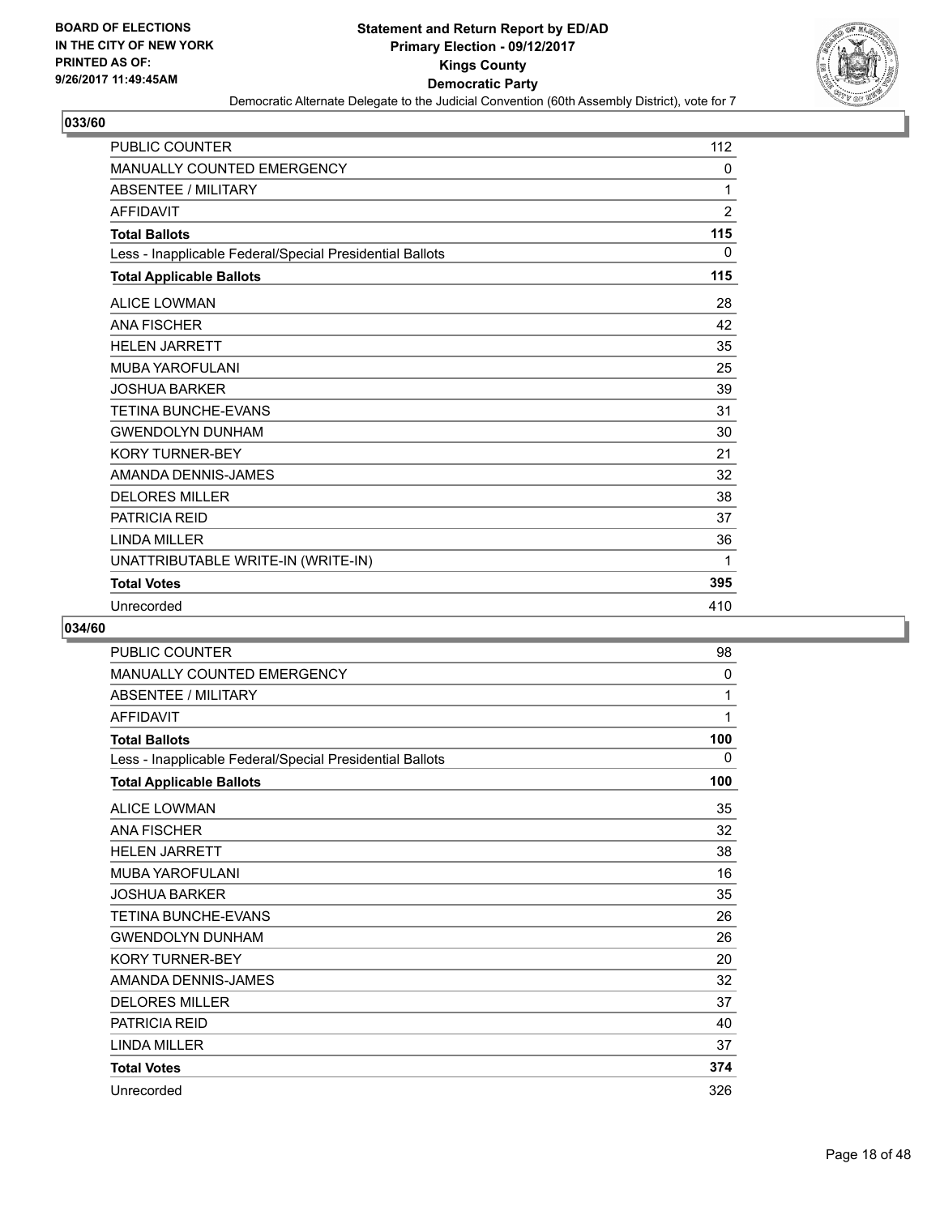**BOARD OF ELECTIONS IN THE CITY OF NEW YORK PRINTED AS OF: 9/26/2017 11:49:45AM**

# Statement and Return Report by ED/AD
## Primary Election - 09/12/2017
## Kings County
## Democratic Party
### Democratic Alternate Delegate to the Judicial Convention (60th Assembly District), vote for 7

## 033/60

| | |
|---|---|
| PUBLIC COUNTER | 112 |
| MANUALLY COUNTED EMERGENCY | 0 |
| ABSENTEE / MILITARY | 1 |
| AFFIDAVIT | 2 |
| **Total Ballots** | **115** |
| Less - Inapplicable Federal/Special Presidential Ballots | 0 |
| **Total Applicable Ballots** | **115** |
| ALICE LOWMAN | 28 |
| ANA FISCHER | 42 |
| HELEN JARRETT | 35 |
| MUBA YAROFULANI | 25 |
| JOSHUA BARKER | 39 |
| TETINA BUNCHE-EVANS | 31 |
| GWENDOLYN DUNHAM | 30 |
| KORY TURNER-BEY | 21 |
| AMANDA DENNIS-JAMES | 32 |
| DELORES MILLER | 38 |
| PATRICIA REID | 37 |
| LINDA MILLER | 36 |
| UNATTRIBUTABLE WRITE-IN (WRITE-IN) | 1 |
| **Total Votes** | **395** |
| Unrecorded | 410 |

## 034/60

| | |
|---|---|
| PUBLIC COUNTER | 98 |
| MANUALLY COUNTED EMERGENCY | 0 |
| ABSENTEE / MILITARY | 1 |
| AFFIDAVIT | 1 |
| **Total Ballots** | **100** |
| Less - Inapplicable Federal/Special Presidential Ballots | 0 |
| **Total Applicable Ballots** | **100** |
| ALICE LOWMAN | 35 |
| ANA FISCHER | 32 |
| HELEN JARRETT | 38 |
| MUBA YAROFULANI | 16 |
| JOSHUA BARKER | 35 |
| TETINA BUNCHE-EVANS | 26 |
| GWENDOLYN DUNHAM | 26 |
| KORY TURNER-BEY | 20 |
| AMANDA DENNIS-JAMES | 32 |
| DELORES MILLER | 37 |
| PATRICIA REID | 40 |
| LINDA MILLER | 37 |
| **Total Votes** | **374** |
| Unrecorded | 326 |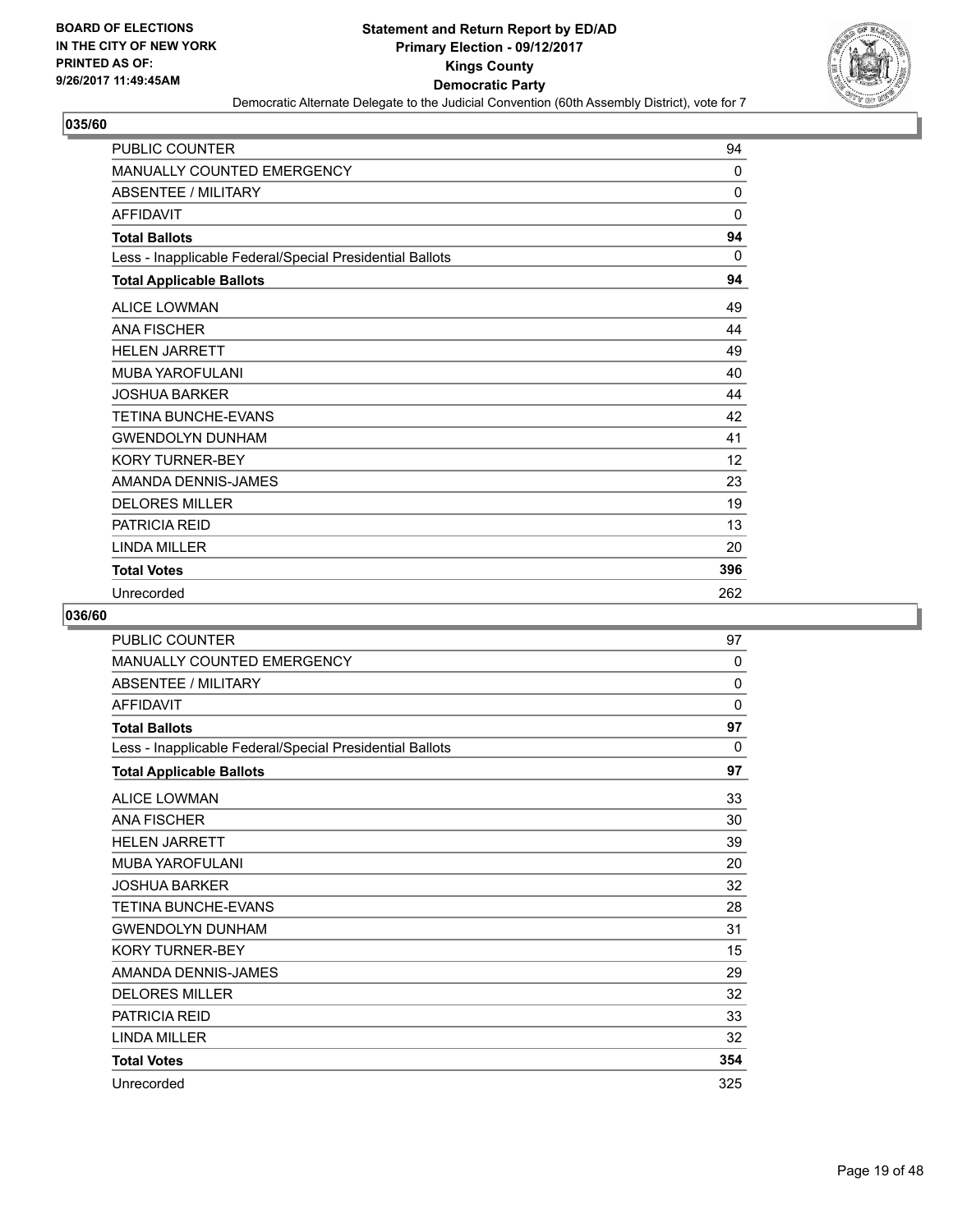**Statement and Return Report by ED/AD**
**Primary Election - 09/12/2017**
**Kings County**
**Democratic Party**
Democratic Alternate Delegate to the Judicial Convention (60th Assembly District), vote for 7

BOARD OF ELECTIONS
IN THE CITY OF NEW YORK
PRINTED AS OF:
9/26/2017 11:49:45AM

## 035/60

| | |
|---|---|
| PUBLIC COUNTER | 94 |
| MANUALLY COUNTED EMERGENCY | 0 |
| ABSENTEE / MILITARY | 0 |
| AFFIDAVIT | 0 |
| **Total Ballots** | **94** |
| Less - Inapplicable Federal/Special Presidential Ballots | 0 |
| **Total Applicable Ballots** | **94** |
| ALICE LOWMAN | 49 |
| ANA FISCHER | 44 |
| HELEN JARRETT | 49 |
| MUBA YAROFULANI | 40 |
| JOSHUA BARKER | 44 |
| TETINA BUNCHE-EVANS | 42 |
| GWENDOLYN DUNHAM | 41 |
| KORY TURNER-BEY | 12 |
| AMANDA DENNIS-JAMES | 23 |
| DELORES MILLER | 19 |
| PATRICIA REID | 13 |
| LINDA MILLER | 20 |
| **Total Votes** | **396** |
| Unrecorded | 262 |

## 036/60

| | |
|---|---|
| PUBLIC COUNTER | 97 |
| MANUALLY COUNTED EMERGENCY | 0 |
| ABSENTEE / MILITARY | 0 |
| AFFIDAVIT | 0 |
| **Total Ballots** | **97** |
| Less - Inapplicable Federal/Special Presidential Ballots | 0 |
| **Total Applicable Ballots** | **97** |
| ALICE LOWMAN | 33 |
| ANA FISCHER | 30 |
| HELEN JARRETT | 39 |
| MUBA YAROFULANI | 20 |
| JOSHUA BARKER | 32 |
| TETINA BUNCHE-EVANS | 28 |
| GWENDOLYN DUNHAM | 31 |
| KORY TURNER-BEY | 15 |
| AMANDA DENNIS-JAMES | 29 |
| DELORES MILLER | 32 |
| PATRICIA REID | 33 |
| LINDA MILLER | 32 |
| **Total Votes** | **354** |
| Unrecorded | 325 |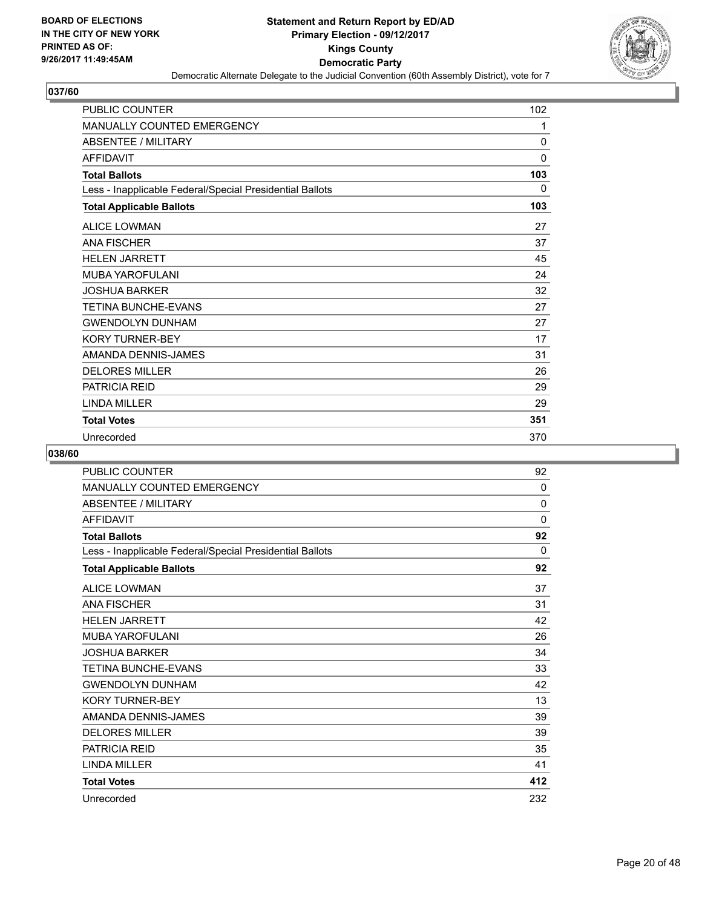**Statement and Return Report by ED/AD**
**Primary Election - 09/12/2017**
**Kings County**
**Democratic Party**
Democratic Alternate Delegate to the Judicial Convention (60th Assembly District), vote for 7

BOARD OF ELECTIONS
IN THE CITY OF NEW YORK
PRINTED AS OF:
9/26/2017 11:49:45AM

## 037/60

| | |
|---|---|
| PUBLIC COUNTER | 102 |
| MANUALLY COUNTED EMERGENCY | 1 |
| ABSENTEE / MILITARY | 0 |
| AFFIDAVIT | 0 |
| **Total Ballots** | **103** |
| Less - Inapplicable Federal/Special Presidential Ballots | 0 |
| **Total Applicable Ballots** | **103** |
| ALICE LOWMAN | 27 |
| ANA FISCHER | 37 |
| HELEN JARRETT | 45 |
| MUBA YAROFULANI | 24 |
| JOSHUA BARKER | 32 |
| TETINA BUNCHE-EVANS | 27 |
| GWENDOLYN DUNHAM | 27 |
| KORY TURNER-BEY | 17 |
| AMANDA DENNIS-JAMES | 31 |
| DELORES MILLER | 26 |
| PATRICIA REID | 29 |
| LINDA MILLER | 29 |
| **Total Votes** | **351** |
| Unrecorded | 370 |

## 038/60

| | |
|---|---|
| PUBLIC COUNTER | 92 |
| MANUALLY COUNTED EMERGENCY | 0 |
| ABSENTEE / MILITARY | 0 |
| AFFIDAVIT | 0 |
| **Total Ballots** | **92** |
| Less - Inapplicable Federal/Special Presidential Ballots | 0 |
| **Total Applicable Ballots** | **92** |
| ALICE LOWMAN | 37 |
| ANA FISCHER | 31 |
| HELEN JARRETT | 42 |
| MUBA YAROFULANI | 26 |
| JOSHUA BARKER | 34 |
| TETINA BUNCHE-EVANS | 33 |
| GWENDOLYN DUNHAM | 42 |
| KORY TURNER-BEY | 13 |
| AMANDA DENNIS-JAMES | 39 |
| DELORES MILLER | 39 |
| PATRICIA REID | 35 |
| LINDA MILLER | 41 |
| **Total Votes** | **412** |
| Unrecorded | 232 |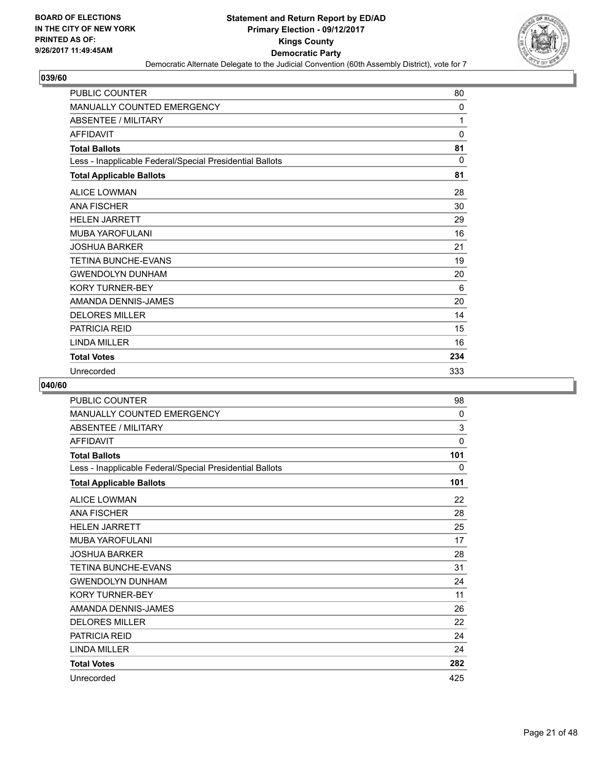BOARD OF ELECTIONS
IN THE CITY OF NEW YORK
PRINTED AS OF:
9/26/2017 11:49:45AM

# Statement and Return Report by ED/AD
## Primary Election - 09/12/2017
## Kings County
## Democratic Party
Democratic Alternate Delegate to the Judicial Convention (60th Assembly District), vote for 7

### 039/60

| | |
|---|---|
| PUBLIC COUNTER | 80 |
| MANUALLY COUNTED EMERGENCY | 0 |
| ABSENTEE / MILITARY | 1 |
| AFFIDAVIT | 0 |
| **Total Ballots** | **81** |
| Less - Inapplicable Federal/Special Presidential Ballots | 0 |
| **Total Applicable Ballots** | **81** |
| ALICE LOWMAN | 28 |
| ANA FISCHER | 30 |
| HELEN JARRETT | 29 |
| MUBA YAROFULANI | 16 |
| JOSHUA BARKER | 21 |
| TETINA BUNCHE-EVANS | 19 |
| GWENDOLYN DUNHAM | 20 |
| KORY TURNER-BEY | 6 |
| AMANDA DENNIS-JAMES | 20 |
| DELORES MILLER | 14 |
| PATRICIA REID | 15 |
| LINDA MILLER | 16 |
| **Total Votes** | **234** |
| Unrecorded | 333 |

### 040/60

| | |
|---|---|
| PUBLIC COUNTER | 98 |
| MANUALLY COUNTED EMERGENCY | 0 |
| ABSENTEE / MILITARY | 3 |
| AFFIDAVIT | 0 |
| **Total Ballots** | **101** |
| Less - Inapplicable Federal/Special Presidential Ballots | 0 |
| **Total Applicable Ballots** | **101** |
| ALICE LOWMAN | 22 |
| ANA FISCHER | 28 |
| HELEN JARRETT | 25 |
| MUBA YAROFULANI | 17 |
| JOSHUA BARKER | 28 |
| TETINA BUNCHE-EVANS | 31 |
| GWENDOLYN DUNHAM | 24 |
| KORY TURNER-BEY | 11 |
| AMANDA DENNIS-JAMES | 26 |
| DELORES MILLER | 22 |
| PATRICIA REID | 24 |
| LINDA MILLER | 24 |
| **Total Votes** | **282** |
| Unrecorded | 425 |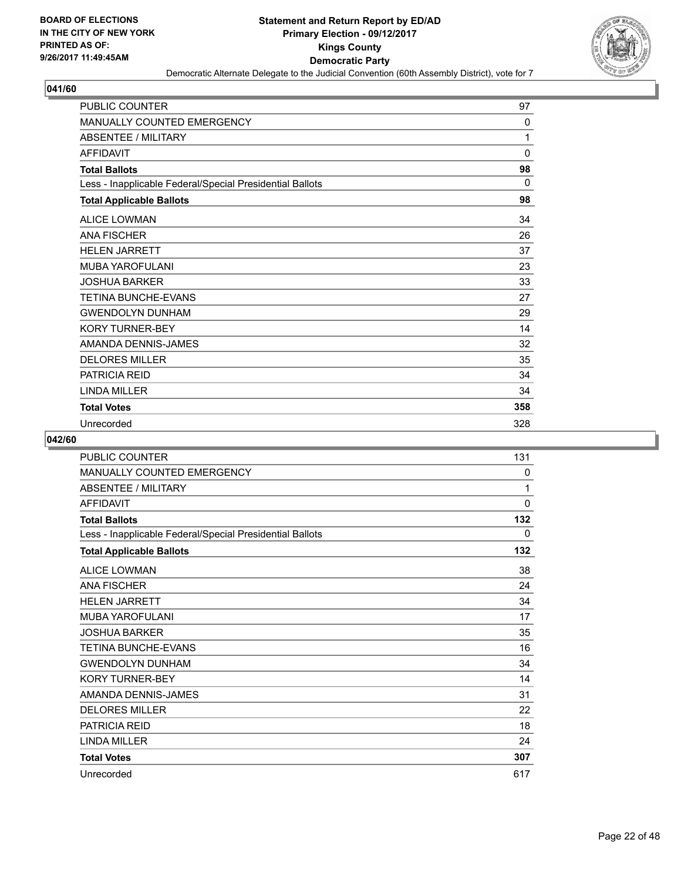**BOARD OF ELECTIONS IN THE CITY OF NEW YORK PRINTED AS OF: 9/26/2017 11:49:45AM**

**Statement and Return Report by ED/AD Primary Election - 09/12/2017 Kings County Democratic Party**

Democratic Alternate Delegate to the Judicial Convention (60th Assembly District), vote for 7

## 041/60

| | |
|---|---|
| PUBLIC COUNTER | 97 |
| MANUALLY COUNTED EMERGENCY | 0 |
| ABSENTEE / MILITARY | 1 |
| AFFIDAVIT | 0 |
| **Total Ballots** | **98** |
| Less - Inapplicable Federal/Special Presidential Ballots | 0 |
| **Total Applicable Ballots** | **98** |
| ALICE LOWMAN | 34 |
| ANA FISCHER | 26 |
| HELEN JARRETT | 37 |
| MUBA YAROFULANI | 23 |
| JOSHUA BARKER | 33 |
| TETINA BUNCHE-EVANS | 27 |
| GWENDOLYN DUNHAM | 29 |
| KORY TURNER-BEY | 14 |
| AMANDA DENNIS-JAMES | 32 |
| DELORES MILLER | 35 |
| PATRICIA REID | 34 |
| LINDA MILLER | 34 |
| **Total Votes** | **358** |
| Unrecorded | 328 |

## 042/60

| | |
|---|---|
| PUBLIC COUNTER | 131 |
| MANUALLY COUNTED EMERGENCY | 0 |
| ABSENTEE / MILITARY | 1 |
| AFFIDAVIT | 0 |
| **Total Ballots** | **132** |
| Less - Inapplicable Federal/Special Presidential Ballots | 0 |
| **Total Applicable Ballots** | **132** |
| ALICE LOWMAN | 38 |
| ANA FISCHER | 24 |
| HELEN JARRETT | 34 |
| MUBA YAROFULANI | 17 |
| JOSHUA BARKER | 35 |
| TETINA BUNCHE-EVANS | 16 |
| GWENDOLYN DUNHAM | 34 |
| KORY TURNER-BEY | 14 |
| AMANDA DENNIS-JAMES | 31 |
| DELORES MILLER | 22 |
| PATRICIA REID | 18 |
| LINDA MILLER | 24 |
| **Total Votes** | **307** |
| Unrecorded | 617 |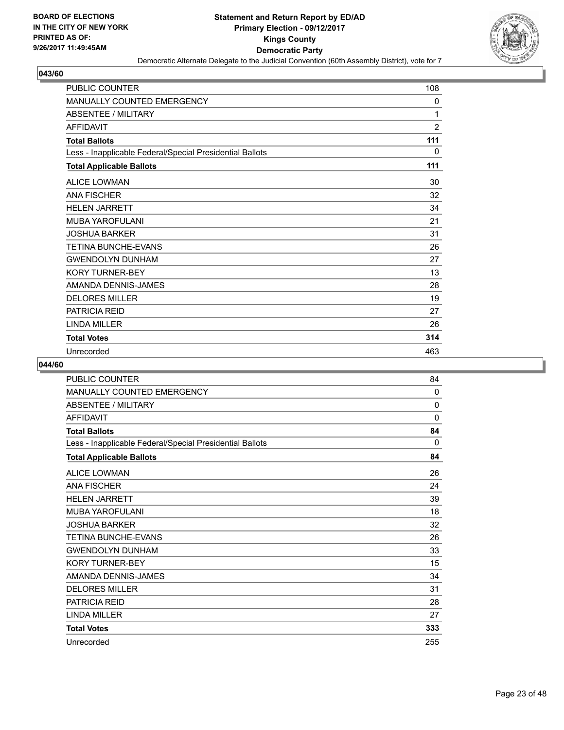**BOARD OF ELECTIONS IN THE CITY OF NEW YORK PRINTED AS OF: 9/26/2017 11:49:45AM**

# Statement and Return Report by ED/AD
## Primary Election - 09/12/2017
## Kings County
## Democratic Party
### Democratic Alternate Delegate to the Judicial Convention (60th Assembly District), vote for 7

### 043/60

| | |
|---|---|
| PUBLIC COUNTER | 108 |
| MANUALLY COUNTED EMERGENCY | 0 |
| ABSENTEE / MILITARY | 1 |
| AFFIDAVIT | 2 |
| **Total Ballots** | **111** |
| Less - Inapplicable Federal/Special Presidential Ballots | 0 |
| **Total Applicable Ballots** | **111** |
| ALICE LOWMAN | 30 |
| ANA FISCHER | 32 |
| HELEN JARRETT | 34 |
| MUBA YAROFULANI | 21 |
| JOSHUA BARKER | 31 |
| TETINA BUNCHE-EVANS | 26 |
| GWENDOLYN DUNHAM | 27 |
| KORY TURNER-BEY | 13 |
| AMANDA DENNIS-JAMES | 28 |
| DELORES MILLER | 19 |
| PATRICIA REID | 27 |
| LINDA MILLER | 26 |
| **Total Votes** | **314** |
| Unrecorded | 463 |

### 044/60

| | |
|---|---|
| PUBLIC COUNTER | 84 |
| MANUALLY COUNTED EMERGENCY | 0 |
| ABSENTEE / MILITARY | 0 |
| AFFIDAVIT | 0 |
| **Total Ballots** | **84** |
| Less - Inapplicable Federal/Special Presidential Ballots | 0 |
| **Total Applicable Ballots** | **84** |
| ALICE LOWMAN | 26 |
| ANA FISCHER | 24 |
| HELEN JARRETT | 39 |
| MUBA YAROFULANI | 18 |
| JOSHUA BARKER | 32 |
| TETINA BUNCHE-EVANS | 26 |
| GWENDOLYN DUNHAM | 33 |
| KORY TURNER-BEY | 15 |
| AMANDA DENNIS-JAMES | 34 |
| DELORES MILLER | 31 |
| PATRICIA REID | 28 |
| LINDA MILLER | 27 |
| **Total Votes** | **333** |
| Unrecorded | 255 |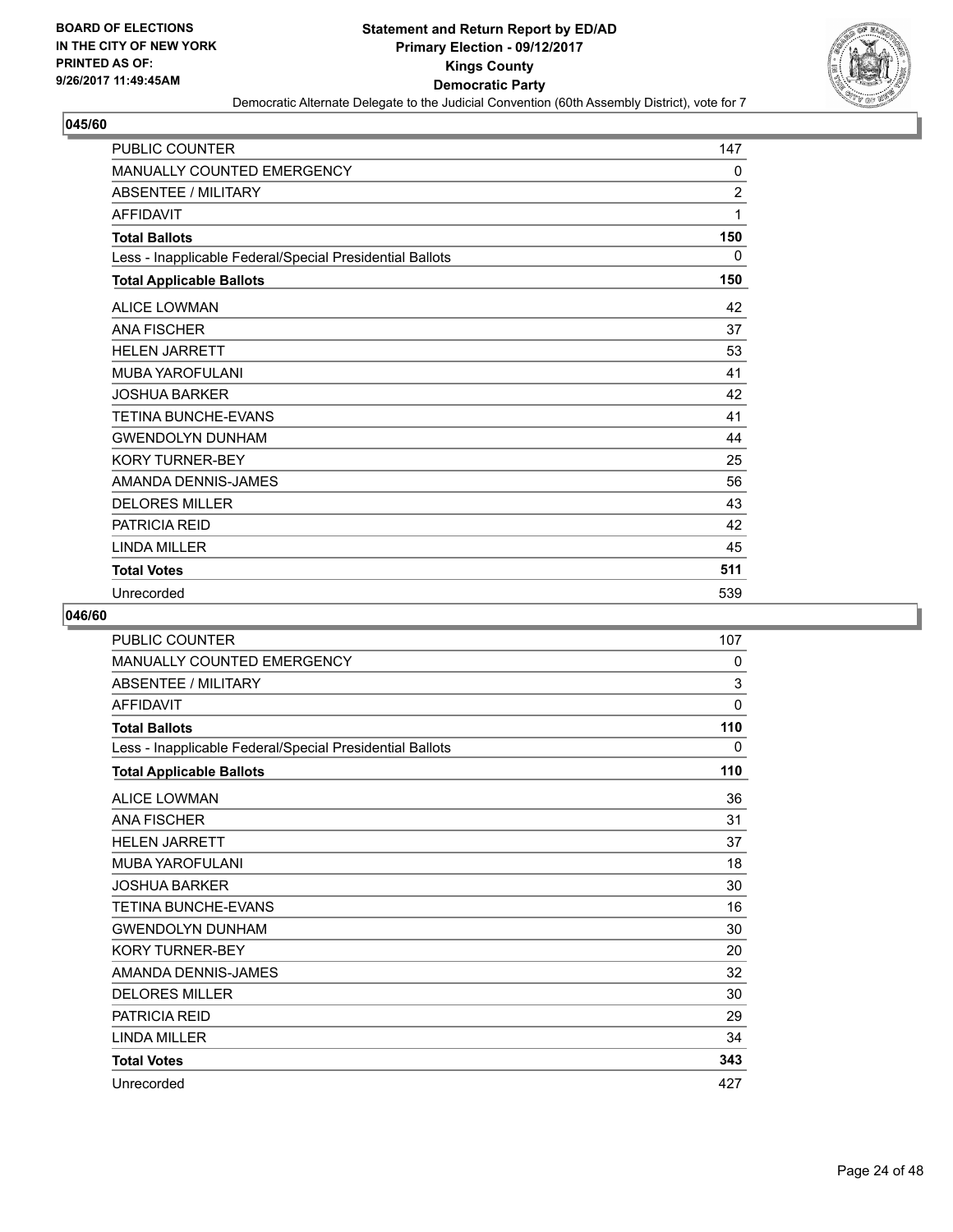BOARD OF ELECTIONS
IN THE CITY OF NEW YORK
PRINTED AS OF:
9/26/2017 11:49:45AM

**Statement and Return Report by ED/AD**
**Primary Election - 09/12/2017**
**Kings County**
**Democratic Party**
Democratic Alternate Delegate to the Judicial Convention (60th Assembly District), vote for 7

### 045/60

| | |
|---|---|
| PUBLIC COUNTER | 147 |
| MANUALLY COUNTED EMERGENCY | 0 |
| ABSENTEE / MILITARY | 2 |
| AFFIDAVIT | 1 |
| **Total Ballots** | **150** |
| Less - Inapplicable Federal/Special Presidential Ballots | 0 |
| **Total Applicable Ballots** | **150** |
| ALICE LOWMAN | 42 |
| ANA FISCHER | 37 |
| HELEN JARRETT | 53 |
| MUBA YAROFULANI | 41 |
| JOSHUA BARKER | 42 |
| TETINA BUNCHE-EVANS | 41 |
| GWENDOLYN DUNHAM | 44 |
| KORY TURNER-BEY | 25 |
| AMANDA DENNIS-JAMES | 56 |
| DELORES MILLER | 43 |
| PATRICIA REID | 42 |
| LINDA MILLER | 45 |
| **Total Votes** | **511** |
| Unrecorded | 539 |

### 046/60

| | |
|---|---|
| PUBLIC COUNTER | 107 |
| MANUALLY COUNTED EMERGENCY | 0 |
| ABSENTEE / MILITARY | 3 |
| AFFIDAVIT | 0 |
| **Total Ballots** | **110** |
| Less - Inapplicable Federal/Special Presidential Ballots | 0 |
| **Total Applicable Ballots** | **110** |
| ALICE LOWMAN | 36 |
| ANA FISCHER | 31 |
| HELEN JARRETT | 37 |
| MUBA YAROFULANI | 18 |
| JOSHUA BARKER | 30 |
| TETINA BUNCHE-EVANS | 16 |
| GWENDOLYN DUNHAM | 30 |
| KORY TURNER-BEY | 20 |
| AMANDA DENNIS-JAMES | 32 |
| DELORES MILLER | 30 |
| PATRICIA REID | 29 |
| LINDA MILLER | 34 |
| **Total Votes** | **343** |
| Unrecorded | 427 |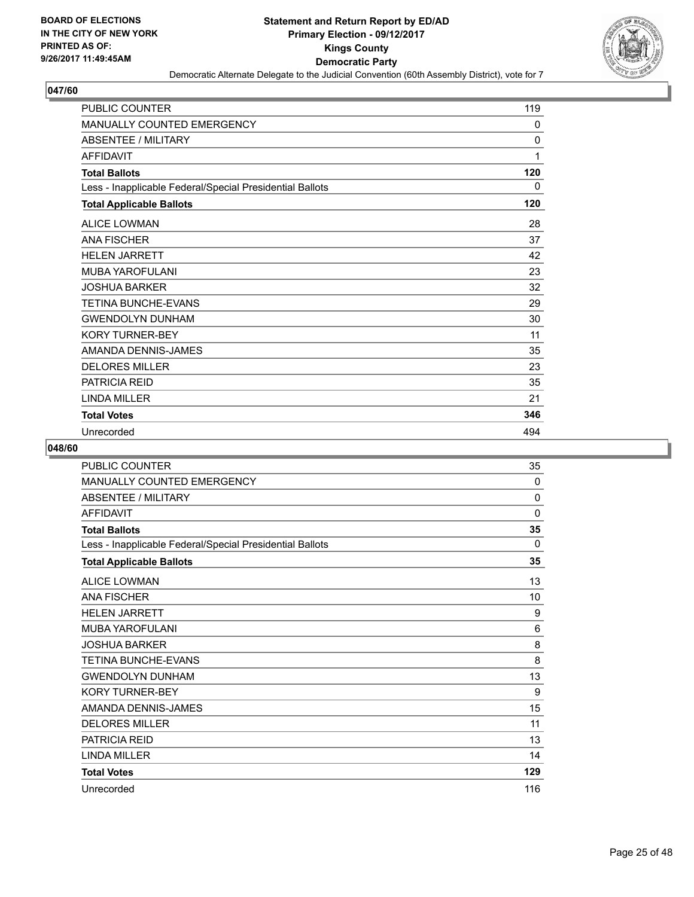**BOARD OF ELECTIONS IN THE CITY OF NEW YORK PRINTED AS OF: 9/26/2017 11:49:45AM**

# Statement and Return Report by ED/AD
## Primary Election - 09/12/2017
## Kings County
## Democratic Party
### Democratic Alternate Delegate to the Judicial Convention (60th Assembly District), vote for 7

## 047/60

| | |
|---|---|
| PUBLIC COUNTER | 119 |
| MANUALLY COUNTED EMERGENCY | 0 |
| ABSENTEE / MILITARY | 0 |
| AFFIDAVIT | 1 |
| **Total Ballots** | **120** |
| Less - Inapplicable Federal/Special Presidential Ballots | 0 |
| **Total Applicable Ballots** | **120** |
| ALICE LOWMAN | 28 |
| ANA FISCHER | 37 |
| HELEN JARRETT | 42 |
| MUBA YAROFULANI | 23 |
| JOSHUA BARKER | 32 |
| TETINA BUNCHE-EVANS | 29 |
| GWENDOLYN DUNHAM | 30 |
| KORY TURNER-BEY | 11 |
| AMANDA DENNIS-JAMES | 35 |
| DELORES MILLER | 23 |
| PATRICIA REID | 35 |
| LINDA MILLER | 21 |
| **Total Votes** | **346** |
| Unrecorded | 494 |

## 048/60

| | |
|---|---|
| PUBLIC COUNTER | 35 |
| MANUALLY COUNTED EMERGENCY | 0 |
| ABSENTEE / MILITARY | 0 |
| AFFIDAVIT | 0 |
| **Total Ballots** | **35** |
| Less - Inapplicable Federal/Special Presidential Ballots | 0 |
| **Total Applicable Ballots** | **35** |
| ALICE LOWMAN | 13 |
| ANA FISCHER | 10 |
| HELEN JARRETT | 9 |
| MUBA YAROFULANI | 6 |
| JOSHUA BARKER | 8 |
| TETINA BUNCHE-EVANS | 8 |
| GWENDOLYN DUNHAM | 13 |
| KORY TURNER-BEY | 9 |
| AMANDA DENNIS-JAMES | 15 |
| DELORES MILLER | 11 |
| PATRICIA REID | 13 |
| LINDA MILLER | 14 |
| **Total Votes** | **129** |
| Unrecorded | 116 |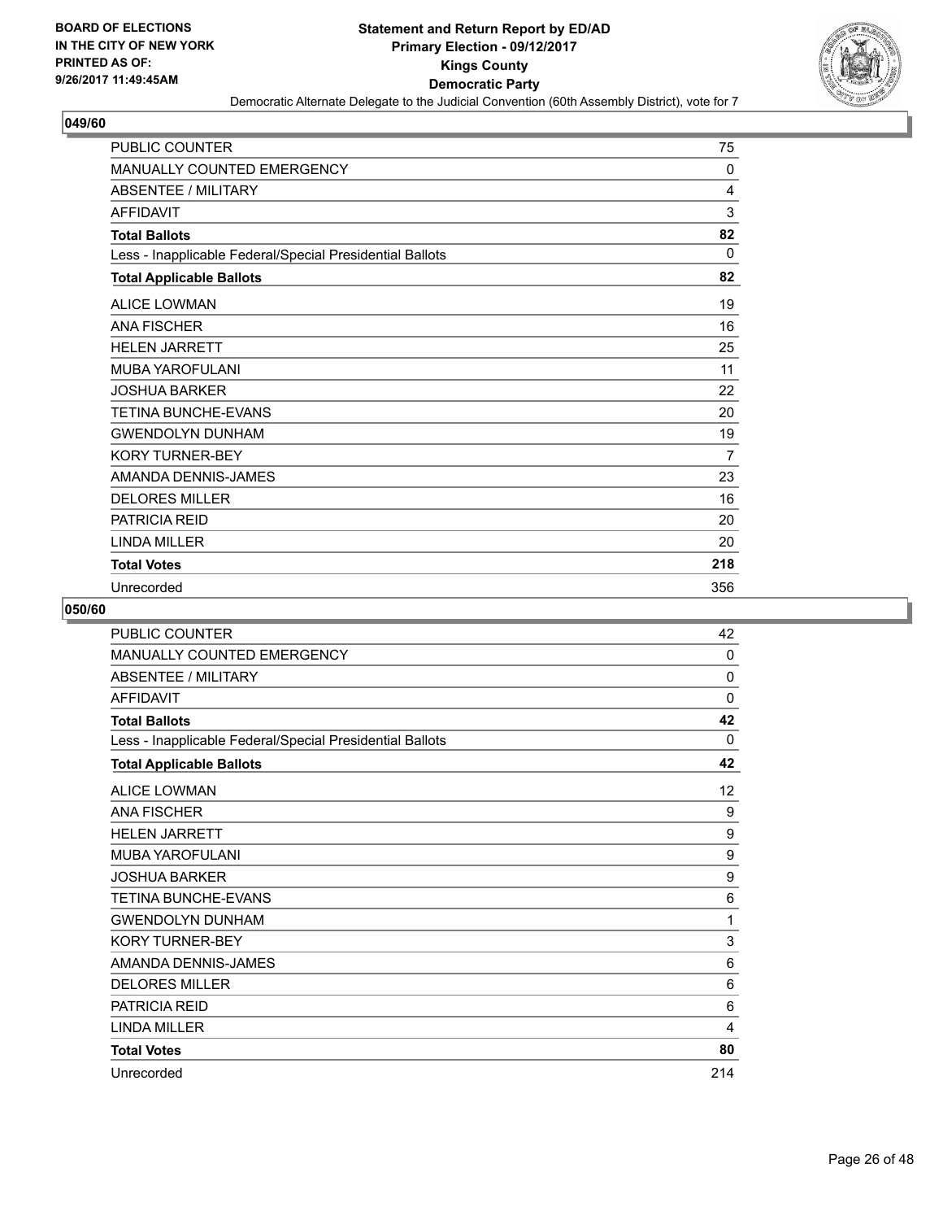**BOARD OF ELECTIONS IN THE CITY OF NEW YORK PRINTED AS OF: 9/26/2017 11:49:45AM**

# Statement and Return Report by ED/AD
## Primary Election - 09/12/2017
## Kings County
## Democratic Party
### Democratic Alternate Delegate to the Judicial Convention (60th Assembly District), vote for 7

## 049/60

| | |
|---|---|
| PUBLIC COUNTER | 75 |
| MANUALLY COUNTED EMERGENCY | 0 |
| ABSENTEE / MILITARY | 4 |
| AFFIDAVIT | 3 |
| **Total Ballots** | **82** |
| Less - Inapplicable Federal/Special Presidential Ballots | 0 |
| **Total Applicable Ballots** | **82** |
| ALICE LOWMAN | 19 |
| ANA FISCHER | 16 |
| HELEN JARRETT | 25 |
| MUBA YAROFULANI | 11 |
| JOSHUA BARKER | 22 |
| TETINA BUNCHE-EVANS | 20 |
| GWENDOLYN DUNHAM | 19 |
| KORY TURNER-BEY | 7 |
| AMANDA DENNIS-JAMES | 23 |
| DELORES MILLER | 16 |
| PATRICIA REID | 20 |
| LINDA MILLER | 20 |
| **Total Votes** | **218** |
| Unrecorded | 356 |

## 050/60

| | |
|---|---|
| PUBLIC COUNTER | 42 |
| MANUALLY COUNTED EMERGENCY | 0 |
| ABSENTEE / MILITARY | 0 |
| AFFIDAVIT | 0 |
| **Total Ballots** | **42** |
| Less - Inapplicable Federal/Special Presidential Ballots | 0 |
| **Total Applicable Ballots** | **42** |
| ALICE LOWMAN | 12 |
| ANA FISCHER | 9 |
| HELEN JARRETT | 9 |
| MUBA YAROFULANI | 9 |
| JOSHUA BARKER | 9 |
| TETINA BUNCHE-EVANS | 6 |
| GWENDOLYN DUNHAM | 1 |
| KORY TURNER-BEY | 3 |
| AMANDA DENNIS-JAMES | 6 |
| DELORES MILLER | 6 |
| PATRICIA REID | 6 |
| LINDA MILLER | 4 |
| **Total Votes** | **80** |
| Unrecorded | 214 |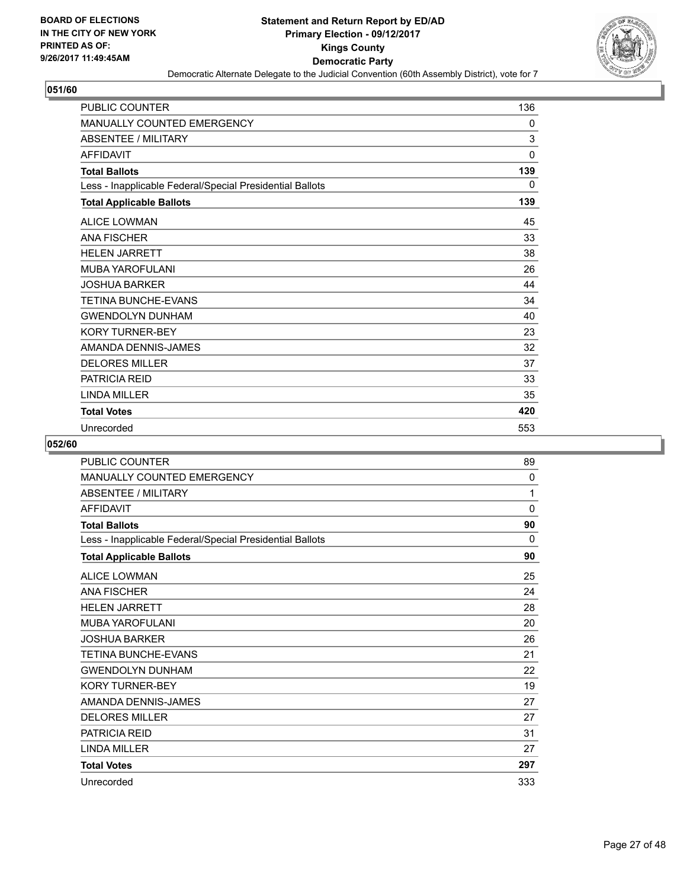**BOARD OF ELECTIONS IN THE CITY OF NEW YORK PRINTED AS OF: 9/26/2017 11:49:45AM**

**Statement and Return Report by ED/AD**
**Primary Election - 09/12/2017**
**Kings County**
**Democratic Party**
Democratic Alternate Delegate to the Judicial Convention (60th Assembly District), vote for 7

## 051/60

| | |
|---|---|
| PUBLIC COUNTER | 136 |
| MANUALLY COUNTED EMERGENCY | 0 |
| ABSENTEE / MILITARY | 3 |
| AFFIDAVIT | 0 |
| **Total Ballots** | **139** |
| Less - Inapplicable Federal/Special Presidential Ballots | 0 |
| **Total Applicable Ballots** | **139** |
| ALICE LOWMAN | 45 |
| ANA FISCHER | 33 |
| HELEN JARRETT | 38 |
| MUBA YAROFULANI | 26 |
| JOSHUA BARKER | 44 |
| TETINA BUNCHE-EVANS | 34 |
| GWENDOLYN DUNHAM | 40 |
| KORY TURNER-BEY | 23 |
| AMANDA DENNIS-JAMES | 32 |
| DELORES MILLER | 37 |
| PATRICIA REID | 33 |
| LINDA MILLER | 35 |
| **Total Votes** | **420** |
| Unrecorded | 553 |

## 052/60

| | |
|---|---|
| PUBLIC COUNTER | 89 |
| MANUALLY COUNTED EMERGENCY | 0 |
| ABSENTEE / MILITARY | 1 |
| AFFIDAVIT | 0 |
| **Total Ballots** | **90** |
| Less - Inapplicable Federal/Special Presidential Ballots | 0 |
| **Total Applicable Ballots** | **90** |
| ALICE LOWMAN | 25 |
| ANA FISCHER | 24 |
| HELEN JARRETT | 28 |
| MUBA YAROFULANI | 20 |
| JOSHUA BARKER | 26 |
| TETINA BUNCHE-EVANS | 21 |
| GWENDOLYN DUNHAM | 22 |
| KORY TURNER-BEY | 19 |
| AMANDA DENNIS-JAMES | 27 |
| DELORES MILLER | 27 |
| PATRICIA REID | 31 |
| LINDA MILLER | 27 |
| **Total Votes** | **297** |
| Unrecorded | 333 |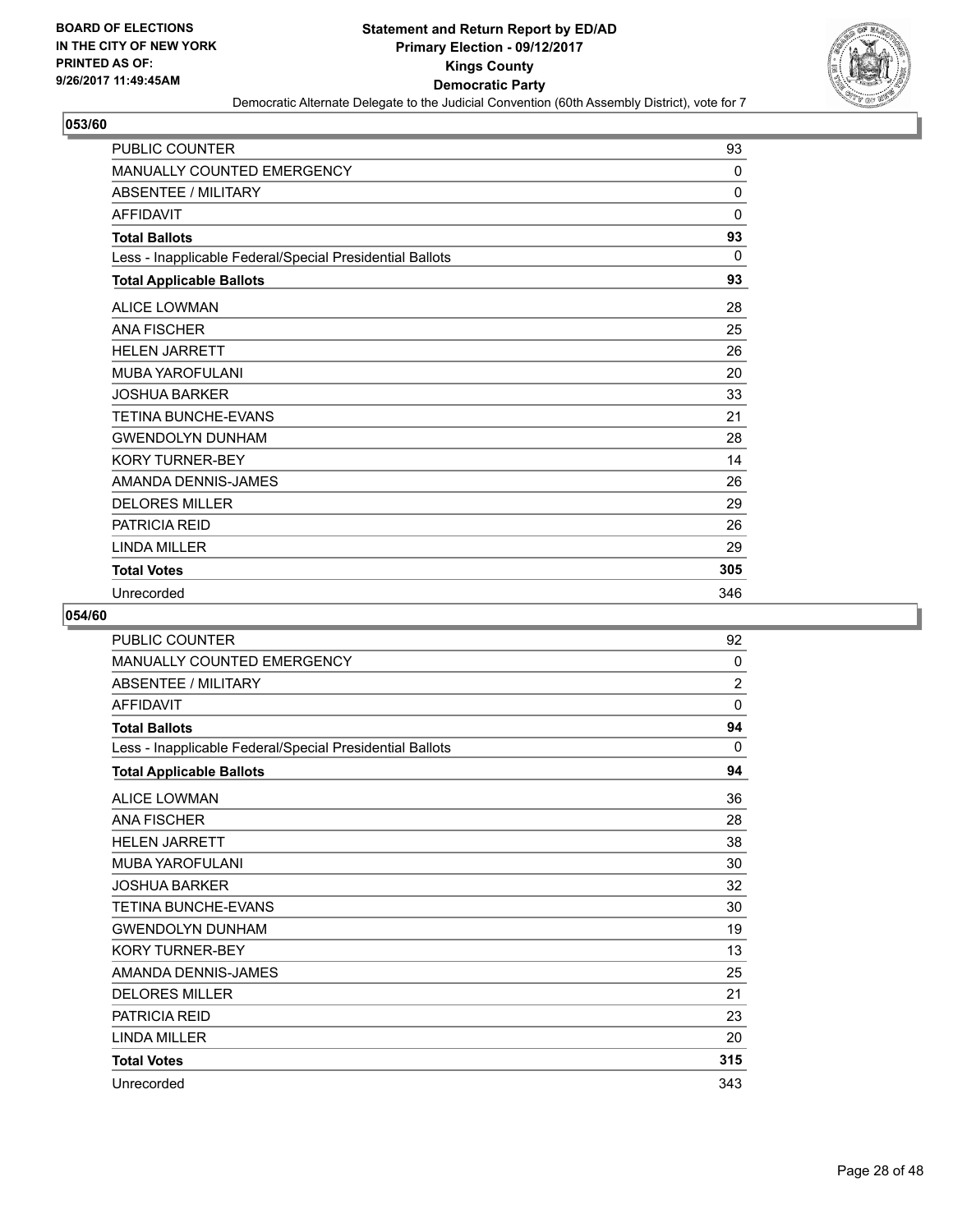**Statement and Return Report by ED/AD**
**Primary Election - 09/12/2017**
**Kings County**
**Democratic Party**
Democratic Alternate Delegate to the Judicial Convention (60th Assembly District), vote for 7

BOARD OF ELECTIONS
IN THE CITY OF NEW YORK
PRINTED AS OF:
9/26/2017 11:49:45AM

## 053/60

| | |
|---|---|
| PUBLIC COUNTER | 93 |
| MANUALLY COUNTED EMERGENCY | 0 |
| ABSENTEE / MILITARY | 0 |
| AFFIDAVIT | 0 |
| **Total Ballots** | **93** |
| Less - Inapplicable Federal/Special Presidential Ballots | 0 |
| **Total Applicable Ballots** | **93** |
| ALICE LOWMAN | 28 |
| ANA FISCHER | 25 |
| HELEN JARRETT | 26 |
| MUBA YAROFULANI | 20 |
| JOSHUA BARKER | 33 |
| TETINA BUNCHE-EVANS | 21 |
| GWENDOLYN DUNHAM | 28 |
| KORY TURNER-BEY | 14 |
| AMANDA DENNIS-JAMES | 26 |
| DELORES MILLER | 29 |
| PATRICIA REID | 26 |
| LINDA MILLER | 29 |
| **Total Votes** | **305** |
| Unrecorded | 346 |

## 054/60

| | |
|---|---|
| PUBLIC COUNTER | 92 |
| MANUALLY COUNTED EMERGENCY | 0 |
| ABSENTEE / MILITARY | 2 |
| AFFIDAVIT | 0 |
| **Total Ballots** | **94** |
| Less - Inapplicable Federal/Special Presidential Ballots | 0 |
| **Total Applicable Ballots** | **94** |
| ALICE LOWMAN | 36 |
| ANA FISCHER | 28 |
| HELEN JARRETT | 38 |
| MUBA YAROFULANI | 30 |
| JOSHUA BARKER | 32 |
| TETINA BUNCHE-EVANS | 30 |
| GWENDOLYN DUNHAM | 19 |
| KORY TURNER-BEY | 13 |
| AMANDA DENNIS-JAMES | 25 |
| DELORES MILLER | 21 |
| PATRICIA REID | 23 |
| LINDA MILLER | 20 |
| **Total Votes** | **315** |
| Unrecorded | 343 |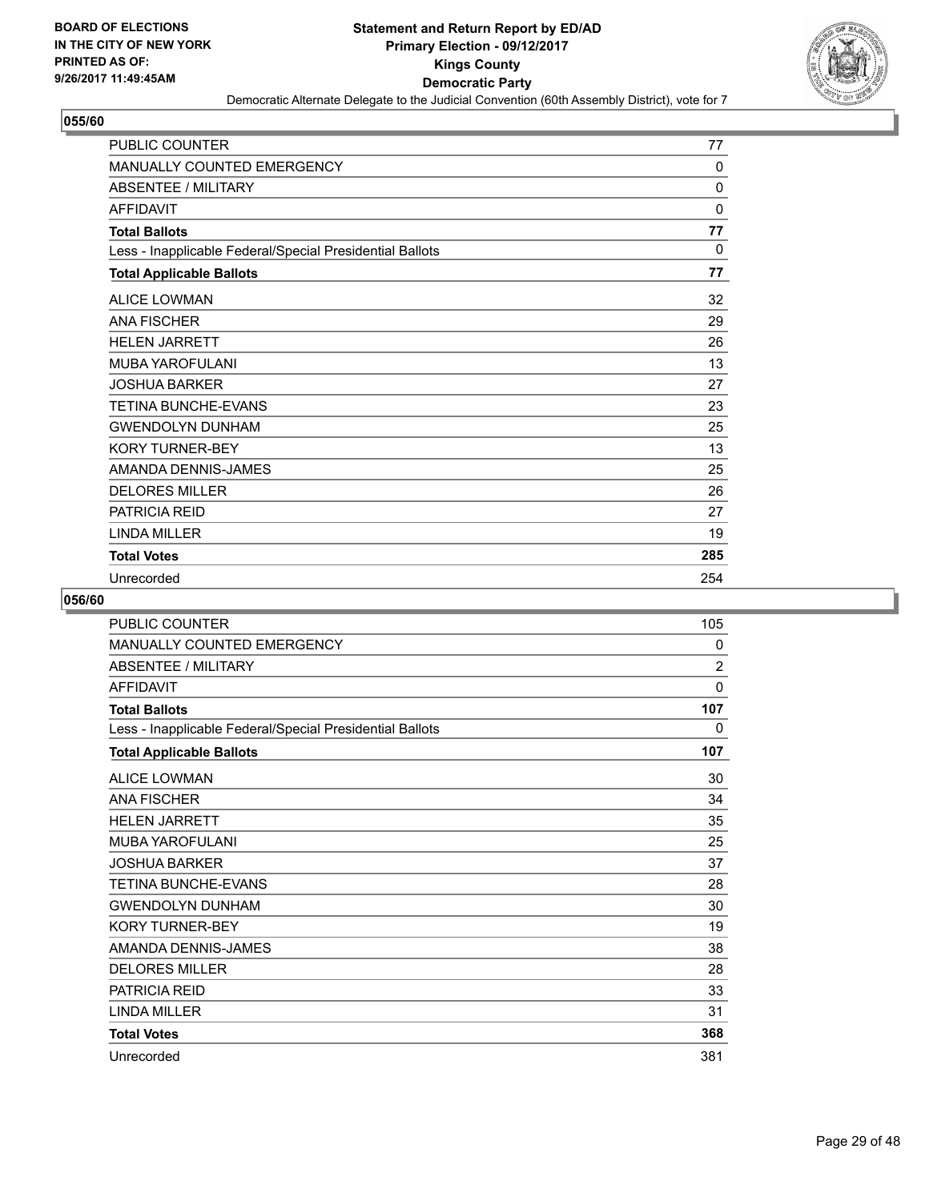BOARD OF ELECTIONS
IN THE CITY OF NEW YORK
PRINTED AS OF:
9/26/2017 11:49:45AM

**Statement and Return Report by ED/AD**
**Primary Election - 09/12/2017**
**Kings County**
**Democratic Party**
Democratic Alternate Delegate to the Judicial Convention (60th Assembly District), vote for 7

## 055/60

| | |
|---|---|
| PUBLIC COUNTER | 77 |
| MANUALLY COUNTED EMERGENCY | 0 |
| ABSENTEE / MILITARY | 0 |
| AFFIDAVIT | 0 |
| **Total Ballots** | **77** |
| Less - Inapplicable Federal/Special Presidential Ballots | 0 |
| **Total Applicable Ballots** | **77** |
| ALICE LOWMAN | 32 |
| ANA FISCHER | 29 |
| HELEN JARRETT | 26 |
| MUBA YAROFULANI | 13 |
| JOSHUA BARKER | 27 |
| TETINA BUNCHE-EVANS | 23 |
| GWENDOLYN DUNHAM | 25 |
| KORY TURNER-BEY | 13 |
| AMANDA DENNIS-JAMES | 25 |
| DELORES MILLER | 26 |
| PATRICIA REID | 27 |
| LINDA MILLER | 19 |
| **Total Votes** | **285** |
| Unrecorded | 254 |

## 056/60

| | |
|---|---|
| PUBLIC COUNTER | 105 |
| MANUALLY COUNTED EMERGENCY | 0 |
| ABSENTEE / MILITARY | 2 |
| AFFIDAVIT | 0 |
| **Total Ballots** | **107** |
| Less - Inapplicable Federal/Special Presidential Ballots | 0 |
| **Total Applicable Ballots** | **107** |
| ALICE LOWMAN | 30 |
| ANA FISCHER | 34 |
| HELEN JARRETT | 35 |
| MUBA YAROFULANI | 25 |
| JOSHUA BARKER | 37 |
| TETINA BUNCHE-EVANS | 28 |
| GWENDOLYN DUNHAM | 30 |
| KORY TURNER-BEY | 19 |
| AMANDA DENNIS-JAMES | 38 |
| DELORES MILLER | 28 |
| PATRICIA REID | 33 |
| LINDA MILLER | 31 |
| **Total Votes** | **368** |
| Unrecorded | 381 |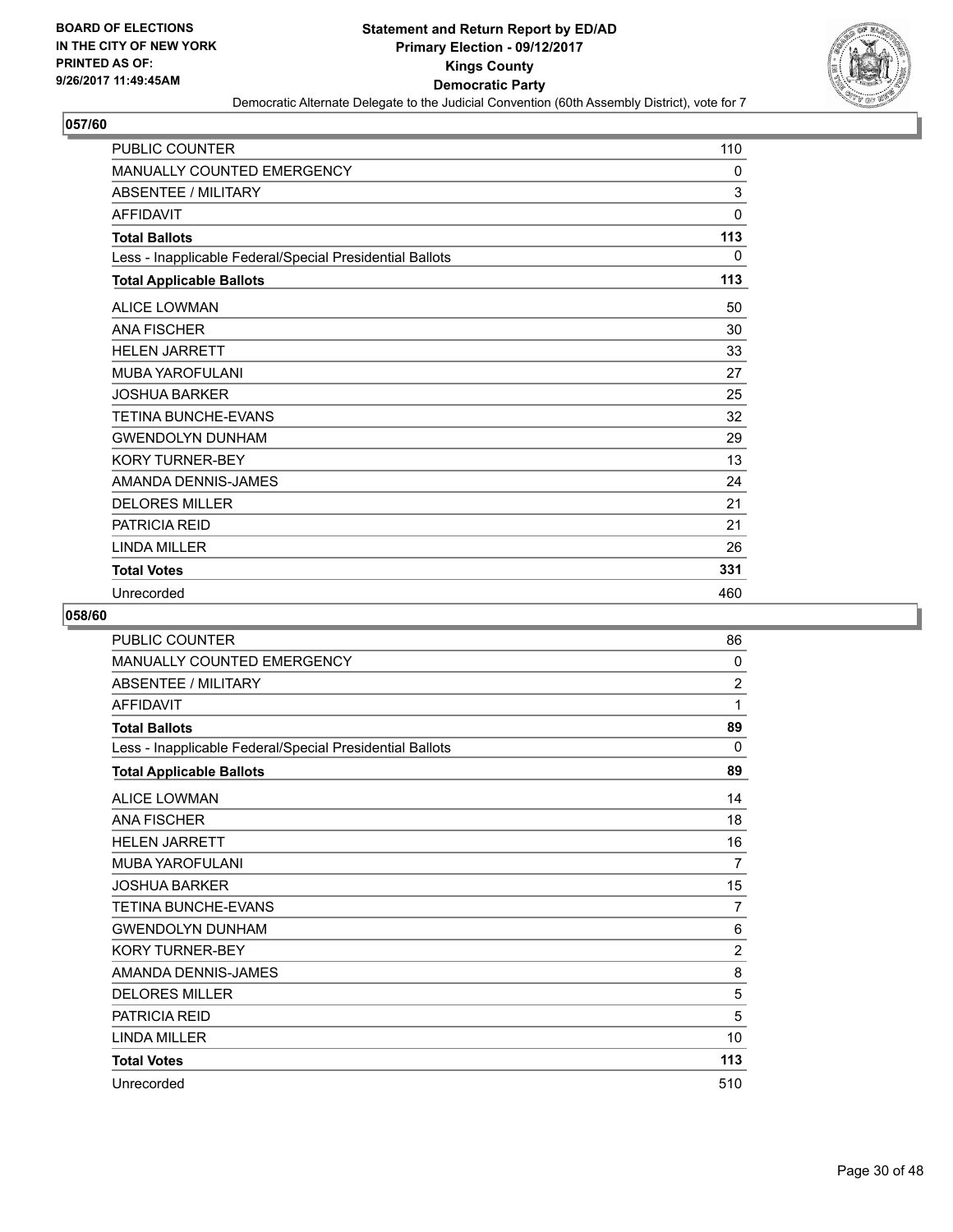BOARD OF ELECTIONS
IN THE CITY OF NEW YORK
PRINTED AS OF:
9/26/2017 11:49:45AM

**Statement and Return Report by ED/AD**
**Primary Election - 09/12/2017**
**Kings County**
**Democratic Party**
Democratic Alternate Delegate to the Judicial Convention (60th Assembly District), vote for 7

## 057/60

| | |
|---|---|
| PUBLIC COUNTER | 110 |
| MANUALLY COUNTED EMERGENCY | 0 |
| ABSENTEE / MILITARY | 3 |
| AFFIDAVIT | 0 |
| **Total Ballots** | **113** |
| Less - Inapplicable Federal/Special Presidential Ballots | 0 |
| **Total Applicable Ballots** | **113** |
| ALICE LOWMAN | 50 |
| ANA FISCHER | 30 |
| HELEN JARRETT | 33 |
| MUBA YAROFULANI | 27 |
| JOSHUA BARKER | 25 |
| TETINA BUNCHE-EVANS | 32 |
| GWENDOLYN DUNHAM | 29 |
| KORY TURNER-BEY | 13 |
| AMANDA DENNIS-JAMES | 24 |
| DELORES MILLER | 21 |
| PATRICIA REID | 21 |
| LINDA MILLER | 26 |
| **Total Votes** | **331** |
| Unrecorded | 460 |

## 058/60

| | |
|---|---|
| PUBLIC COUNTER | 86 |
| MANUALLY COUNTED EMERGENCY | 0 |
| ABSENTEE / MILITARY | 2 |
| AFFIDAVIT | 1 |
| **Total Ballots** | **89** |
| Less - Inapplicable Federal/Special Presidential Ballots | 0 |
| **Total Applicable Ballots** | **89** |
| ALICE LOWMAN | 14 |
| ANA FISCHER | 18 |
| HELEN JARRETT | 16 |
| MUBA YAROFULANI | 7 |
| JOSHUA BARKER | 15 |
| TETINA BUNCHE-EVANS | 7 |
| GWENDOLYN DUNHAM | 6 |
| KORY TURNER-BEY | 2 |
| AMANDA DENNIS-JAMES | 8 |
| DELORES MILLER | 5 |
| PATRICIA REID | 5 |
| LINDA MILLER | 10 |
| **Total Votes** | **113** |
| Unrecorded | 510 |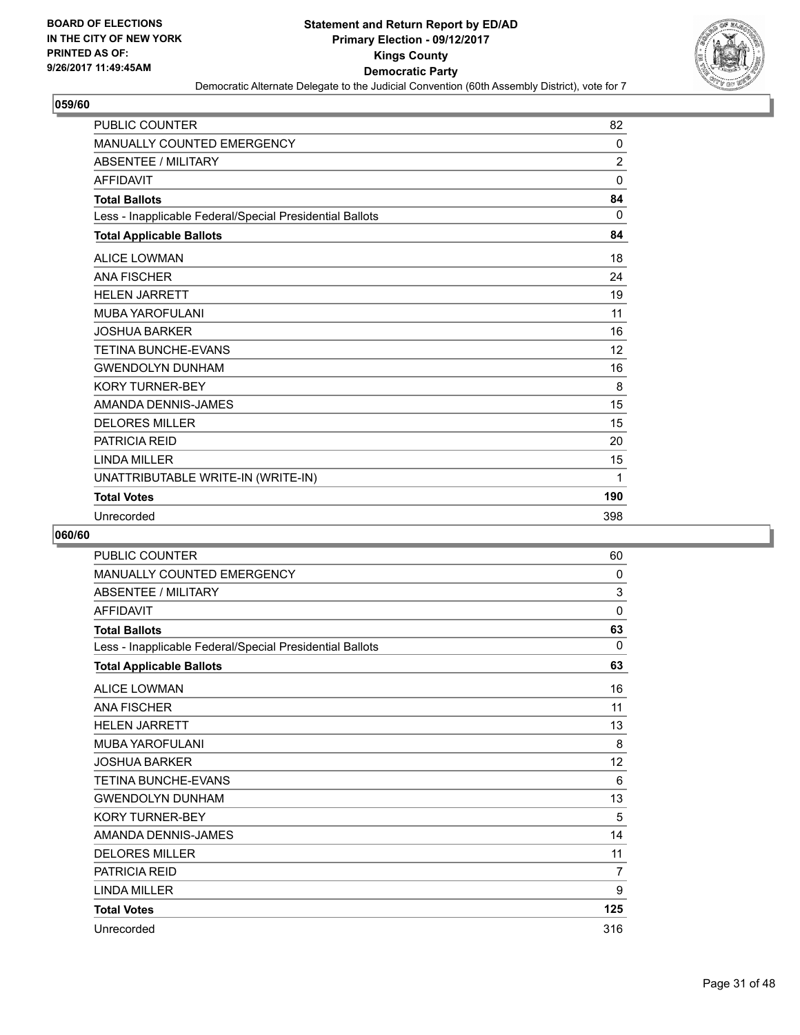**BOARD OF ELECTIONS IN THE CITY OF NEW YORK PRINTED AS OF: 9/26/2017 11:49:45AM**

**Statement and Return Report by ED/AD**
**Primary Election - 09/12/2017**
**Kings County**
**Democratic Party**
Democratic Alternate Delegate to the Judicial Convention (60th Assembly District), vote for 7

## 059/60

| | |
|---|---|
| PUBLIC COUNTER | 82 |
| MANUALLY COUNTED EMERGENCY | 0 |
| ABSENTEE / MILITARY | 2 |
| AFFIDAVIT | 0 |
| **Total Ballots** | **84** |
| Less - Inapplicable Federal/Special Presidential Ballots | 0 |
| **Total Applicable Ballots** | **84** |
| ALICE LOWMAN | 18 |
| ANA FISCHER | 24 |
| HELEN JARRETT | 19 |
| MUBA YAROFULANI | 11 |
| JOSHUA BARKER | 16 |
| TETINA BUNCHE-EVANS | 12 |
| GWENDOLYN DUNHAM | 16 |
| KORY TURNER-BEY | 8 |
| AMANDA DENNIS-JAMES | 15 |
| DELORES MILLER | 15 |
| PATRICIA REID | 20 |
| LINDA MILLER | 15 |
| UNATTRIBUTABLE WRITE-IN (WRITE-IN) | 1 |
| **Total Votes** | **190** |
| Unrecorded | 398 |

## 060/60

| | |
|---|---|
| PUBLIC COUNTER | 60 |
| MANUALLY COUNTED EMERGENCY | 0 |
| ABSENTEE / MILITARY | 3 |
| AFFIDAVIT | 0 |
| **Total Ballots** | **63** |
| Less - Inapplicable Federal/Special Presidential Ballots | 0 |
| **Total Applicable Ballots** | **63** |
| ALICE LOWMAN | 16 |
| ANA FISCHER | 11 |
| HELEN JARRETT | 13 |
| MUBA YAROFULANI | 8 |
| JOSHUA BARKER | 12 |
| TETINA BUNCHE-EVANS | 6 |
| GWENDOLYN DUNHAM | 13 |
| KORY TURNER-BEY | 5 |
| AMANDA DENNIS-JAMES | 14 |
| DELORES MILLER | 11 |
| PATRICIA REID | 7 |
| LINDA MILLER | 9 |
| **Total Votes** | **125** |
| Unrecorded | 316 |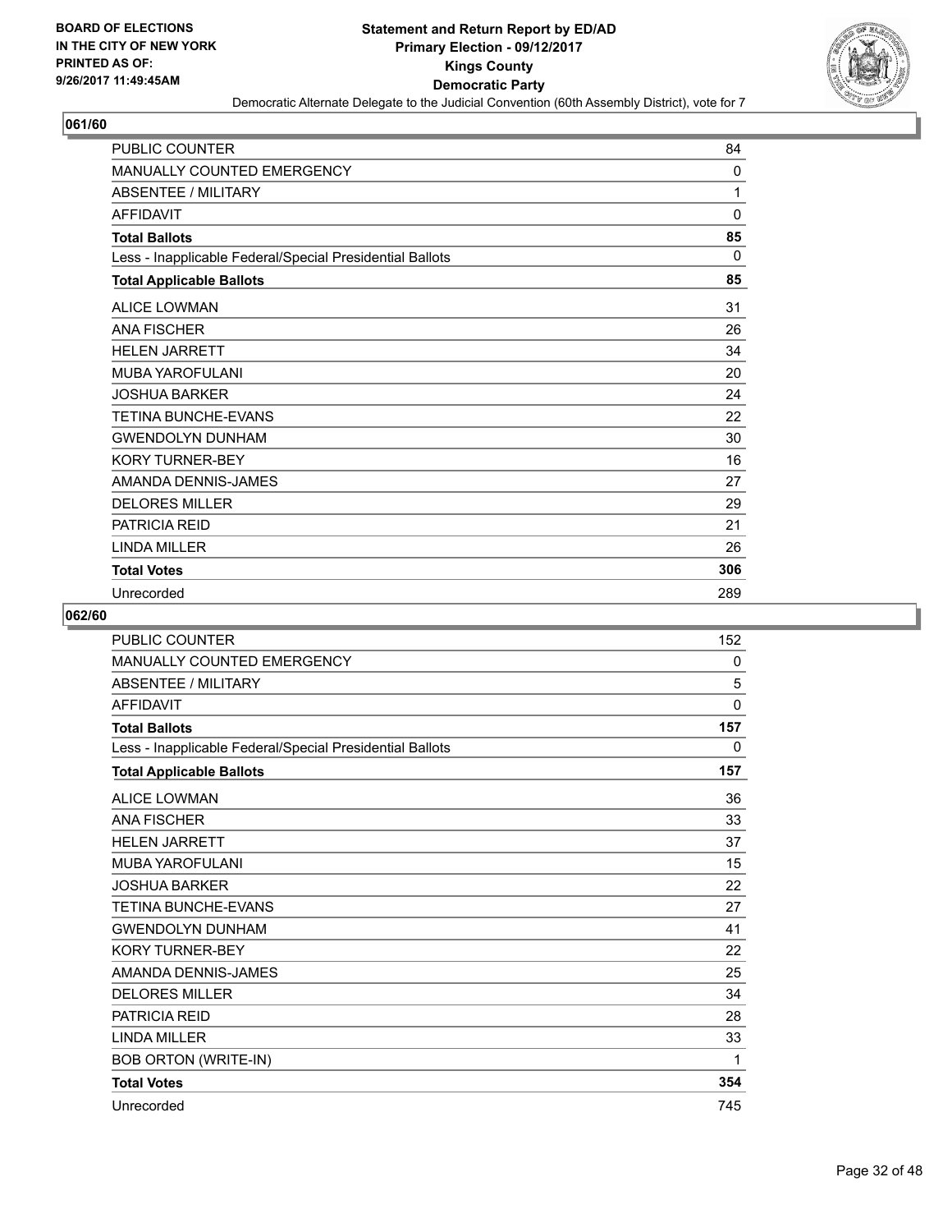**BOARD OF ELECTIONS IN THE CITY OF NEW YORK PRINTED AS OF: 9/26/2017 11:49:45AM**

# Statement and Return Report by ED/AD
## Primary Election - 09/12/2017
## Kings County
## Democratic Party
### Democratic Alternate Delegate to the Judicial Convention (60th Assembly District), vote for 7

**061/60**

| | |
|---|---|
| PUBLIC COUNTER | 84 |
| MANUALLY COUNTED EMERGENCY | 0 |
| ABSENTEE / MILITARY | 1 |
| AFFIDAVIT | 0 |
| **Total Ballots** | **85** |
| Less - Inapplicable Federal/Special Presidential Ballots | 0 |
| **Total Applicable Ballots** | **85** |
| ALICE LOWMAN | 31 |
| ANA FISCHER | 26 |
| HELEN JARRETT | 34 |
| MUBA YAROFULANI | 20 |
| JOSHUA BARKER | 24 |
| TETINA BUNCHE-EVANS | 22 |
| GWENDOLYN DUNHAM | 30 |
| KORY TURNER-BEY | 16 |
| AMANDA DENNIS-JAMES | 27 |
| DELORES MILLER | 29 |
| PATRICIA REID | 21 |
| LINDA MILLER | 26 |
| **Total Votes** | **306** |
| Unrecorded | 289 |

**062/60**

| | |
|---|---|
| PUBLIC COUNTER | 152 |
| MANUALLY COUNTED EMERGENCY | 0 |
| ABSENTEE / MILITARY | 5 |
| AFFIDAVIT | 0 |
| **Total Ballots** | **157** |
| Less - Inapplicable Federal/Special Presidential Ballots | 0 |
| **Total Applicable Ballots** | **157** |
| ALICE LOWMAN | 36 |
| ANA FISCHER | 33 |
| HELEN JARRETT | 37 |
| MUBA YAROFULANI | 15 |
| JOSHUA BARKER | 22 |
| TETINA BUNCHE-EVANS | 27 |
| GWENDOLYN DUNHAM | 41 |
| KORY TURNER-BEY | 22 |
| AMANDA DENNIS-JAMES | 25 |
| DELORES MILLER | 34 |
| PATRICIA REID | 28 |
| LINDA MILLER | 33 |
| BOB ORTON (WRITE-IN) | 1 |
| **Total Votes** | **354** |
| Unrecorded | 745 |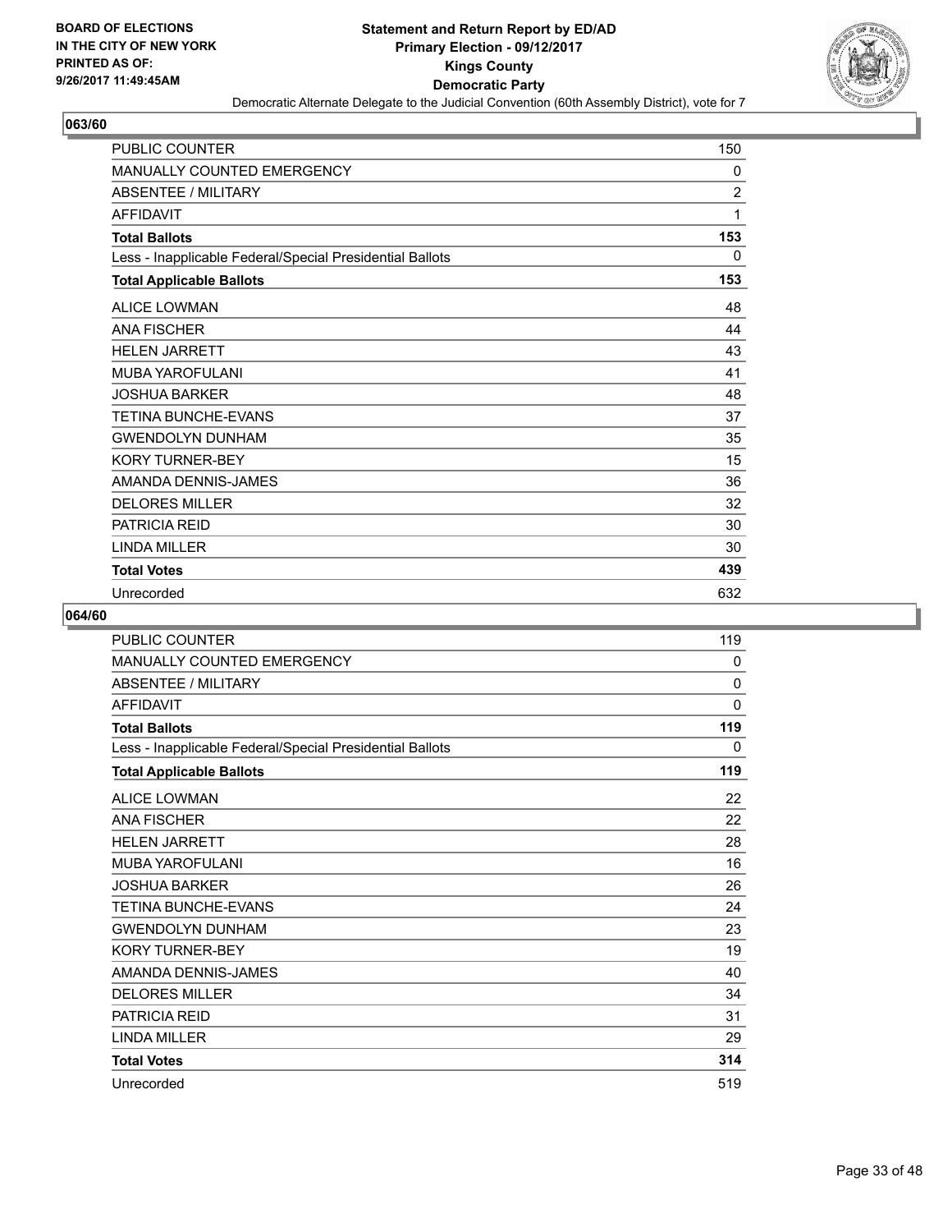**BOARD OF ELECTIONS IN THE CITY OF NEW YORK PRINTED AS OF: 9/26/2017 11:49:45AM**

# Statement and Return Report by ED/AD
## Primary Election - 09/12/2017
## Kings County
## Democratic Party
### Democratic Alternate Delegate to the Judicial Convention (60th Assembly District), vote for 7

**063/60**

| | |
|---|---|
| PUBLIC COUNTER | 150 |
| MANUALLY COUNTED EMERGENCY | 0 |
| ABSENTEE / MILITARY | 2 |
| AFFIDAVIT | 1 |
| **Total Ballots** | **153** |
| Less - Inapplicable Federal/Special Presidential Ballots | 0 |
| **Total Applicable Ballots** | **153** |
| ALICE LOWMAN | 48 |
| ANA FISCHER | 44 |
| HELEN JARRETT | 43 |
| MUBA YAROFULANI | 41 |
| JOSHUA BARKER | 48 |
| TETINA BUNCHE-EVANS | 37 |
| GWENDOLYN DUNHAM | 35 |
| KORY TURNER-BEY | 15 |
| AMANDA DENNIS-JAMES | 36 |
| DELORES MILLER | 32 |
| PATRICIA REID | 30 |
| LINDA MILLER | 30 |
| **Total Votes** | **439** |
| Unrecorded | 632 |

**064/60**

| | |
|---|---|
| PUBLIC COUNTER | 119 |
| MANUALLY COUNTED EMERGENCY | 0 |
| ABSENTEE / MILITARY | 0 |
| AFFIDAVIT | 0 |
| **Total Ballots** | **119** |
| Less - Inapplicable Federal/Special Presidential Ballots | 0 |
| **Total Applicable Ballots** | **119** |
| ALICE LOWMAN | 22 |
| ANA FISCHER | 22 |
| HELEN JARRETT | 28 |
| MUBA YAROFULANI | 16 |
| JOSHUA BARKER | 26 |
| TETINA BUNCHE-EVANS | 24 |
| GWENDOLYN DUNHAM | 23 |
| KORY TURNER-BEY | 19 |
| AMANDA DENNIS-JAMES | 40 |
| DELORES MILLER | 34 |
| PATRICIA REID | 31 |
| LINDA MILLER | 29 |
| **Total Votes** | **314** |
| Unrecorded | 519 |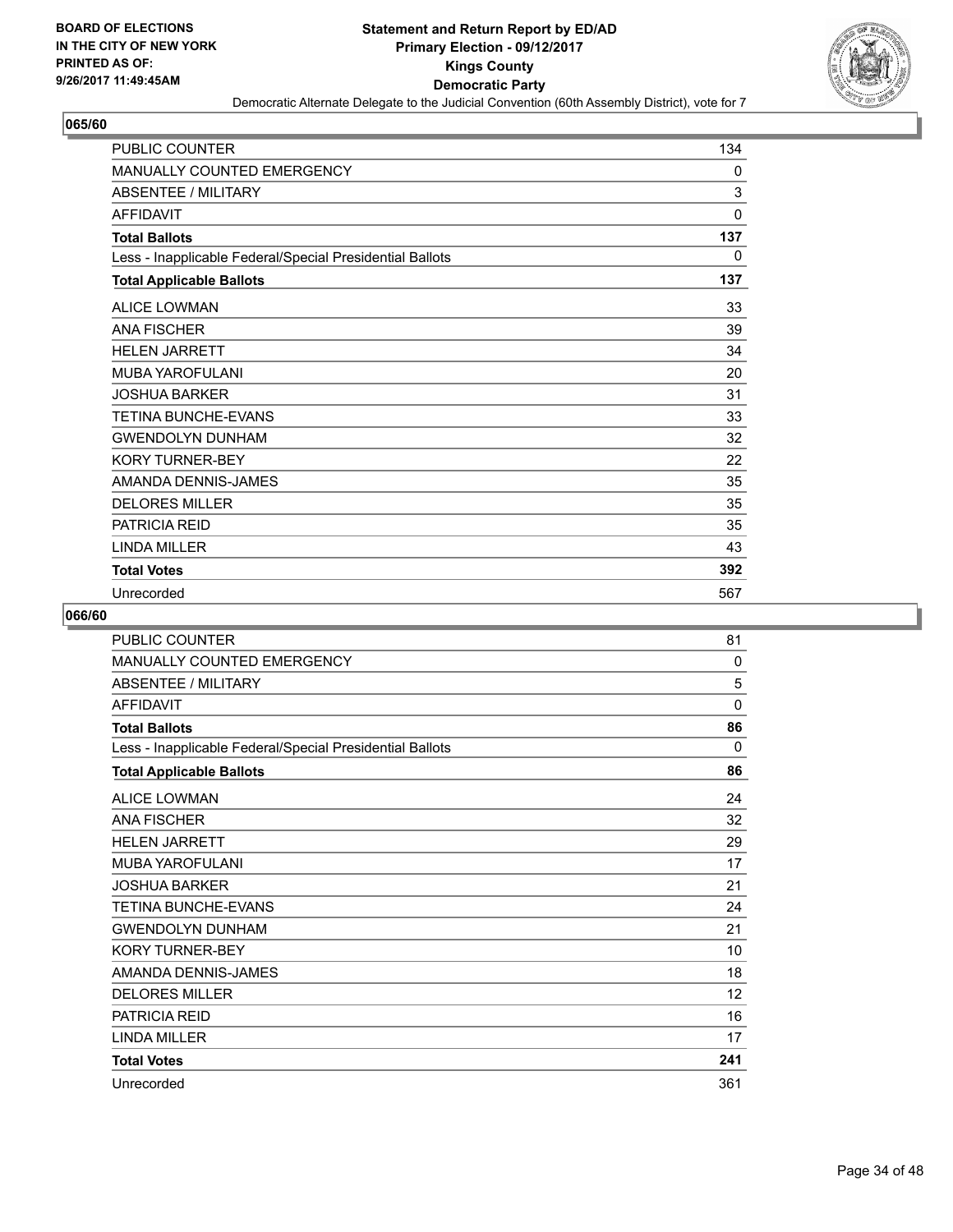**BOARD OF ELECTIONS IN THE CITY OF NEW YORK PRINTED AS OF: 9/26/2017 11:49:45AM**

# Statement and Return Report by ED/AD
## Primary Election - 09/12/2017
## Kings County
## Democratic Party
### Democratic Alternate Delegate to the Judicial Convention (60th Assembly District), vote for 7

**065/60**

| | |
|---|---|
| PUBLIC COUNTER | 134 |
| MANUALLY COUNTED EMERGENCY | 0 |
| ABSENTEE / MILITARY | 3 |
| AFFIDAVIT | 0 |
| **Total Ballots** | **137** |
| Less - Inapplicable Federal/Special Presidential Ballots | 0 |
| **Total Applicable Ballots** | **137** |
| ALICE LOWMAN | 33 |
| ANA FISCHER | 39 |
| HELEN JARRETT | 34 |
| MUBA YAROFULANI | 20 |
| JOSHUA BARKER | 31 |
| TETINA BUNCHE-EVANS | 33 |
| GWENDOLYN DUNHAM | 32 |
| KORY TURNER-BEY | 22 |
| AMANDA DENNIS-JAMES | 35 |
| DELORES MILLER | 35 |
| PATRICIA REID | 35 |
| LINDA MILLER | 43 |
| **Total Votes** | **392** |
| Unrecorded | 567 |

**066/60**

| | |
|---|---|
| PUBLIC COUNTER | 81 |
| MANUALLY COUNTED EMERGENCY | 0 |
| ABSENTEE / MILITARY | 5 |
| AFFIDAVIT | 0 |
| **Total Ballots** | **86** |
| Less - Inapplicable Federal/Special Presidential Ballots | 0 |
| **Total Applicable Ballots** | **86** |
| ALICE LOWMAN | 24 |
| ANA FISCHER | 32 |
| HELEN JARRETT | 29 |
| MUBA YAROFULANI | 17 |
| JOSHUA BARKER | 21 |
| TETINA BUNCHE-EVANS | 24 |
| GWENDOLYN DUNHAM | 21 |
| KORY TURNER-BEY | 10 |
| AMANDA DENNIS-JAMES | 18 |
| DELORES MILLER | 12 |
| PATRICIA REID | 16 |
| LINDA MILLER | 17 |
| **Total Votes** | **241** |
| Unrecorded | 361 |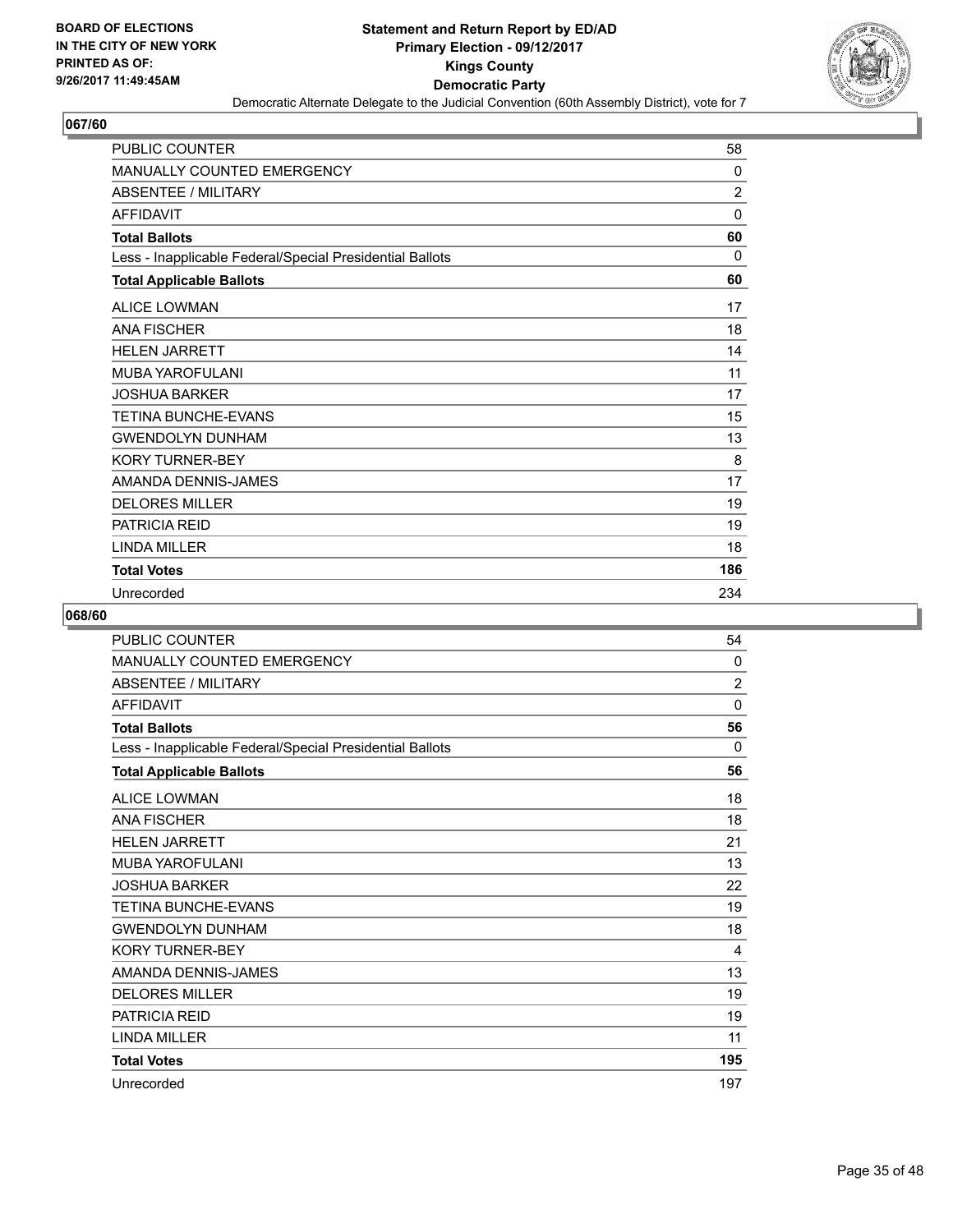## 067/60

| | |
|---|---|
| PUBLIC COUNTER | 58 |
| MANUALLY COUNTED EMERGENCY | 0 |
| ABSENTEE / MILITARY | 2 |
| AFFIDAVIT | 0 |
| **Total Ballots** | **60** |
| Less - Inapplicable Federal/Special Presidential Ballots | 0 |
| **Total Applicable Ballots** | **60** |
| ALICE LOWMAN | 17 |
| ANA FISCHER | 18 |
| HELEN JARRETT | 14 |
| MUBA YAROFULANI | 11 |
| JOSHUA BARKER | 17 |
| TETINA BUNCHE-EVANS | 15 |
| GWENDOLYN DUNHAM | 13 |
| KORY TURNER-BEY | 8 |
| AMANDA DENNIS-JAMES | 17 |
| DELORES MILLER | 19 |
| PATRICIA REID | 19 |
| LINDA MILLER | 18 |
| **Total Votes** | **186** |
| Unrecorded | 234 |

## 068/60

| | |
|---|---|
| PUBLIC COUNTER | 54 |
| MANUALLY COUNTED EMERGENCY | 0 |
| ABSENTEE / MILITARY | 2 |
| AFFIDAVIT | 0 |
| **Total Ballots** | **56** |
| Less - Inapplicable Federal/Special Presidential Ballots | 0 |
| **Total Applicable Ballots** | **56** |
| ALICE LOWMAN | 18 |
| ANA FISCHER | 18 |
| HELEN JARRETT | 21 |
| MUBA YAROFULANI | 13 |
| JOSHUA BARKER | 22 |
| TETINA BUNCHE-EVANS | 19 |
| GWENDOLYN DUNHAM | 18 |
| KORY TURNER-BEY | 4 |
| AMANDA DENNIS-JAMES | 13 |
| DELORES MILLER | 19 |
| PATRICIA REID | 19 |
| LINDA MILLER | 11 |
| **Total Votes** | **195** |
| Unrecorded | 197 |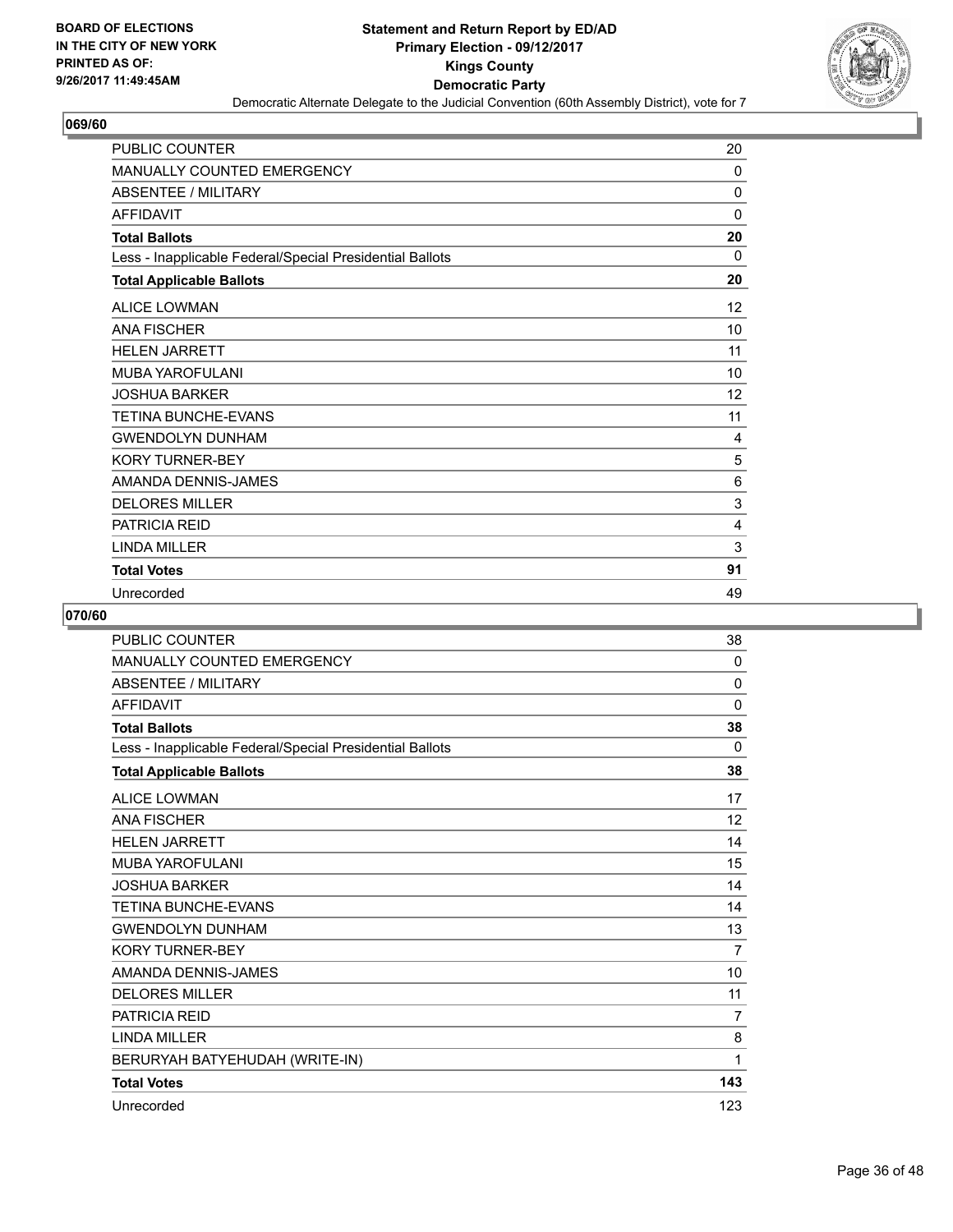**Statement and Return Report by ED/AD**
**Primary Election - 09/12/2017**
**Kings County**
**Democratic Party**
Democratic Alternate Delegate to the Judicial Convention (60th Assembly District), vote for 7

BOARD OF ELECTIONS
IN THE CITY OF NEW YORK
PRINTED AS OF:
9/26/2017 11:49:45AM

## 069/60

| | |
|---|---|
| PUBLIC COUNTER | 20 |
| MANUALLY COUNTED EMERGENCY | 0 |
| ABSENTEE / MILITARY | 0 |
| AFFIDAVIT | 0 |
| **Total Ballots** | **20** |
| Less - Inapplicable Federal/Special Presidential Ballots | 0 |
| **Total Applicable Ballots** | **20** |
| ALICE LOWMAN | 12 |
| ANA FISCHER | 10 |
| HELEN JARRETT | 11 |
| MUBA YAROFULANI | 10 |
| JOSHUA BARKER | 12 |
| TETINA BUNCHE-EVANS | 11 |
| GWENDOLYN DUNHAM | 4 |
| KORY TURNER-BEY | 5 |
| AMANDA DENNIS-JAMES | 6 |
| DELORES MILLER | 3 |
| PATRICIA REID | 4 |
| LINDA MILLER | 3 |
| **Total Votes** | **91** |
| Unrecorded | 49 |

## 070/60

| | |
|---|---|
| PUBLIC COUNTER | 38 |
| MANUALLY COUNTED EMERGENCY | 0 |
| ABSENTEE / MILITARY | 0 |
| AFFIDAVIT | 0 |
| **Total Ballots** | **38** |
| Less - Inapplicable Federal/Special Presidential Ballots | 0 |
| **Total Applicable Ballots** | **38** |
| ALICE LOWMAN | 17 |
| ANA FISCHER | 12 |
| HELEN JARRETT | 14 |
| MUBA YAROFULANI | 15 |
| JOSHUA BARKER | 14 |
| TETINA BUNCHE-EVANS | 14 |
| GWENDOLYN DUNHAM | 13 |
| KORY TURNER-BEY | 7 |
| AMANDA DENNIS-JAMES | 10 |
| DELORES MILLER | 11 |
| PATRICIA REID | 7 |
| LINDA MILLER | 8 |
| BERURYAH BATYEHUDAH (WRITE-IN) | 1 |
| **Total Votes** | **143** |
| Unrecorded | 123 |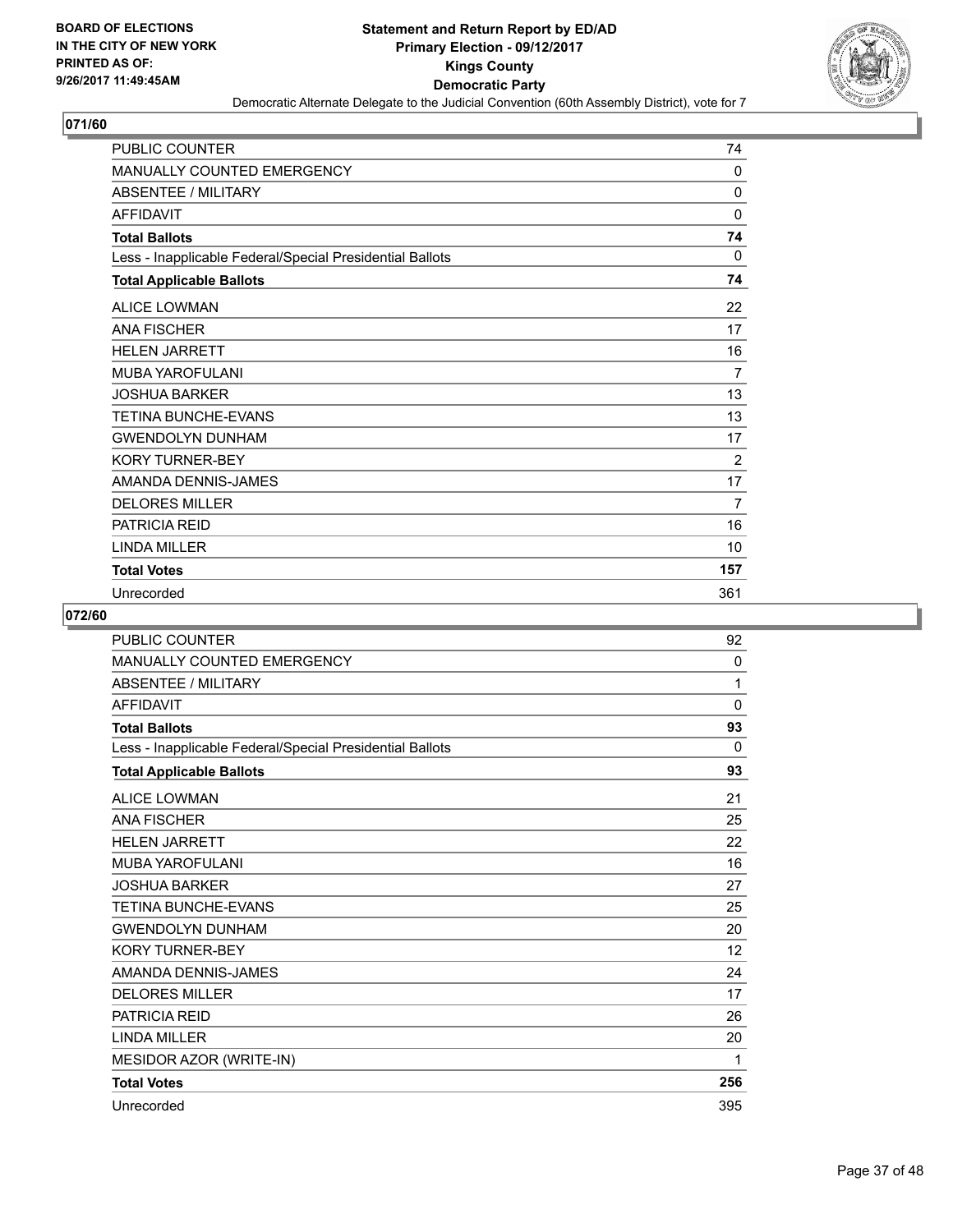**Statement and Return Report by ED/AD**
**Primary Election - 09/12/2017**
**Kings County**
**Democratic Party**
Democratic Alternate Delegate to the Judicial Convention (60th Assembly District), vote for 7

BOARD OF ELECTIONS
IN THE CITY OF NEW YORK
PRINTED AS OF:
9/26/2017 11:49:45AM

### 071/60

| | |
|---|---|
| PUBLIC COUNTER | 74 |
| MANUALLY COUNTED EMERGENCY | 0 |
| ABSENTEE / MILITARY | 0 |
| AFFIDAVIT | 0 |
| **Total Ballots** | **74** |
| Less - Inapplicable Federal/Special Presidential Ballots | 0 |
| **Total Applicable Ballots** | **74** |
| ALICE LOWMAN | 22 |
| ANA FISCHER | 17 |
| HELEN JARRETT | 16 |
| MUBA YAROFULANI | 7 |
| JOSHUA BARKER | 13 |
| TETINA BUNCHE-EVANS | 13 |
| GWENDOLYN DUNHAM | 17 |
| KORY TURNER-BEY | 2 |
| AMANDA DENNIS-JAMES | 17 |
| DELORES MILLER | 7 |
| PATRICIA REID | 16 |
| LINDA MILLER | 10 |
| **Total Votes** | **157** |
| Unrecorded | 361 |

### 072/60

| | |
|---|---|
| PUBLIC COUNTER | 92 |
| MANUALLY COUNTED EMERGENCY | 0 |
| ABSENTEE / MILITARY | 1 |
| AFFIDAVIT | 0 |
| **Total Ballots** | **93** |
| Less - Inapplicable Federal/Special Presidential Ballots | 0 |
| **Total Applicable Ballots** | **93** |
| ALICE LOWMAN | 21 |
| ANA FISCHER | 25 |
| HELEN JARRETT | 22 |
| MUBA YAROFULANI | 16 |
| JOSHUA BARKER | 27 |
| TETINA BUNCHE-EVANS | 25 |
| GWENDOLYN DUNHAM | 20 |
| KORY TURNER-BEY | 12 |
| AMANDA DENNIS-JAMES | 24 |
| DELORES MILLER | 17 |
| PATRICIA REID | 26 |
| LINDA MILLER | 20 |
| MESIDOR AZOR (WRITE-IN) | 1 |
| **Total Votes** | **256** |
| Unrecorded | 395 |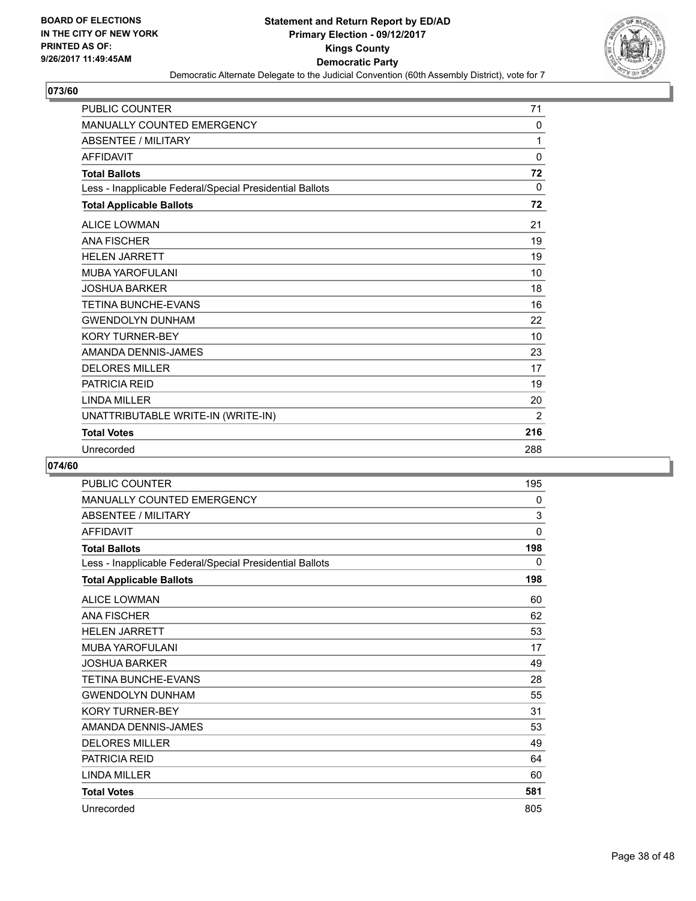BOARD OF ELECTIONS
IN THE CITY OF NEW YORK
PRINTED AS OF:
9/26/2017 11:49:45AM

# Statement and Return Report by ED/AD
## Primary Election - 09/12/2017
## Kings County
## Democratic Party
### Democratic Alternate Delegate to the Judicial Convention (60th Assembly District), vote for 7

**073/60**

| | |
|---|---|
| PUBLIC COUNTER | 71 |
| MANUALLY COUNTED EMERGENCY | 0 |
| ABSENTEE / MILITARY | 1 |
| AFFIDAVIT | 0 |
| **Total Ballots** | **72** |
| Less - Inapplicable Federal/Special Presidential Ballots | 0 |
| **Total Applicable Ballots** | **72** |
| ALICE LOWMAN | 21 |
| ANA FISCHER | 19 |
| HELEN JARRETT | 19 |
| MUBA YAROFULANI | 10 |
| JOSHUA BARKER | 18 |
| TETINA BUNCHE-EVANS | 16 |
| GWENDOLYN DUNHAM | 22 |
| KORY TURNER-BEY | 10 |
| AMANDA DENNIS-JAMES | 23 |
| DELORES MILLER | 17 |
| PATRICIA REID | 19 |
| LINDA MILLER | 20 |
| UNATTRIBUTABLE WRITE-IN (WRITE-IN) | 2 |
| **Total Votes** | **216** |
| Unrecorded | 288 |

**074/60**

| | |
|---|---|
| PUBLIC COUNTER | 195 |
| MANUALLY COUNTED EMERGENCY | 0 |
| ABSENTEE / MILITARY | 3 |
| AFFIDAVIT | 0 |
| **Total Ballots** | **198** |
| Less - Inapplicable Federal/Special Presidential Ballots | 0 |
| **Total Applicable Ballots** | **198** |
| ALICE LOWMAN | 60 |
| ANA FISCHER | 62 |
| HELEN JARRETT | 53 |
| MUBA YAROFULANI | 17 |
| JOSHUA BARKER | 49 |
| TETINA BUNCHE-EVANS | 28 |
| GWENDOLYN DUNHAM | 55 |
| KORY TURNER-BEY | 31 |
| AMANDA DENNIS-JAMES | 53 |
| DELORES MILLER | 49 |
| PATRICIA REID | 64 |
| LINDA MILLER | 60 |
| **Total Votes** | **581** |
| Unrecorded | 805 |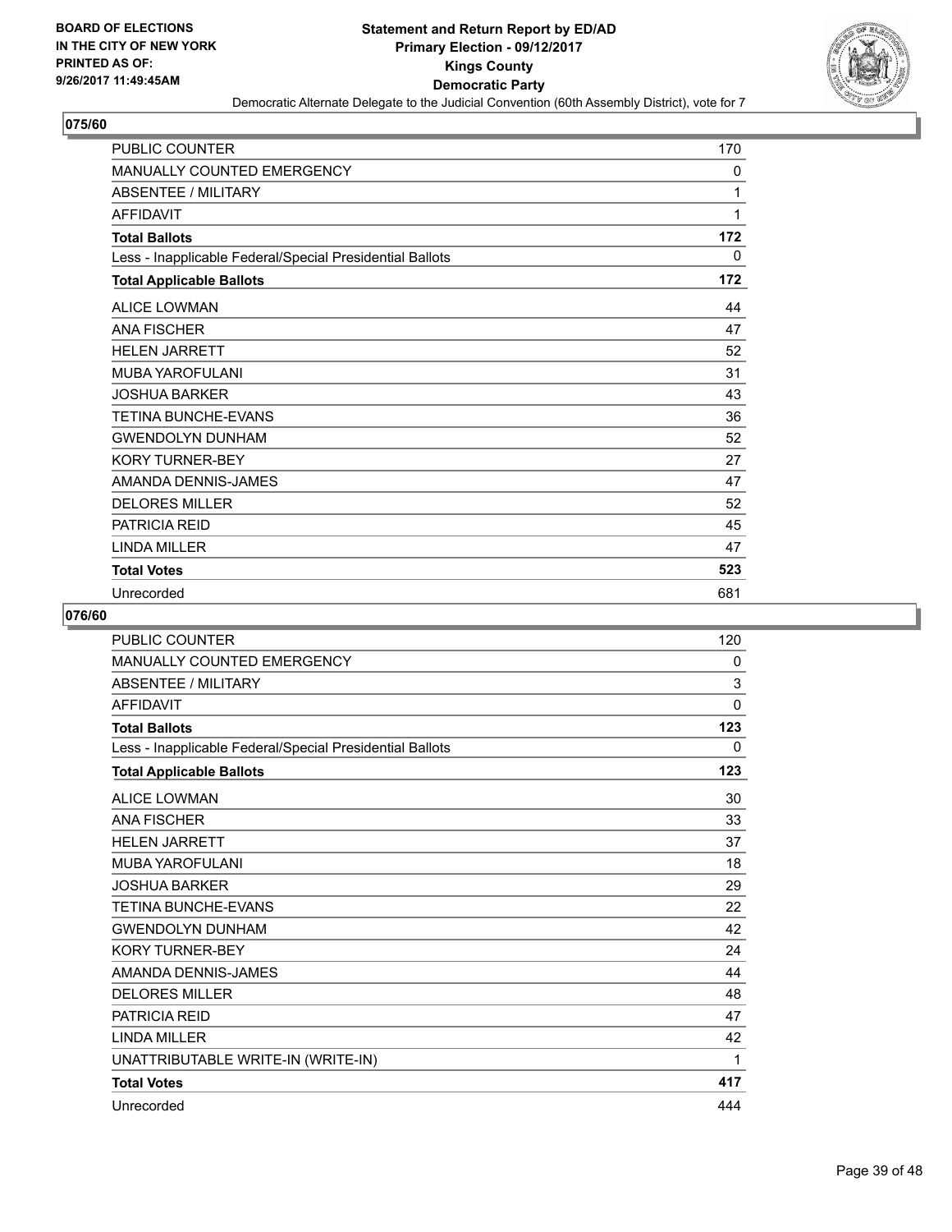BOARD OF ELECTIONS
IN THE CITY OF NEW YORK
PRINTED AS OF:
9/26/2017 11:49:45AM

# Statement and Return Report by ED/AD
## Primary Election - 09/12/2017
## Kings County
## Democratic Party

Democratic Alternate Delegate to the Judicial Convention (60th Assembly District), vote for 7

### 075/60

| | |
|---|---|
| PUBLIC COUNTER | 170 |
| MANUALLY COUNTED EMERGENCY | 0 |
| ABSENTEE / MILITARY | 1 |
| AFFIDAVIT | 1 |
| **Total Ballots** | **172** |
| Less - Inapplicable Federal/Special Presidential Ballots | 0 |
| **Total Applicable Ballots** | **172** |
| ALICE LOWMAN | 44 |
| ANA FISCHER | 47 |
| HELEN JARRETT | 52 |
| MUBA YAROFULANI | 31 |
| JOSHUA BARKER | 43 |
| TETINA BUNCHE-EVANS | 36 |
| GWENDOLYN DUNHAM | 52 |
| KORY TURNER-BEY | 27 |
| AMANDA DENNIS-JAMES | 47 |
| DELORES MILLER | 52 |
| PATRICIA REID | 45 |
| LINDA MILLER | 47 |
| **Total Votes** | **523** |
| Unrecorded | 681 |

### 076/60

| | |
|---|---|
| PUBLIC COUNTER | 120 |
| MANUALLY COUNTED EMERGENCY | 0 |
| ABSENTEE / MILITARY | 3 |
| AFFIDAVIT | 0 |
| **Total Ballots** | **123** |
| Less - Inapplicable Federal/Special Presidential Ballots | 0 |
| **Total Applicable Ballots** | **123** |
| ALICE LOWMAN | 30 |
| ANA FISCHER | 33 |
| HELEN JARRETT | 37 |
| MUBA YAROFULANI | 18 |
| JOSHUA BARKER | 29 |
| TETINA BUNCHE-EVANS | 22 |
| GWENDOLYN DUNHAM | 42 |
| KORY TURNER-BEY | 24 |
| AMANDA DENNIS-JAMES | 44 |
| DELORES MILLER | 48 |
| PATRICIA REID | 47 |
| LINDA MILLER | 42 |
| UNATTRIBUTABLE WRITE-IN (WRITE-IN) | 1 |
| **Total Votes** | **417** |
| Unrecorded | 444 |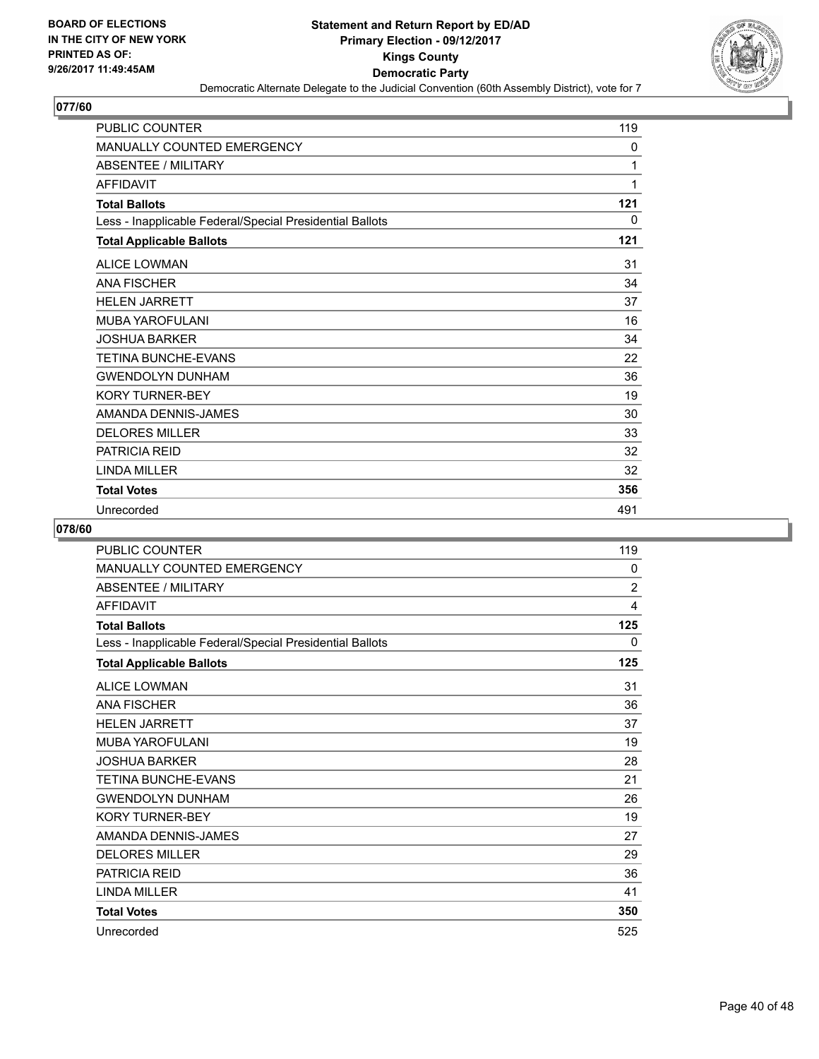BOARD OF ELECTIONS
IN THE CITY OF NEW YORK
PRINTED AS OF:
9/26/2017 11:49:45AM

**Statement and Return Report by ED/AD**
**Primary Election - 09/12/2017**
**Kings County**
**Democratic Party**
Democratic Alternate Delegate to the Judicial Convention (60th Assembly District), vote for 7

## 077/60

| | |
|---|---|
| PUBLIC COUNTER | 119 |
| MANUALLY COUNTED EMERGENCY | 0 |
| ABSENTEE / MILITARY | 1 |
| AFFIDAVIT | 1 |
| **Total Ballots** | **121** |
| Less - Inapplicable Federal/Special Presidential Ballots | 0 |
| **Total Applicable Ballots** | **121** |
| ALICE LOWMAN | 31 |
| ANA FISCHER | 34 |
| HELEN JARRETT | 37 |
| MUBA YAROFULANI | 16 |
| JOSHUA BARKER | 34 |
| TETINA BUNCHE-EVANS | 22 |
| GWENDOLYN DUNHAM | 36 |
| KORY TURNER-BEY | 19 |
| AMANDA DENNIS-JAMES | 30 |
| DELORES MILLER | 33 |
| PATRICIA REID | 32 |
| LINDA MILLER | 32 |
| **Total Votes** | **356** |
| Unrecorded | 491 |

## 078/60

| | |
|---|---|
| PUBLIC COUNTER | 119 |
| MANUALLY COUNTED EMERGENCY | 0 |
| ABSENTEE / MILITARY | 2 |
| AFFIDAVIT | 4 |
| **Total Ballots** | **125** |
| Less - Inapplicable Federal/Special Presidential Ballots | 0 |
| **Total Applicable Ballots** | **125** |
| ALICE LOWMAN | 31 |
| ANA FISCHER | 36 |
| HELEN JARRETT | 37 |
| MUBA YAROFULANI | 19 |
| JOSHUA BARKER | 28 |
| TETINA BUNCHE-EVANS | 21 |
| GWENDOLYN DUNHAM | 26 |
| KORY TURNER-BEY | 19 |
| AMANDA DENNIS-JAMES | 27 |
| DELORES MILLER | 29 |
| PATRICIA REID | 36 |
| LINDA MILLER | 41 |
| **Total Votes** | **350** |
| Unrecorded | 525 |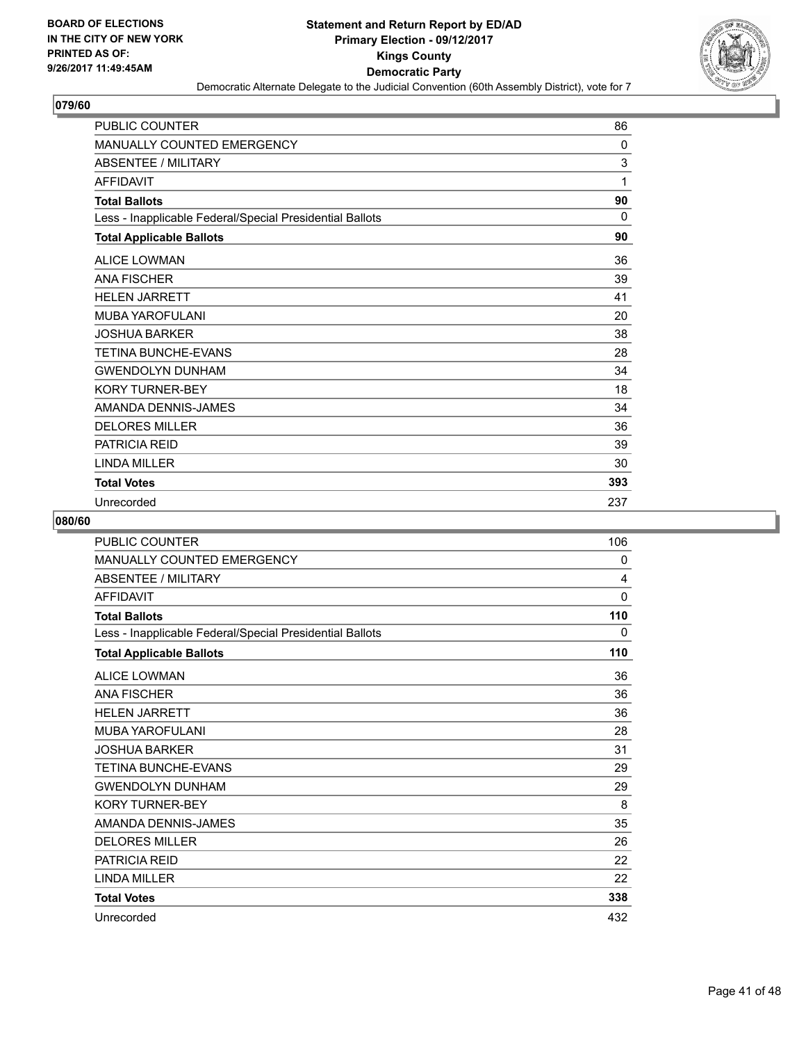BOARD OF ELECTIONS
IN THE CITY OF NEW YORK
PRINTED AS OF:
9/26/2017 11:49:45AM

**Statement and Return Report by ED/AD**
**Primary Election - 09/12/2017**
**Kings County**
**Democratic Party**
Democratic Alternate Delegate to the Judicial Convention (60th Assembly District), vote for 7

## 079/60

| | |
|---|---|
| PUBLIC COUNTER | 86 |
| MANUALLY COUNTED EMERGENCY | 0 |
| ABSENTEE / MILITARY | 3 |
| AFFIDAVIT | 1 |
| **Total Ballots** | **90** |
| Less - Inapplicable Federal/Special Presidential Ballots | 0 |
| **Total Applicable Ballots** | **90** |
| ALICE LOWMAN | 36 |
| ANA FISCHER | 39 |
| HELEN JARRETT | 41 |
| MUBA YAROFULANI | 20 |
| JOSHUA BARKER | 38 |
| TETINA BUNCHE-EVANS | 28 |
| GWENDOLYN DUNHAM | 34 |
| KORY TURNER-BEY | 18 |
| AMANDA DENNIS-JAMES | 34 |
| DELORES MILLER | 36 |
| PATRICIA REID | 39 |
| LINDA MILLER | 30 |
| **Total Votes** | **393** |
| Unrecorded | 237 |

## 080/60

| | |
|---|---|
| PUBLIC COUNTER | 106 |
| MANUALLY COUNTED EMERGENCY | 0 |
| ABSENTEE / MILITARY | 4 |
| AFFIDAVIT | 0 |
| **Total Ballots** | **110** |
| Less - Inapplicable Federal/Special Presidential Ballots | 0 |
| **Total Applicable Ballots** | **110** |
| ALICE LOWMAN | 36 |
| ANA FISCHER | 36 |
| HELEN JARRETT | 36 |
| MUBA YAROFULANI | 28 |
| JOSHUA BARKER | 31 |
| TETINA BUNCHE-EVANS | 29 |
| GWENDOLYN DUNHAM | 29 |
| KORY TURNER-BEY | 8 |
| AMANDA DENNIS-JAMES | 35 |
| DELORES MILLER | 26 |
| PATRICIA REID | 22 |
| LINDA MILLER | 22 |
| **Total Votes** | **338** |
| Unrecorded | 432 |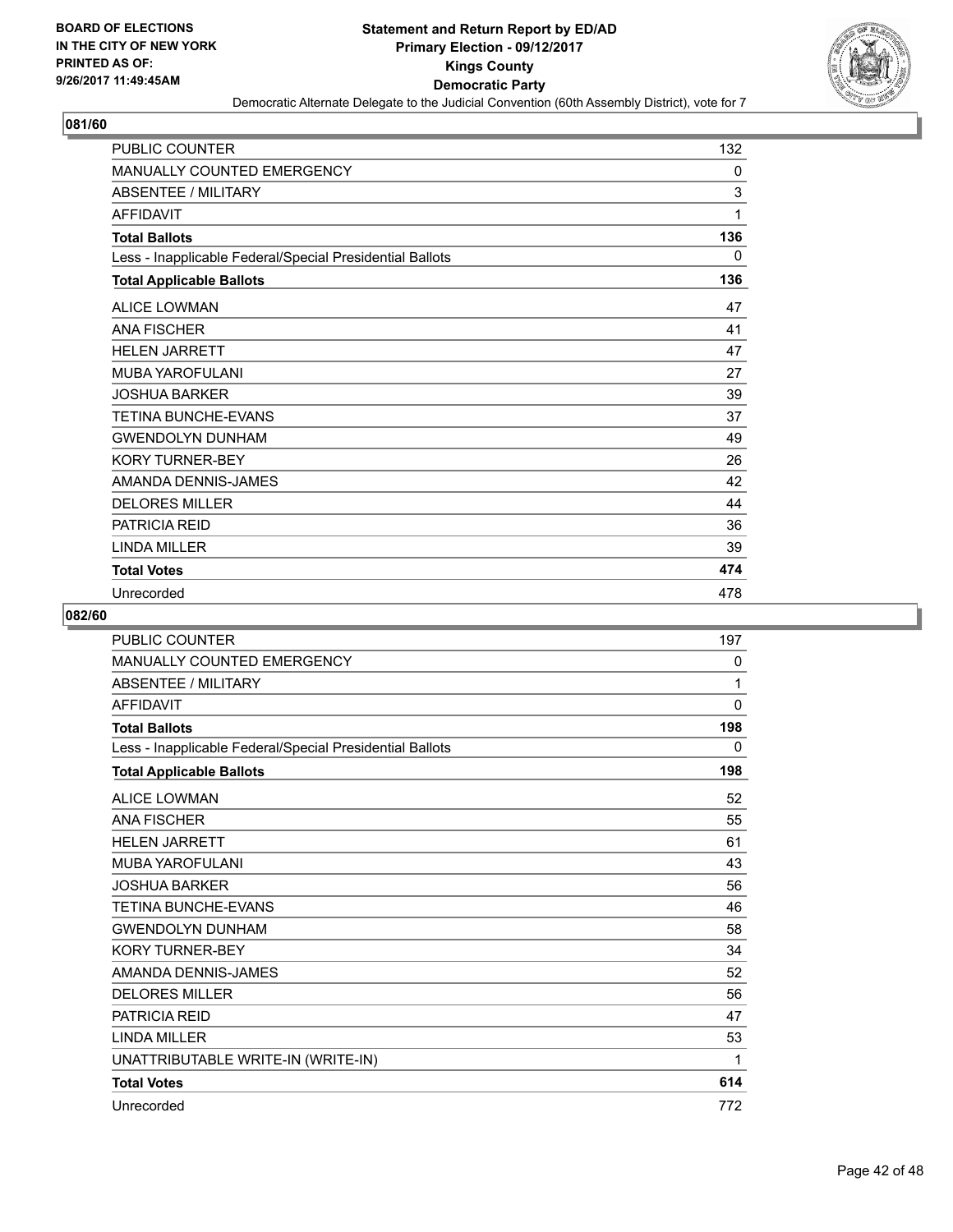**Statement and Return Report by ED/AD**
**Primary Election - 09/12/2017**
**Kings County**
**Democratic Party**
Democratic Alternate Delegate to the Judicial Convention (60th Assembly District), vote for 7

BOARD OF ELECTIONS IN THE CITY OF NEW YORK PRINTED AS OF: 9/26/2017 11:49:45AM

### 081/60

| | |
|---|---|
| PUBLIC COUNTER | 132 |
| MANUALLY COUNTED EMERGENCY | 0 |
| ABSENTEE / MILITARY | 3 |
| AFFIDAVIT | 1 |
| **Total Ballots** | **136** |
| Less - Inapplicable Federal/Special Presidential Ballots | 0 |
| **Total Applicable Ballots** | **136** |
| ALICE LOWMAN | 47 |
| ANA FISCHER | 41 |
| HELEN JARRETT | 47 |
| MUBA YAROFULANI | 27 |
| JOSHUA BARKER | 39 |
| TETINA BUNCHE-EVANS | 37 |
| GWENDOLYN DUNHAM | 49 |
| KORY TURNER-BEY | 26 |
| AMANDA DENNIS-JAMES | 42 |
| DELORES MILLER | 44 |
| PATRICIA REID | 36 |
| LINDA MILLER | 39 |
| **Total Votes** | **474** |
| Unrecorded | 478 |

### 082/60

| | |
|---|---|
| PUBLIC COUNTER | 197 |
| MANUALLY COUNTED EMERGENCY | 0 |
| ABSENTEE / MILITARY | 1 |
| AFFIDAVIT | 0 |
| **Total Ballots** | **198** |
| Less - Inapplicable Federal/Special Presidential Ballots | 0 |
| **Total Applicable Ballots** | **198** |
| ALICE LOWMAN | 52 |
| ANA FISCHER | 55 |
| HELEN JARRETT | 61 |
| MUBA YAROFULANI | 43 |
| JOSHUA BARKER | 56 |
| TETINA BUNCHE-EVANS | 46 |
| GWENDOLYN DUNHAM | 58 |
| KORY TURNER-BEY | 34 |
| AMANDA DENNIS-JAMES | 52 |
| DELORES MILLER | 56 |
| PATRICIA REID | 47 |
| LINDA MILLER | 53 |
| UNATTRIBUTABLE WRITE-IN (WRITE-IN) | 1 |
| **Total Votes** | **614** |
| Unrecorded | 772 |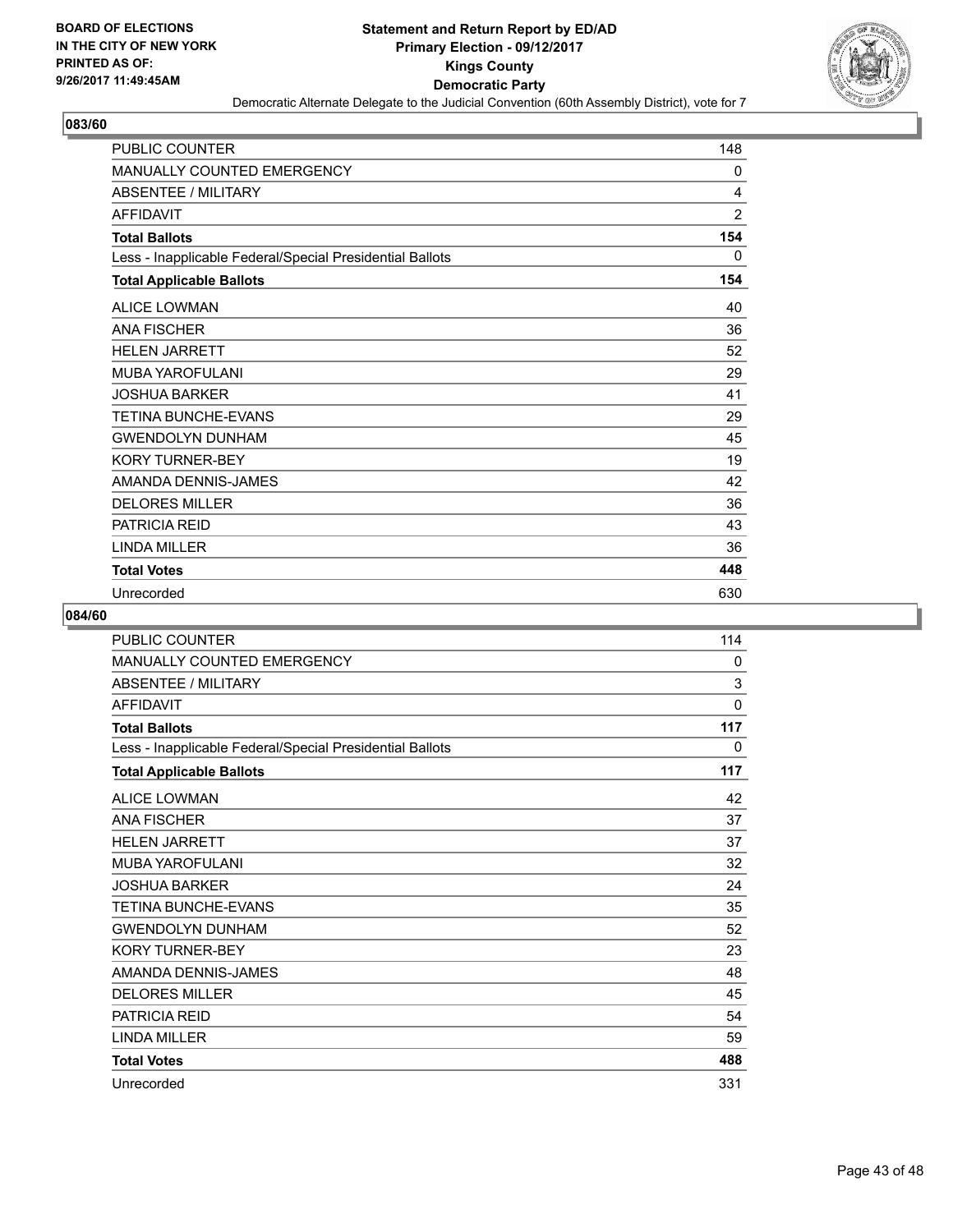BOARD OF ELECTIONS
IN THE CITY OF NEW YORK
PRINTED AS OF:
9/26/2017 11:49:45AM

**Statement and Return Report by ED/AD**
**Primary Election - 09/12/2017**
**Kings County**
**Democratic Party**
Democratic Alternate Delegate to the Judicial Convention (60th Assembly District), vote for 7

### 083/60

| | |
|---|---|
| PUBLIC COUNTER | 148 |
| MANUALLY COUNTED EMERGENCY | 0 |
| ABSENTEE / MILITARY | 4 |
| AFFIDAVIT | 2 |
| **Total Ballots** | **154** |
| Less - Inapplicable Federal/Special Presidential Ballots | 0 |
| **Total Applicable Ballots** | **154** |
| ALICE LOWMAN | 40 |
| ANA FISCHER | 36 |
| HELEN JARRETT | 52 |
| MUBA YAROFULANI | 29 |
| JOSHUA BARKER | 41 |
| TETINA BUNCHE-EVANS | 29 |
| GWENDOLYN DUNHAM | 45 |
| KORY TURNER-BEY | 19 |
| AMANDA DENNIS-JAMES | 42 |
| DELORES MILLER | 36 |
| PATRICIA REID | 43 |
| LINDA MILLER | 36 |
| **Total Votes** | **448** |
| Unrecorded | 630 |

### 084/60

| | |
|---|---|
| PUBLIC COUNTER | 114 |
| MANUALLY COUNTED EMERGENCY | 0 |
| ABSENTEE / MILITARY | 3 |
| AFFIDAVIT | 0 |
| **Total Ballots** | **117** |
| Less - Inapplicable Federal/Special Presidential Ballots | 0 |
| **Total Applicable Ballots** | **117** |
| ALICE LOWMAN | 42 |
| ANA FISCHER | 37 |
| HELEN JARRETT | 37 |
| MUBA YAROFULANI | 32 |
| JOSHUA BARKER | 24 |
| TETINA BUNCHE-EVANS | 35 |
| GWENDOLYN DUNHAM | 52 |
| KORY TURNER-BEY | 23 |
| AMANDA DENNIS-JAMES | 48 |
| DELORES MILLER | 45 |
| PATRICIA REID | 54 |
| LINDA MILLER | 59 |
| **Total Votes** | **488** |
| Unrecorded | 331 |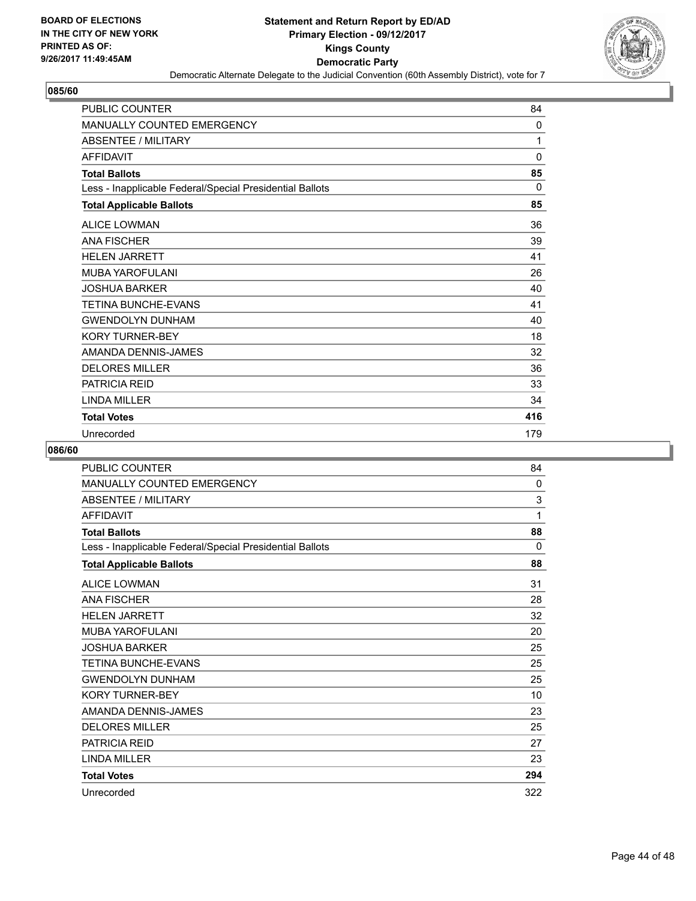**BOARD OF ELECTIONS IN THE CITY OF NEW YORK PRINTED AS OF: 9/26/2017 11:49:45AM**

**Statement and Return Report by ED/AD**
**Primary Election - 09/12/2017**
**Kings County**
**Democratic Party**
Democratic Alternate Delegate to the Judicial Convention (60th Assembly District), vote for 7

## 085/60

| | |
|---|---|
| PUBLIC COUNTER | 84 |
| MANUALLY COUNTED EMERGENCY | 0 |
| ABSENTEE / MILITARY | 1 |
| AFFIDAVIT | 0 |
| **Total Ballots** | **85** |
| Less - Inapplicable Federal/Special Presidential Ballots | 0 |
| **Total Applicable Ballots** | **85** |
| ALICE LOWMAN | 36 |
| ANA FISCHER | 39 |
| HELEN JARRETT | 41 |
| MUBA YAROFULANI | 26 |
| JOSHUA BARKER | 40 |
| TETINA BUNCHE-EVANS | 41 |
| GWENDOLYN DUNHAM | 40 |
| KORY TURNER-BEY | 18 |
| AMANDA DENNIS-JAMES | 32 |
| DELORES MILLER | 36 |
| PATRICIA REID | 33 |
| LINDA MILLER | 34 |
| **Total Votes** | **416** |
| Unrecorded | 179 |

## 086/60

| | |
|---|---|
| PUBLIC COUNTER | 84 |
| MANUALLY COUNTED EMERGENCY | 0 |
| ABSENTEE / MILITARY | 3 |
| AFFIDAVIT | 1 |
| **Total Ballots** | **88** |
| Less - Inapplicable Federal/Special Presidential Ballots | 0 |
| **Total Applicable Ballots** | **88** |
| ALICE LOWMAN | 31 |
| ANA FISCHER | 28 |
| HELEN JARRETT | 32 |
| MUBA YAROFULANI | 20 |
| JOSHUA BARKER | 25 |
| TETINA BUNCHE-EVANS | 25 |
| GWENDOLYN DUNHAM | 25 |
| KORY TURNER-BEY | 10 |
| AMANDA DENNIS-JAMES | 23 |
| DELORES MILLER | 25 |
| PATRICIA REID | 27 |
| LINDA MILLER | 23 |
| **Total Votes** | **294** |
| Unrecorded | 322 |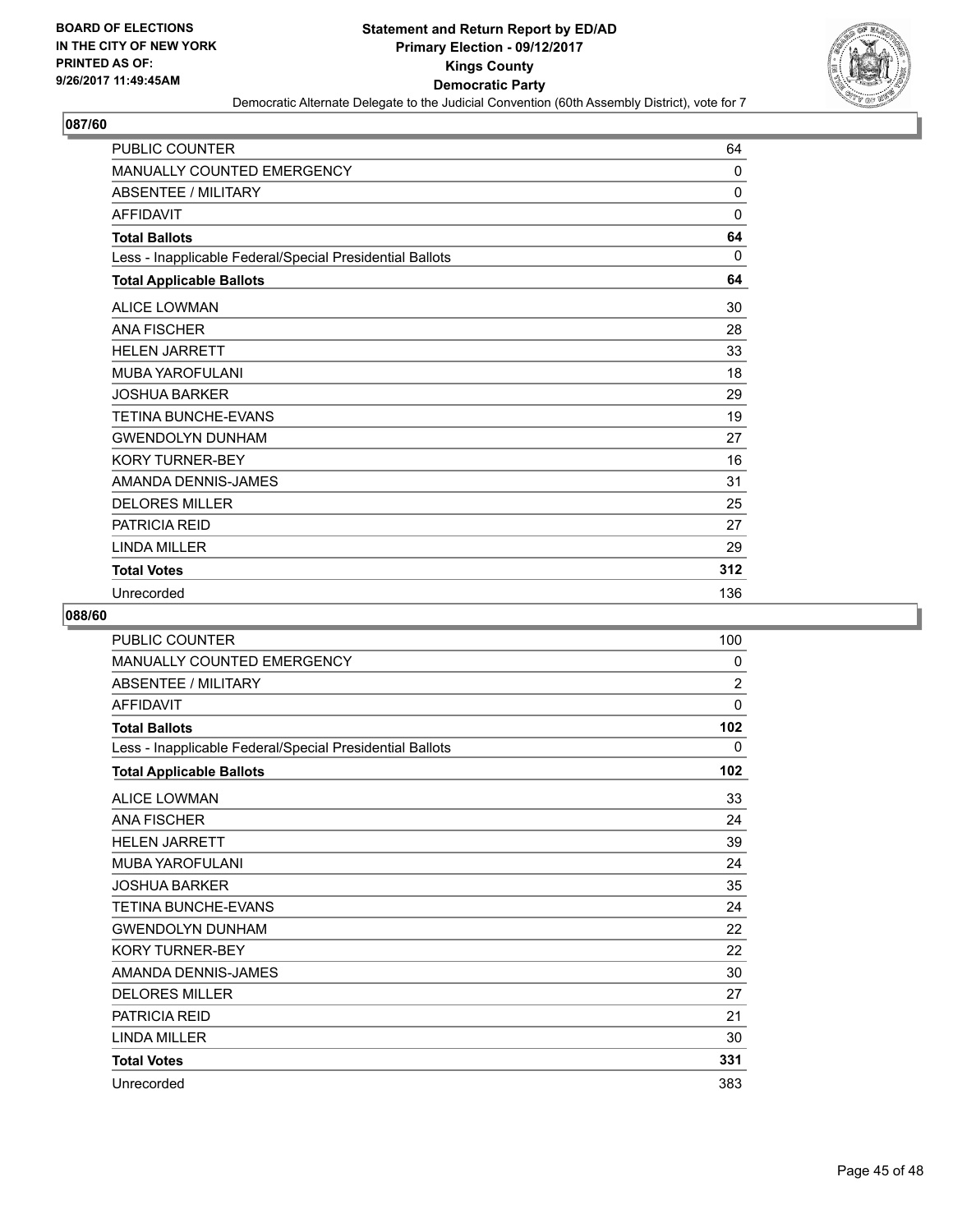BOARD OF ELECTIONS
IN THE CITY OF NEW YORK
PRINTED AS OF:
9/26/2017 11:49:45AM

# Statement and Return Report by ED/AD
## Primary Election - 09/12/2017
## Kings County
## Democratic Party
Democratic Alternate Delegate to the Judicial Convention (60th Assembly District), vote for 7

### 087/60

| | |
|---|---|
| PUBLIC COUNTER | 64 |
| MANUALLY COUNTED EMERGENCY | 0 |
| ABSENTEE / MILITARY | 0 |
| AFFIDAVIT | 0 |
| **Total Ballots** | **64** |
| Less - Inapplicable Federal/Special Presidential Ballots | 0 |
| **Total Applicable Ballots** | **64** |
| ALICE LOWMAN | 30 |
| ANA FISCHER | 28 |
| HELEN JARRETT | 33 |
| MUBA YAROFULANI | 18 |
| JOSHUA BARKER | 29 |
| TETINA BUNCHE-EVANS | 19 |
| GWENDOLYN DUNHAM | 27 |
| KORY TURNER-BEY | 16 |
| AMANDA DENNIS-JAMES | 31 |
| DELORES MILLER | 25 |
| PATRICIA REID | 27 |
| LINDA MILLER | 29 |
| **Total Votes** | **312** |
| Unrecorded | 136 |

### 088/60

| | |
|---|---|
| PUBLIC COUNTER | 100 |
| MANUALLY COUNTED EMERGENCY | 0 |
| ABSENTEE / MILITARY | 2 |
| AFFIDAVIT | 0 |
| **Total Ballots** | **102** |
| Less - Inapplicable Federal/Special Presidential Ballots | 0 |
| **Total Applicable Ballots** | **102** |
| ALICE LOWMAN | 33 |
| ANA FISCHER | 24 |
| HELEN JARRETT | 39 |
| MUBA YAROFULANI | 24 |
| JOSHUA BARKER | 35 |
| TETINA BUNCHE-EVANS | 24 |
| GWENDOLYN DUNHAM | 22 |
| KORY TURNER-BEY | 22 |
| AMANDA DENNIS-JAMES | 30 |
| DELORES MILLER | 27 |
| PATRICIA REID | 21 |
| LINDA MILLER | 30 |
| **Total Votes** | **331** |
| Unrecorded | 383 |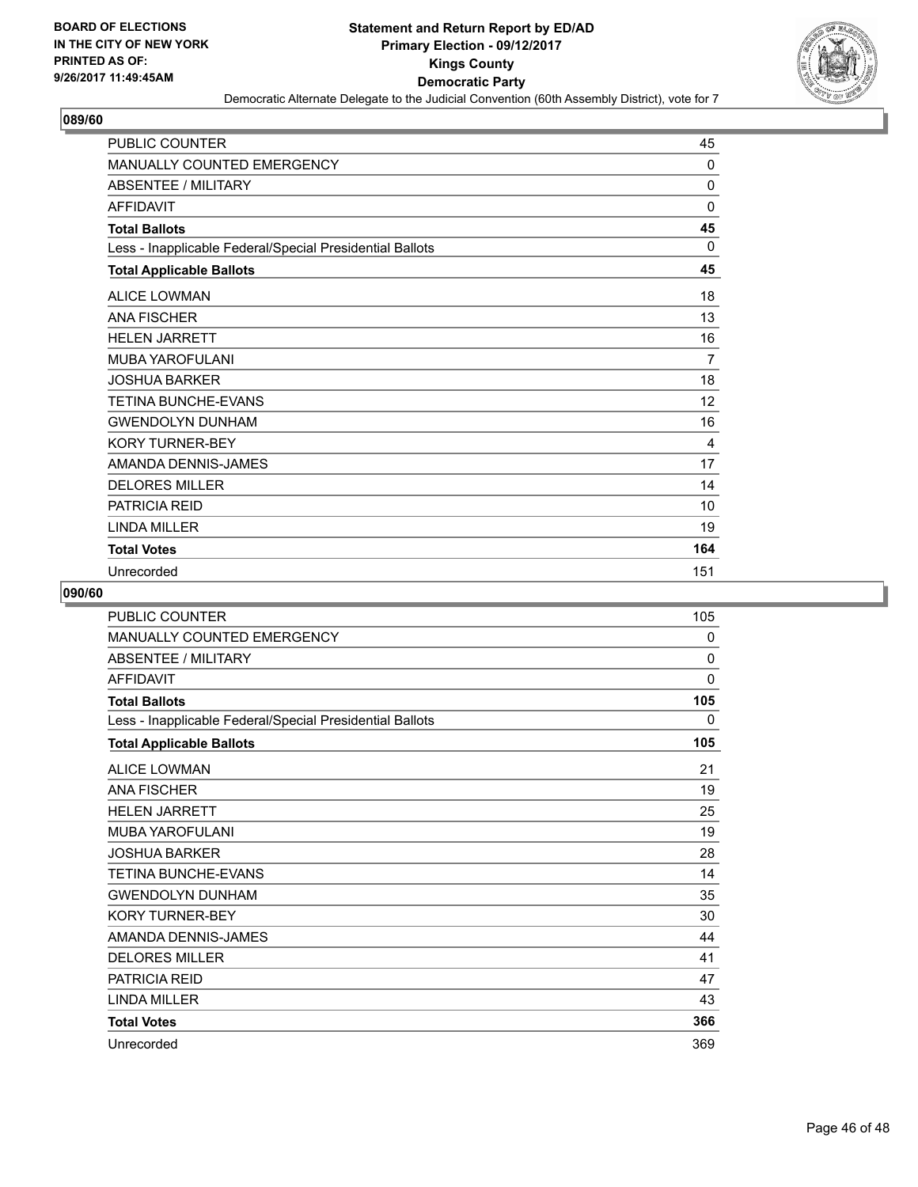BOARD OF ELECTIONS
IN THE CITY OF NEW YORK
PRINTED AS OF:
9/26/2017 11:49:45AM

**Statement and Return Report by ED/AD**
**Primary Election - 09/12/2017**
**Kings County**
**Democratic Party**
Democratic Alternate Delegate to the Judicial Convention (60th Assembly District), vote for 7

## 089/60

| | |
|---|---|
| PUBLIC COUNTER | 45 |
| MANUALLY COUNTED EMERGENCY | 0 |
| ABSENTEE / MILITARY | 0 |
| AFFIDAVIT | 0 |
| **Total Ballots** | **45** |
| Less - Inapplicable Federal/Special Presidential Ballots | 0 |
| **Total Applicable Ballots** | **45** |
| ALICE LOWMAN | 18 |
| ANA FISCHER | 13 |
| HELEN JARRETT | 16 |
| MUBA YAROFULANI | 7 |
| JOSHUA BARKER | 18 |
| TETINA BUNCHE-EVANS | 12 |
| GWENDOLYN DUNHAM | 16 |
| KORY TURNER-BEY | 4 |
| AMANDA DENNIS-JAMES | 17 |
| DELORES MILLER | 14 |
| PATRICIA REID | 10 |
| LINDA MILLER | 19 |
| **Total Votes** | **164** |
| Unrecorded | 151 |

## 090/60

| | |
|---|---|
| PUBLIC COUNTER | 105 |
| MANUALLY COUNTED EMERGENCY | 0 |
| ABSENTEE / MILITARY | 0 |
| AFFIDAVIT | 0 |
| **Total Ballots** | **105** |
| Less - Inapplicable Federal/Special Presidential Ballots | 0 |
| **Total Applicable Ballots** | **105** |
| ALICE LOWMAN | 21 |
| ANA FISCHER | 19 |
| HELEN JARRETT | 25 |
| MUBA YAROFULANI | 19 |
| JOSHUA BARKER | 28 |
| TETINA BUNCHE-EVANS | 14 |
| GWENDOLYN DUNHAM | 35 |
| KORY TURNER-BEY | 30 |
| AMANDA DENNIS-JAMES | 44 |
| DELORES MILLER | 41 |
| PATRICIA REID | 47 |
| LINDA MILLER | 43 |
| **Total Votes** | **366** |
| Unrecorded | 369 |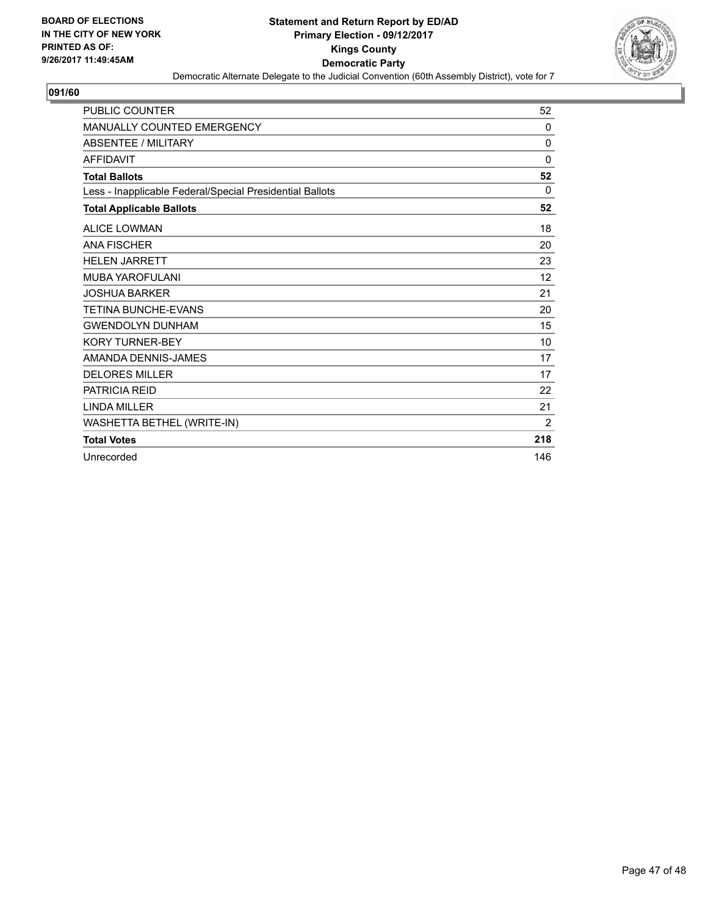**BOARD OF ELECTIONS IN THE CITY OF NEW YORK PRINTED AS OF: 9/26/2017 11:49:45AM**

**Statement and Return Report by ED/AD**
**Primary Election - 09/12/2017**
**Kings County**
**Democratic Party**
Democratic Alternate Delegate to the Judicial Convention (60th Assembly District), vote for 7

## 091/60

| | |
|---|---|
| PUBLIC COUNTER | 52 |
| MANUALLY COUNTED EMERGENCY | 0 |
| ABSENTEE / MILITARY | 0 |
| AFFIDAVIT | 0 |
| **Total Ballots** | **52** |
| Less - Inapplicable Federal/Special Presidential Ballots | 0 |
| **Total Applicable Ballots** | **52** |
| ALICE LOWMAN | 18 |
| ANA FISCHER | 20 |
| HELEN JARRETT | 23 |
| MUBA YAROFULANI | 12 |
| JOSHUA BARKER | 21 |
| TETINA BUNCHE-EVANS | 20 |
| GWENDOLYN DUNHAM | 15 |
| KORY TURNER-BEY | 10 |
| AMANDA DENNIS-JAMES | 17 |
| DELORES MILLER | 17 |
| PATRICIA REID | 22 |
| LINDA MILLER | 21 |
| WASHETTA BETHEL (WRITE-IN) | 2 |
| **Total Votes** | **218** |
| Unrecorded | 146 |